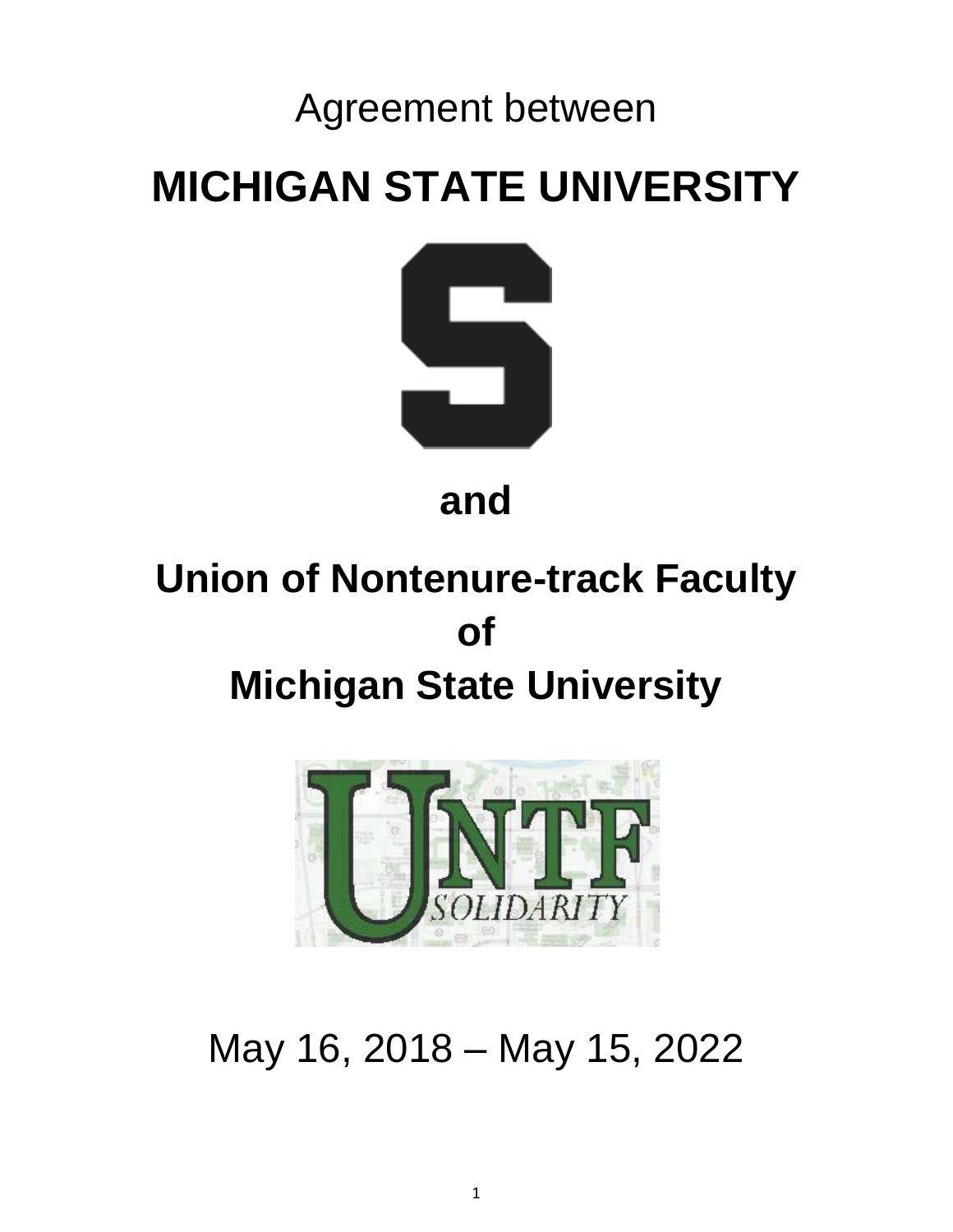Agreement between

# MICHIGAN STATE UNIVERSITY

**and**

# Union of Nontenure-track Faculty of Michigan State University

UNTF SOLIDARITY

May 16, 2018 – May 15, 2022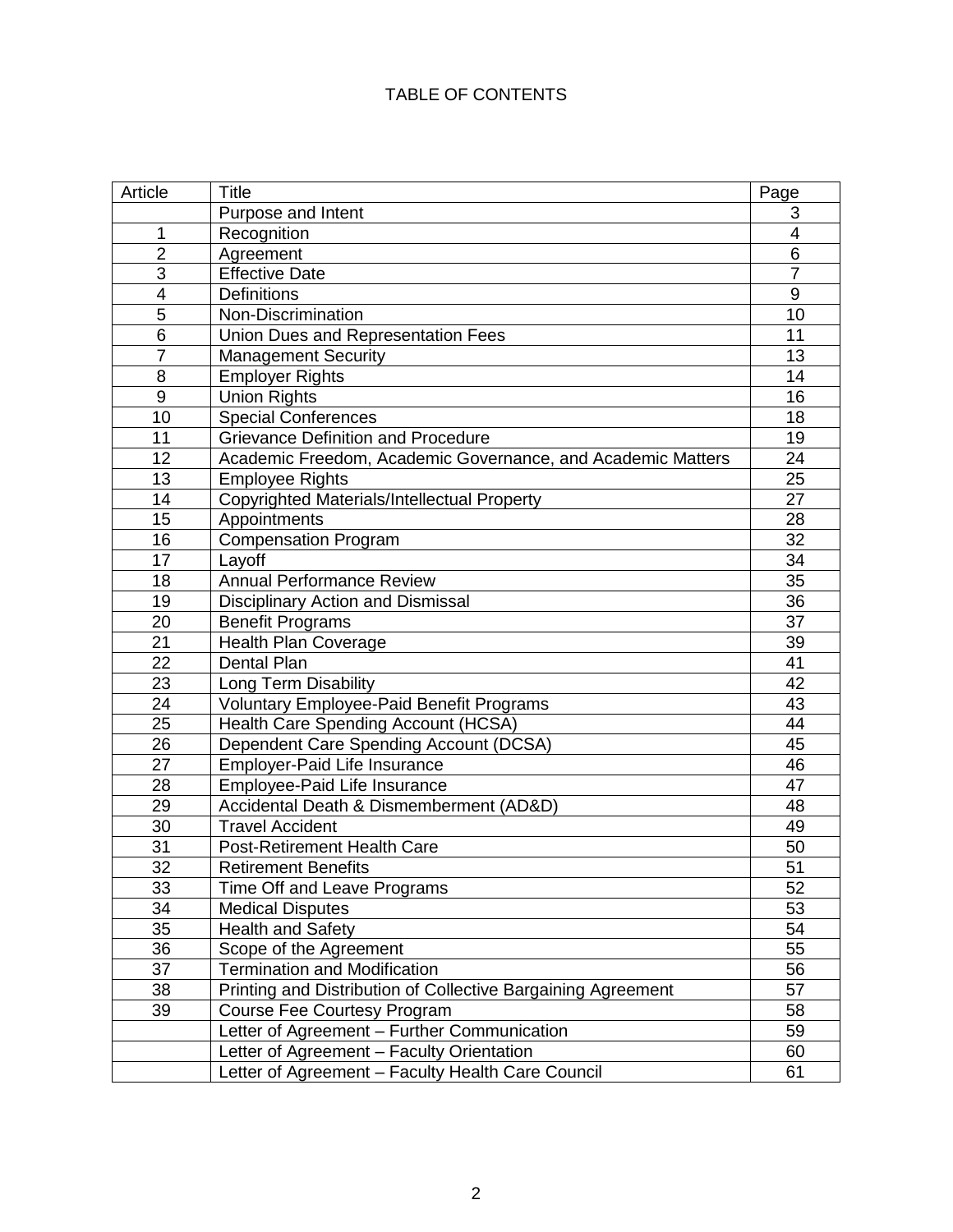# TABLE OF CONTENTS

| Article | Title | Page |
|---|---|---|
| | Purpose and Intent | 3 |
| 1 | Recognition | 4 |
| 2 | Agreement | 6 |
| 3 | Effective Date | 7 |
| 4 | Definitions | 9 |
| 5 | Non-Discrimination | 10 |
| 6 | Union Dues and Representation Fees | 11 |
| 7 | Management Security | 13 |
| 8 | Employer Rights | 14 |
| 9 | Union Rights | 16 |
| 10 | Special Conferences | 18 |
| 11 | Grievance Definition and Procedure | 19 |
| 12 | Academic Freedom, Academic Governance, and Academic Matters | 24 |
| 13 | Employee Rights | 25 |
| 14 | Copyrighted Materials/Intellectual Property | 27 |
| 15 | Appointments | 28 |
| 16 | Compensation Program | 32 |
| 17 | Layoff | 34 |
| 18 | Annual Performance Review | 35 |
| 19 | Disciplinary Action and Dismissal | 36 |
| 20 | Benefit Programs | 37 |
| 21 | Health Plan Coverage | 39 |
| 22 | Dental Plan | 41 |
| 23 | Long Term Disability | 42 |
| 24 | Voluntary Employee-Paid Benefit Programs | 43 |
| 25 | Health Care Spending Account (HCSA) | 44 |
| 26 | Dependent Care Spending Account (DCSA) | 45 |
| 27 | Employer-Paid Life Insurance | 46 |
| 28 | Employee-Paid Life Insurance | 47 |
| 29 | Accidental Death & Dismemberment (AD&D) | 48 |
| 30 | Travel Accident | 49 |
| 31 | Post-Retirement Health Care | 50 |
| 32 | Retirement Benefits | 51 |
| 33 | Time Off and Leave Programs | 52 |
| 34 | Medical Disputes | 53 |
| 35 | Health and Safety | 54 |
| 36 | Scope of the Agreement | 55 |
| 37 | Termination and Modification | 56 |
| 38 | Printing and Distribution of Collective Bargaining Agreement | 57 |
| 39 | Course Fee Courtesy Program | 58 |
| | Letter of Agreement – Further Communication | 59 |
| | Letter of Agreement – Faculty Orientation | 60 |
| | Letter of Agreement – Faculty Health Care Council | 61 |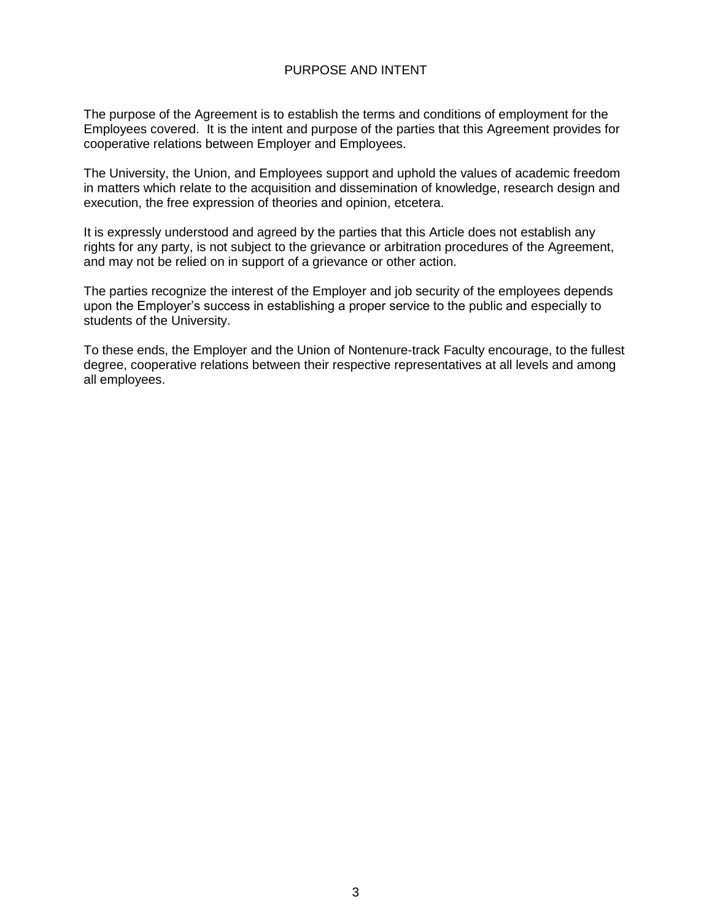# PURPOSE AND INTENT

The purpose of the Agreement is to establish the terms and conditions of employment for the Employees covered. It is the intent and purpose of the parties that this Agreement provides for cooperative relations between Employer and Employees.

The University, the Union, and Employees support and uphold the values of academic freedom in matters which relate to the acquisition and dissemination of knowledge, research design and execution, the free expression of theories and opinion, etcetera.

It is expressly understood and agreed by the parties that this Article does not establish any rights for any party, is not subject to the grievance or arbitration procedures of the Agreement, and may not be relied on in support of a grievance or other action.

The parties recognize the interest of the Employer and job security of the employees depends upon the Employer's success in establishing a proper service to the public and especially to students of the University.

To these ends, the Employer and the Union of Nontenure-track Faculty encourage, to the fullest degree, cooperative relations between their respective representatives at all levels and among all employees.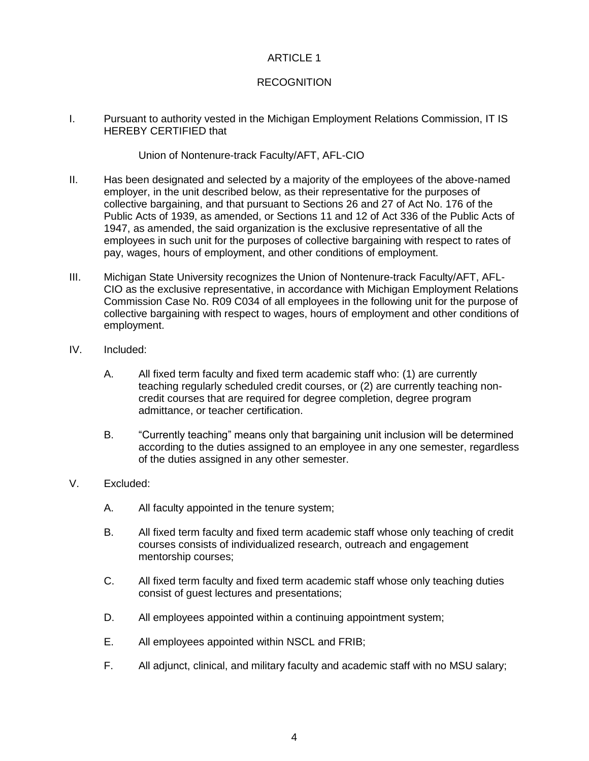# ARTICLE 1

## RECOGNITION

I. Pursuant to authority vested in the Michigan Employment Relations Commission, IT IS HEREBY CERTIFIED that

   Union of Nontenure-track Faculty/AFT, AFL-CIO

II. Has been designated and selected by a majority of the employees of the above-named employer, in the unit described below, as their representative for the purposes of collective bargaining, and that pursuant to Sections 26 and 27 of Act No. 176 of the Public Acts of 1939, as amended, or Sections 11 and 12 of Act 336 of the Public Acts of 1947, as amended, the said organization is the exclusive representative of all the employees in such unit for the purposes of collective bargaining with respect to rates of pay, wages, hours of employment, and other conditions of employment.

III. Michigan State University recognizes the Union of Nontenure-track Faculty/AFT, AFL-CIO as the exclusive representative, in accordance with Michigan Employment Relations Commission Case No. R09 C034 of all employees in the following unit for the purpose of collective bargaining with respect to wages, hours of employment and other conditions of employment.

IV. Included:

   A. All fixed term faculty and fixed term academic staff who: (1) are currently teaching regularly scheduled credit courses, or (2) are currently teaching non-credit courses that are required for degree completion, degree program admittance, or teacher certification.

   B. "Currently teaching" means only that bargaining unit inclusion will be determined according to the duties assigned to an employee in any one semester, regardless of the duties assigned in any other semester.

V. Excluded:

   A. All faculty appointed in the tenure system;

   B. All fixed term faculty and fixed term academic staff whose only teaching of credit courses consists of individualized research, outreach and engagement mentorship courses;

   C. All fixed term faculty and fixed term academic staff whose only teaching duties consist of guest lectures and presentations;

   D. All employees appointed within a continuing appointment system;

   E. All employees appointed within NSCL and FRIB;

   F. All adjunct, clinical, and military faculty and academic staff with no MSU salary;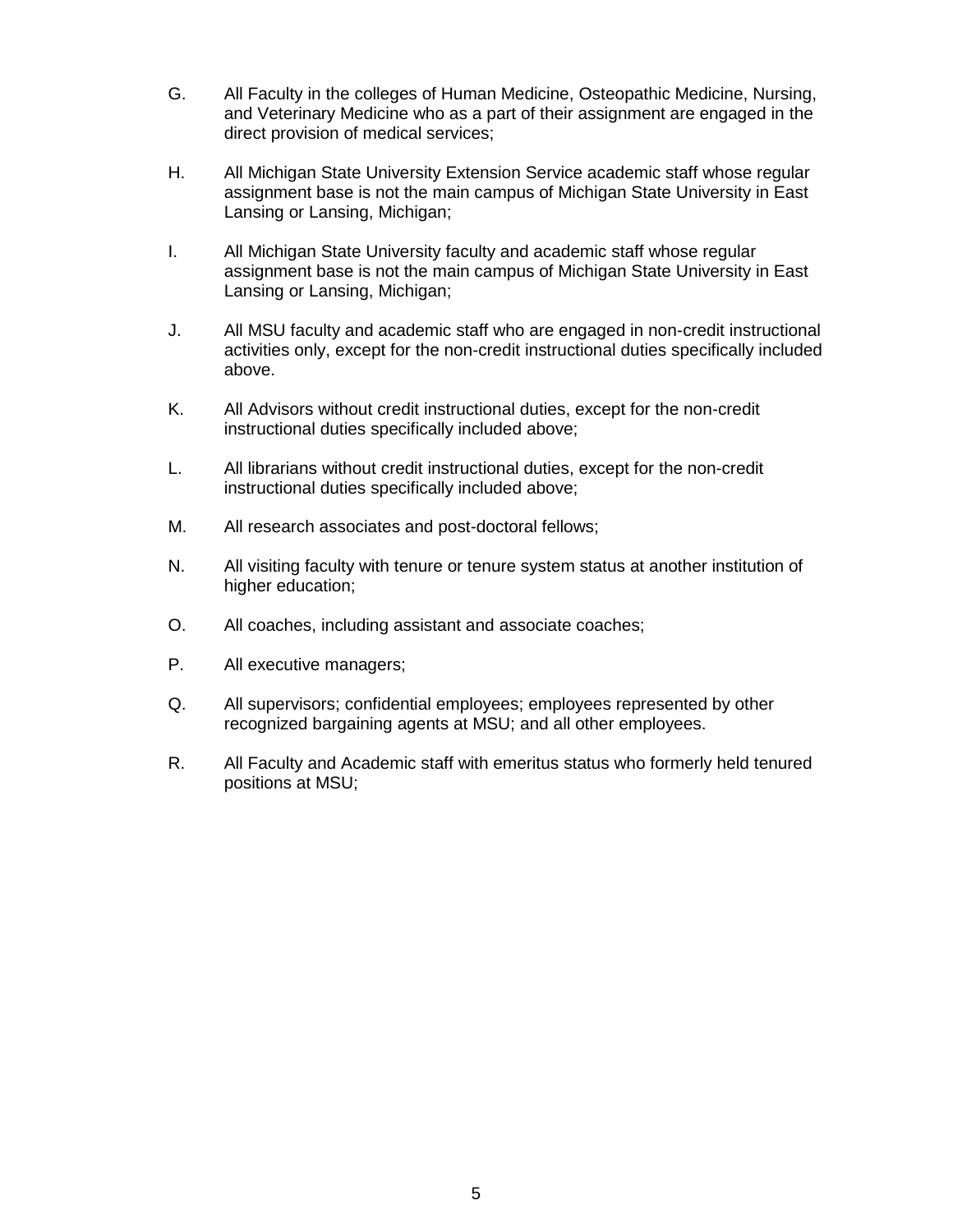G. All Faculty in the colleges of Human Medicine, Osteopathic Medicine, Nursing, and Veterinary Medicine who as a part of their assignment are engaged in the direct provision of medical services;

H. All Michigan State University Extension Service academic staff whose regular assignment base is not the main campus of Michigan State University in East Lansing or Lansing, Michigan;

I. All Michigan State University faculty and academic staff whose regular assignment base is not the main campus of Michigan State University in East Lansing or Lansing, Michigan;

J. All MSU faculty and academic staff who are engaged in non-credit instructional activities only, except for the non-credit instructional duties specifically included above.

K. All Advisors without credit instructional duties, except for the non-credit instructional duties specifically included above;

L. All librarians without credit instructional duties, except for the non-credit instructional duties specifically included above;

M. All research associates and post-doctoral fellows;

N. All visiting faculty with tenure or tenure system status at another institution of higher education;

O. All coaches, including assistant and associate coaches;

P. All executive managers;

Q. All supervisors; confidential employees; employees represented by other recognized bargaining agents at MSU; and all other employees.

R. All Faculty and Academic staff with emeritus status who formerly held tenured positions at MSU;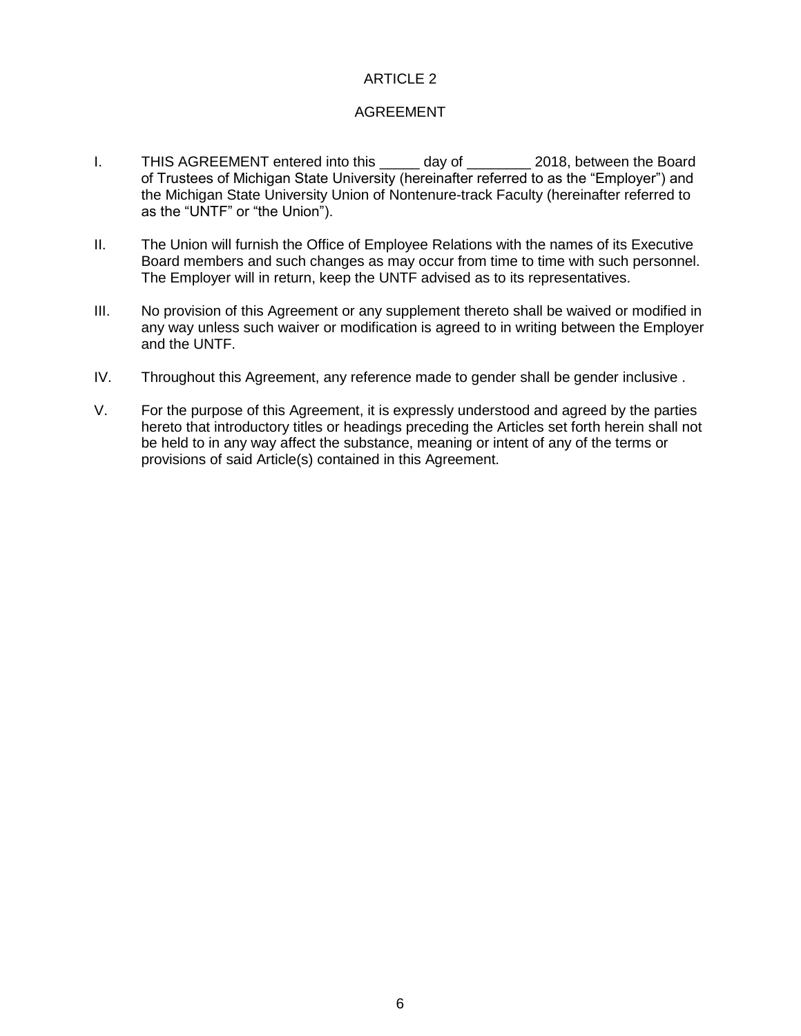# ARTICLE 2

## AGREEMENT

I. THIS AGREEMENT entered into this _____ day of ________ 2018, between the Board of Trustees of Michigan State University (hereinafter referred to as the "Employer") and the Michigan State University Union of Nontenure-track Faculty (hereinafter referred to as the "UNTF" or "the Union").

II. The Union will furnish the Office of Employee Relations with the names of its Executive Board members and such changes as may occur from time to time with such personnel. The Employer will in return, keep the UNTF advised as to its representatives.

III. No provision of this Agreement or any supplement thereto shall be waived or modified in any way unless such waiver or modification is agreed to in writing between the Employer and the UNTF.

IV. Throughout this Agreement, any reference made to gender shall be gender inclusive .

V. For the purpose of this Agreement, it is expressly understood and agreed by the parties hereto that introductory titles or headings preceding the Articles set forth herein shall not be held to in any way affect the substance, meaning or intent of any of the terms or provisions of said Article(s) contained in this Agreement.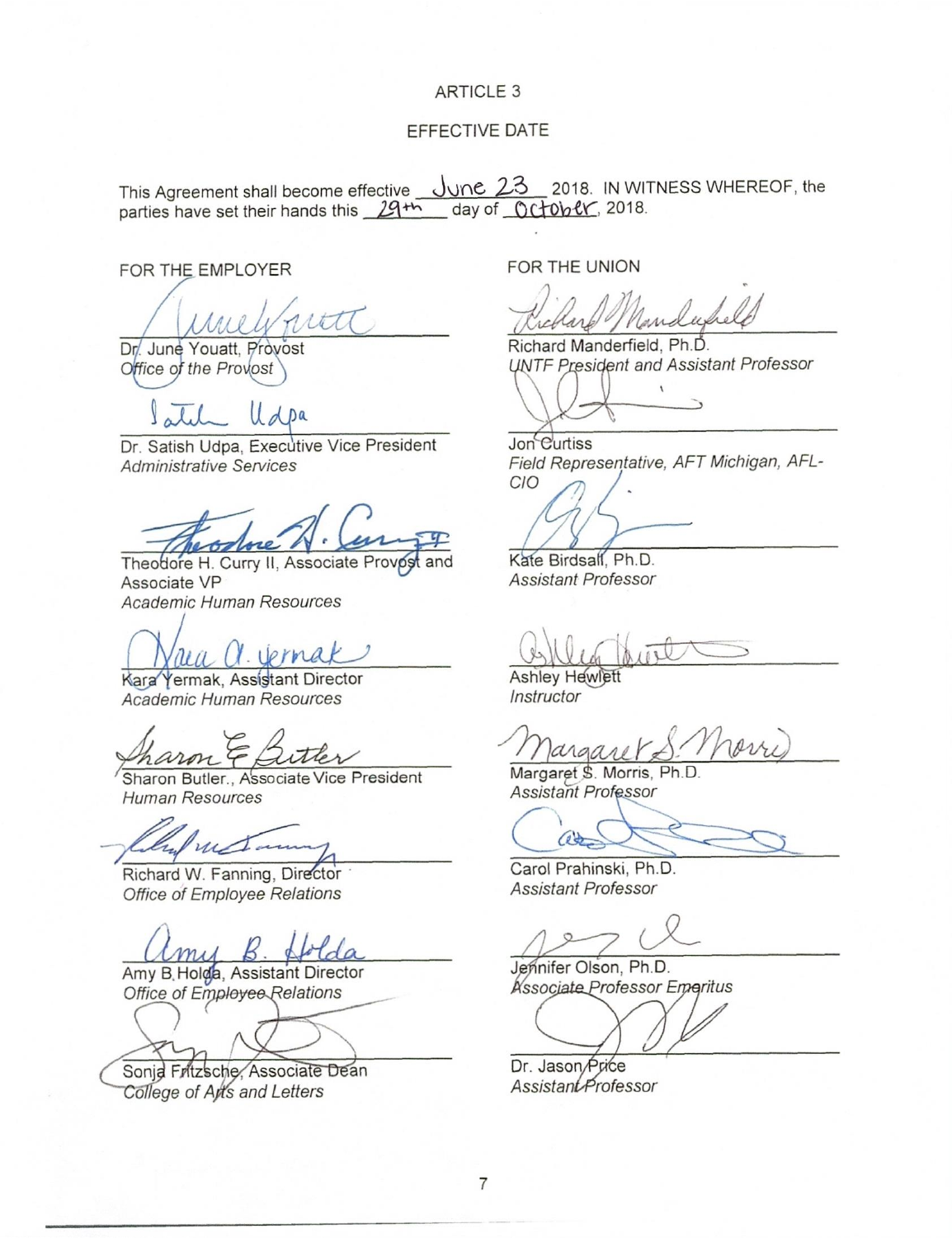ARTICLE 3

EFFECTIVE DATE

This Agreement shall become effective June 23 2018. IN WITNESS WHEREOF, the parties have set their hands this 29th day of October, 2018.

FOR THE EMPLOYER

Dr. June Youatt, Provost
*Office of the Provost*

Dr. Satish Udpa, Executive Vice President
*Administrative Services*

Theodore H. Curry II, Associate Provost and Associate VP
*Academic Human Resources*

Kara Yermak, Assistant Director
*Academic Human Resources*

Sharon Butler., Associate Vice President
*Human Resources*

Richard W. Fanning, Director
*Office of Employee Relations*

Amy B.Holda, Assistant Director
*Office of Employee Relations*

Sonja Fritzsche, Associate Dean
*College of Arts and Letters*

FOR THE UNION

Richard Manderfield, Ph.D.
*UNTF President and Assistant Professor*

Jon Curtiss
*Field Representative, AFT Michigan, AFL-CIO*

Kate Birdsall, Ph.D.
*Assistant Professor*

Ashley Hewlett
*Instructor*

Margaret S. Morris, Ph.D.
*Assistant Professor*

Carol Prahinski, Ph.D.
*Assistant Professor*

Jennifer Olson, Ph.D.
*Associate Professor Emeritus*

Dr. Jason Price
*Assistant Professor*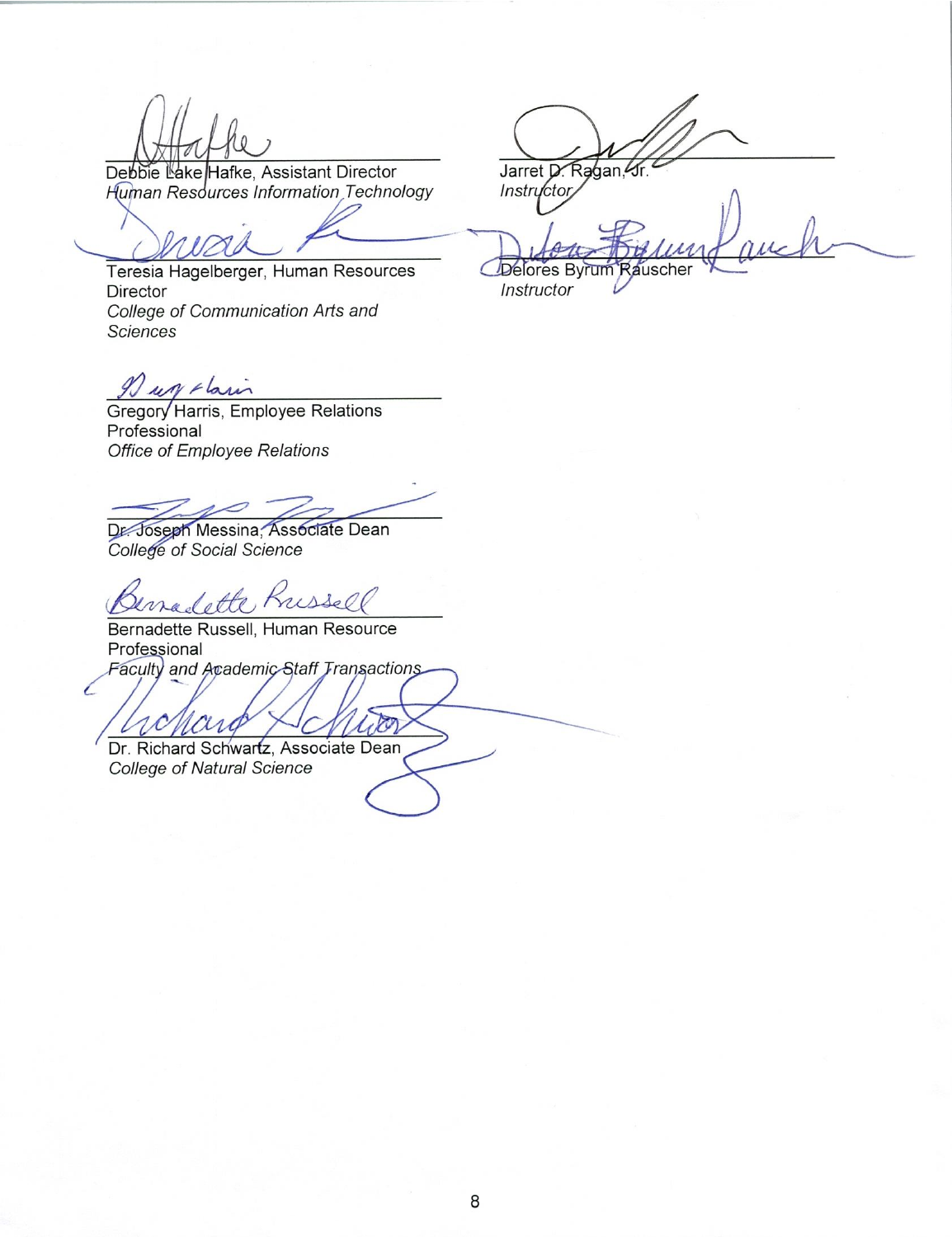Debbie Lake Hafke, Assistant Director
*Human Resources Information Technology*

Teresia Hagelberger, Human Resources Director
*College of Communication Arts and Sciences*

Gregory Harris, Employee Relations Professional
*Office of Employee Relations*

Dr. Joseph Messina, Associate Dean
*College of Social Science*

Bernadette Russell, Human Resource Professional
*Faculty and Academic Staff Transactions*

Dr. Richard Schwartz, Associate Dean
*College of Natural Science*

Jarret D. Ragan, Jr.
*Instructor*

Delores Byrum Rauscher
*Instructor*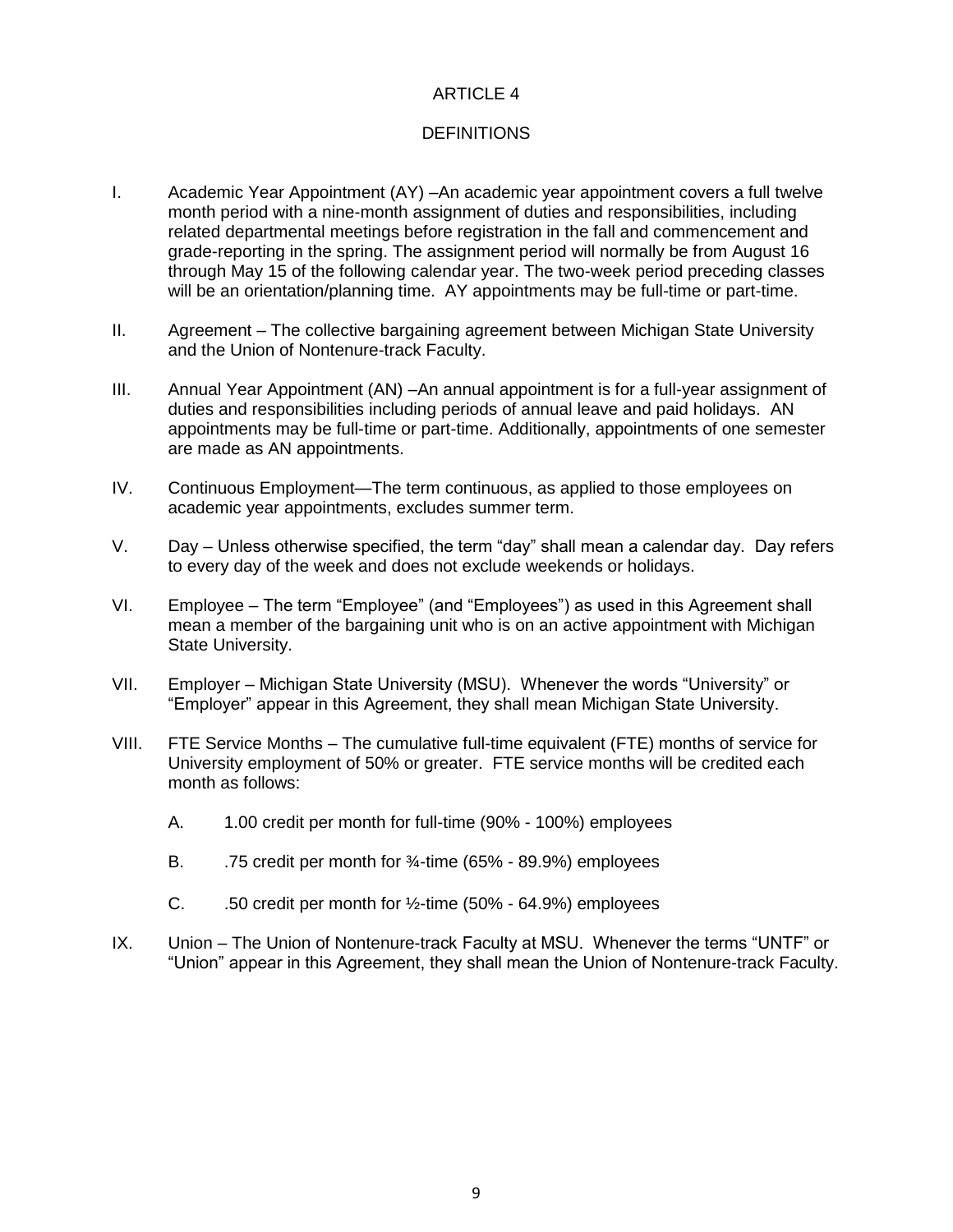# ARTICLE 4

## DEFINITIONS

I. Academic Year Appointment (AY) –An academic year appointment covers a full twelve month period with a nine-month assignment of duties and responsibilities, including related departmental meetings before registration in the fall and commencement and grade-reporting in the spring. The assignment period will normally be from August 16 through May 15 of the following calendar year. The two-week period preceding classes will be an orientation/planning time. AY appointments may be full-time or part-time.

II. Agreement – The collective bargaining agreement between Michigan State University and the Union of Nontenure-track Faculty.

III. Annual Year Appointment (AN) –An annual appointment is for a full-year assignment of duties and responsibilities including periods of annual leave and paid holidays. AN appointments may be full-time or part-time. Additionally, appointments of one semester are made as AN appointments.

IV. Continuous Employment—The term continuous, as applied to those employees on academic year appointments, excludes summer term.

V. Day – Unless otherwise specified, the term "day" shall mean a calendar day. Day refers to every day of the week and does not exclude weekends or holidays.

VI. Employee – The term "Employee" (and "Employees") as used in this Agreement shall mean a member of the bargaining unit who is on an active appointment with Michigan State University.

VII. Employer – Michigan State University (MSU). Whenever the words "University" or "Employer" appear in this Agreement, they shall mean Michigan State University.

VIII. FTE Service Months – The cumulative full-time equivalent (FTE) months of service for University employment of 50% or greater. FTE service months will be credited each month as follows:

   A. 1.00 credit per month for full-time (90% - 100%) employees

   B. .75 credit per month for ¾-time (65% - 89.9%) employees

   C. .50 credit per month for ½-time (50% - 64.9%) employees

IX. Union – The Union of Nontenure-track Faculty at MSU. Whenever the terms "UNTF" or "Union" appear in this Agreement, they shall mean the Union of Nontenure-track Faculty.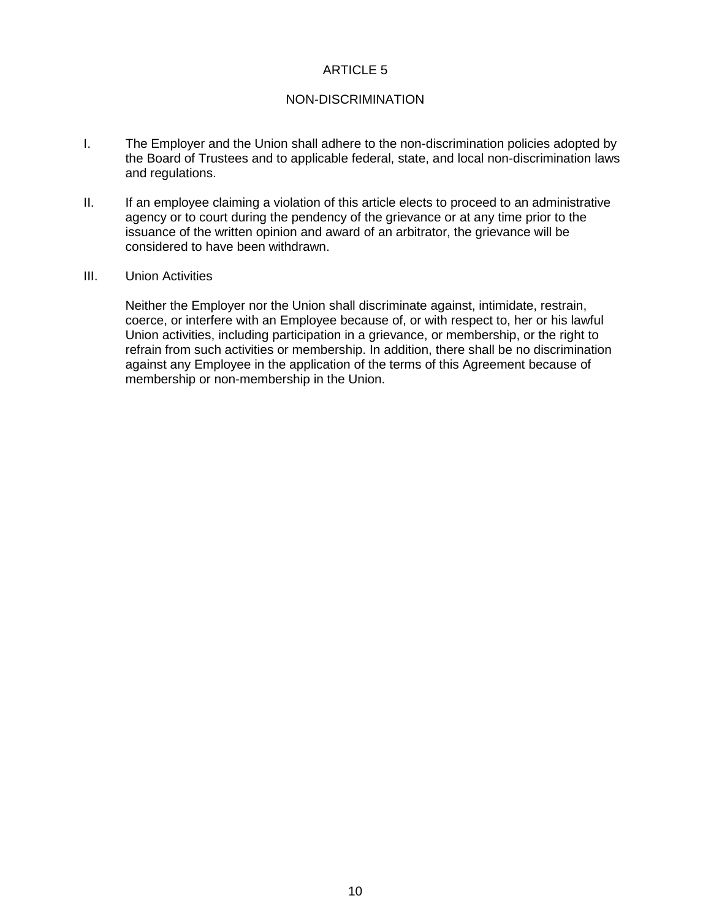# ARTICLE 5

## NON-DISCRIMINATION

I. The Employer and the Union shall adhere to the non-discrimination policies adopted by the Board of Trustees and to applicable federal, state, and local non-discrimination laws and regulations.

II. If an employee claiming a violation of this article elects to proceed to an administrative agency or to court during the pendency of the grievance or at any time prior to the issuance of the written opinion and award of an arbitrator, the grievance will be considered to have been withdrawn.

III. Union Activities

Neither the Employer nor the Union shall discriminate against, intimidate, restrain, coerce, or interfere with an Employee because of, or with respect to, her or his lawful Union activities, including participation in a grievance, or membership, or the right to refrain from such activities or membership. In addition, there shall be no discrimination against any Employee in the application of the terms of this Agreement because of membership or non-membership in the Union.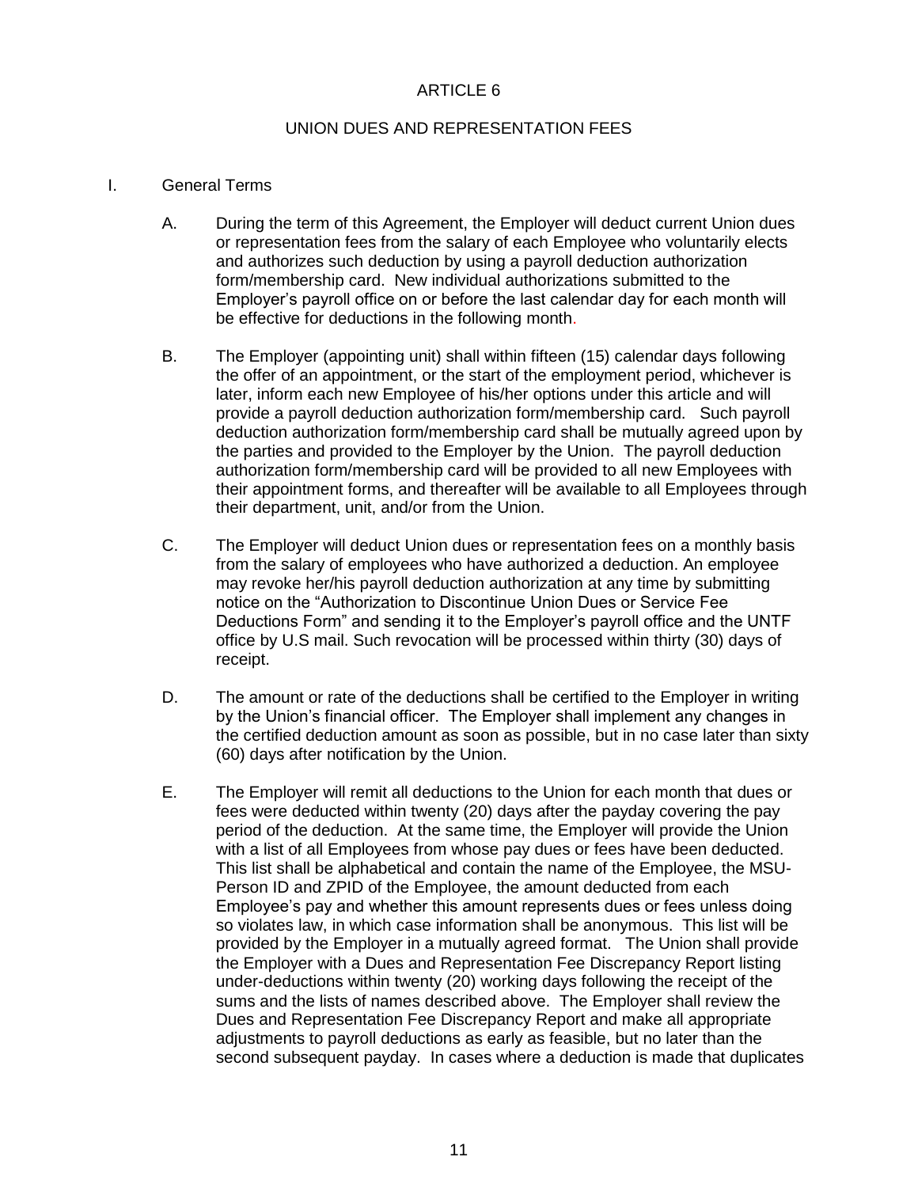# ARTICLE 6

## UNION DUES AND REPRESENTATION FEES

I. General Terms

A. During the term of this Agreement, the Employer will deduct current Union dues or representation fees from the salary of each Employee who voluntarily elects and authorizes such deduction by using a payroll deduction authorization form/membership card. New individual authorizations submitted to the Employer's payroll office on or before the last calendar day for each month will be effective for deductions in the following month.

B. The Employer (appointing unit) shall within fifteen (15) calendar days following the offer of an appointment, or the start of the employment period, whichever is later, inform each new Employee of his/her options under this article and will provide a payroll deduction authorization form/membership card. Such payroll deduction authorization form/membership card shall be mutually agreed upon by the parties and provided to the Employer by the Union. The payroll deduction authorization form/membership card will be provided to all new Employees with their appointment forms, and thereafter will be available to all Employees through their department, unit, and/or from the Union.

C. The Employer will deduct Union dues or representation fees on a monthly basis from the salary of employees who have authorized a deduction. An employee may revoke her/his payroll deduction authorization at any time by submitting notice on the "Authorization to Discontinue Union Dues or Service Fee Deductions Form" and sending it to the Employer's payroll office and the UNTF office by U.S mail. Such revocation will be processed within thirty (30) days of receipt.

D. The amount or rate of the deductions shall be certified to the Employer in writing by the Union's financial officer. The Employer shall implement any changes in the certified deduction amount as soon as possible, but in no case later than sixty (60) days after notification by the Union.

E. The Employer will remit all deductions to the Union for each month that dues or fees were deducted within twenty (20) days after the payday covering the pay period of the deduction. At the same time, the Employer will provide the Union with a list of all Employees from whose pay dues or fees have been deducted. This list shall be alphabetical and contain the name of the Employee, the MSU-Person ID and ZPID of the Employee, the amount deducted from each Employee's pay and whether this amount represents dues or fees unless doing so violates law, in which case information shall be anonymous. This list will be provided by the Employer in a mutually agreed format. The Union shall provide the Employer with a Dues and Representation Fee Discrepancy Report listing under-deductions within twenty (20) working days following the receipt of the sums and the lists of names described above. The Employer shall review the Dues and Representation Fee Discrepancy Report and make all appropriate adjustments to payroll deductions as early as feasible, but no later than the second subsequent payday. In cases where a deduction is made that duplicates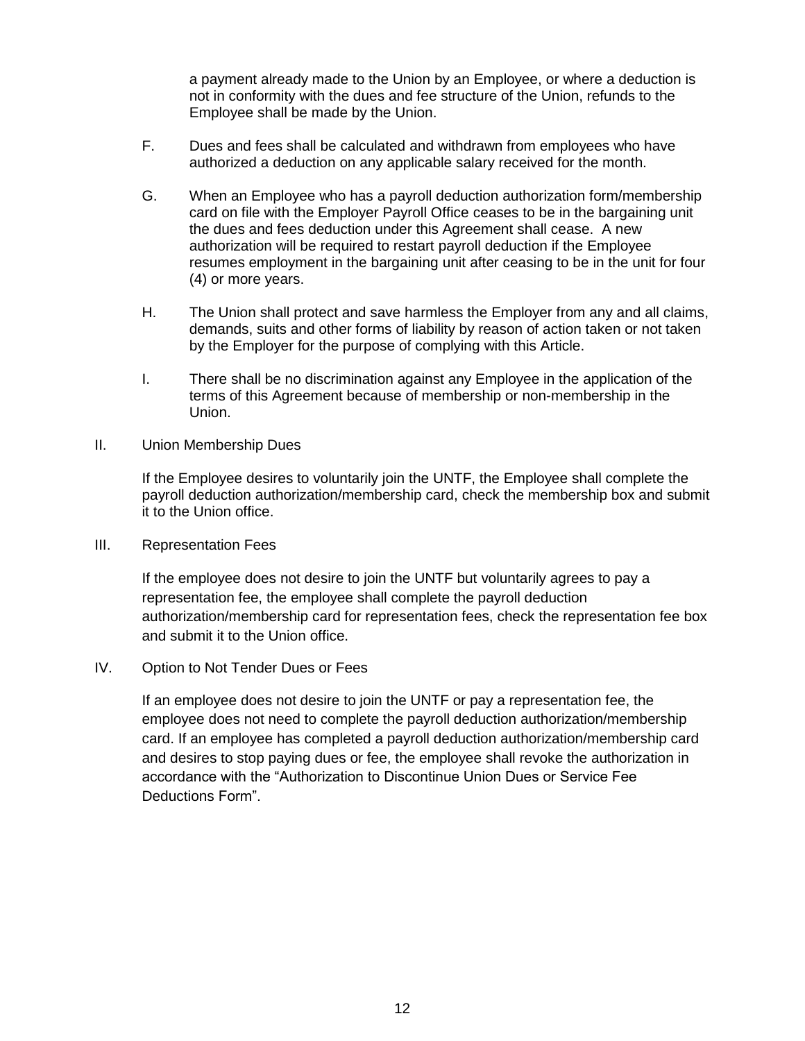a payment already made to the Union by an Employee, or where a deduction is not in conformity with the dues and fee structure of the Union, refunds to the Employee shall be made by the Union.

F. Dues and fees shall be calculated and withdrawn from employees who have authorized a deduction on any applicable salary received for the month.

G. When an Employee who has a payroll deduction authorization form/membership card on file with the Employer Payroll Office ceases to be in the bargaining unit the dues and fees deduction under this Agreement shall cease. A new authorization will be required to restart payroll deduction if the Employee resumes employment in the bargaining unit after ceasing to be in the unit for four (4) or more years.

H. The Union shall protect and save harmless the Employer from any and all claims, demands, suits and other forms of liability by reason of action taken or not taken by the Employer for the purpose of complying with this Article.

I. There shall be no discrimination against any Employee in the application of the terms of this Agreement because of membership or non-membership in the Union.

II. Union Membership Dues

If the Employee desires to voluntarily join the UNTF, the Employee shall complete the payroll deduction authorization/membership card, check the membership box and submit it to the Union office.

III. Representation Fees

If the employee does not desire to join the UNTF but voluntarily agrees to pay a representation fee, the employee shall complete the payroll deduction authorization/membership card for representation fees, check the representation fee box and submit it to the Union office.

IV. Option to Not Tender Dues or Fees

If an employee does not desire to join the UNTF or pay a representation fee, the employee does not need to complete the payroll deduction authorization/membership card. If an employee has completed a payroll deduction authorization/membership card and desires to stop paying dues or fee, the employee shall revoke the authorization in accordance with the "Authorization to Discontinue Union Dues or Service Fee Deductions Form".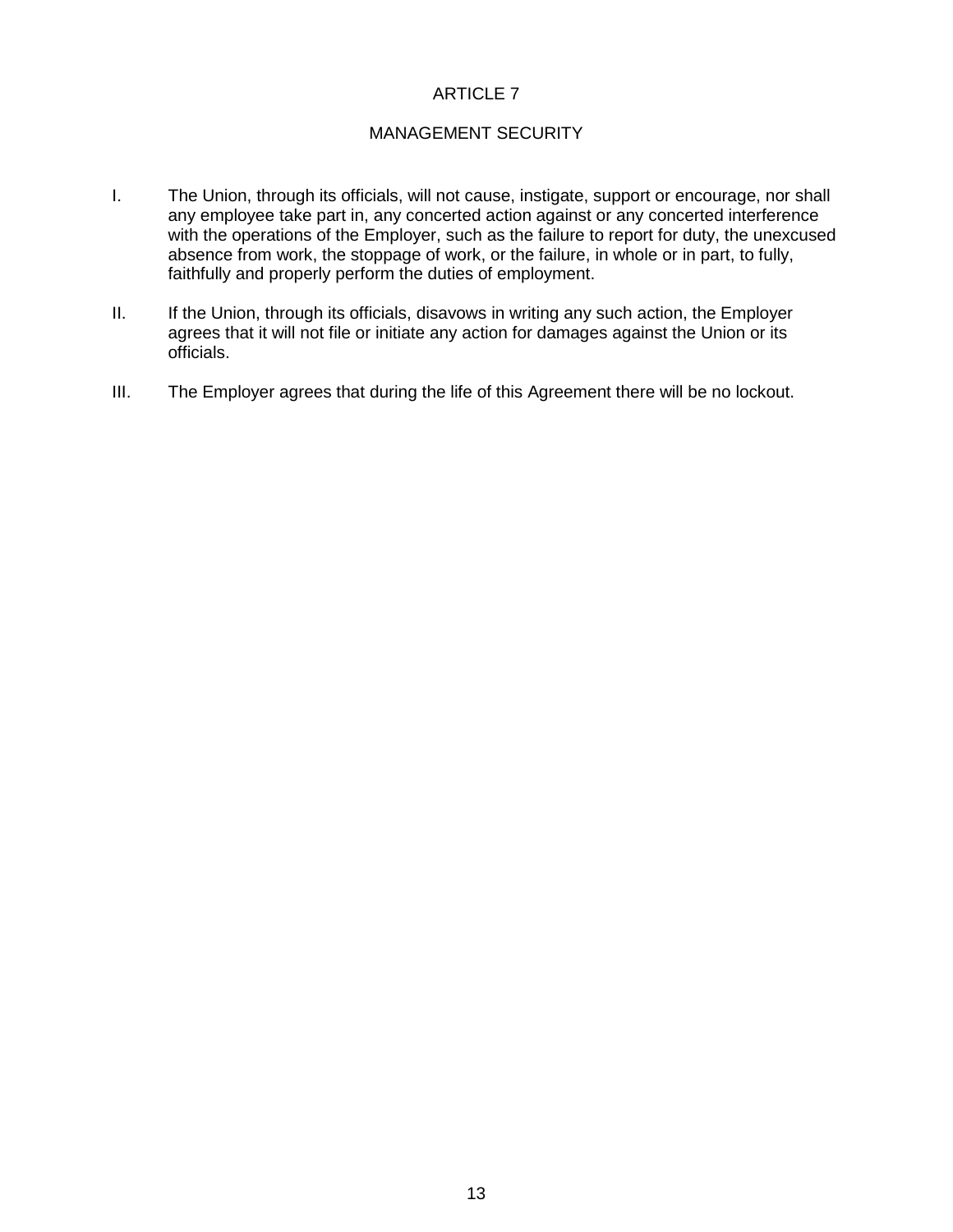# ARTICLE 7

## MANAGEMENT SECURITY

I. The Union, through its officials, will not cause, instigate, support or encourage, nor shall any employee take part in, any concerted action against or any concerted interference with the operations of the Employer, such as the failure to report for duty, the unexcused absence from work, the stoppage of work, or the failure, in whole or in part, to fully, faithfully and properly perform the duties of employment.

II. If the Union, through its officials, disavows in writing any such action, the Employer agrees that it will not file or initiate any action for damages against the Union or its officials.

III. The Employer agrees that during the life of this Agreement there will be no lockout.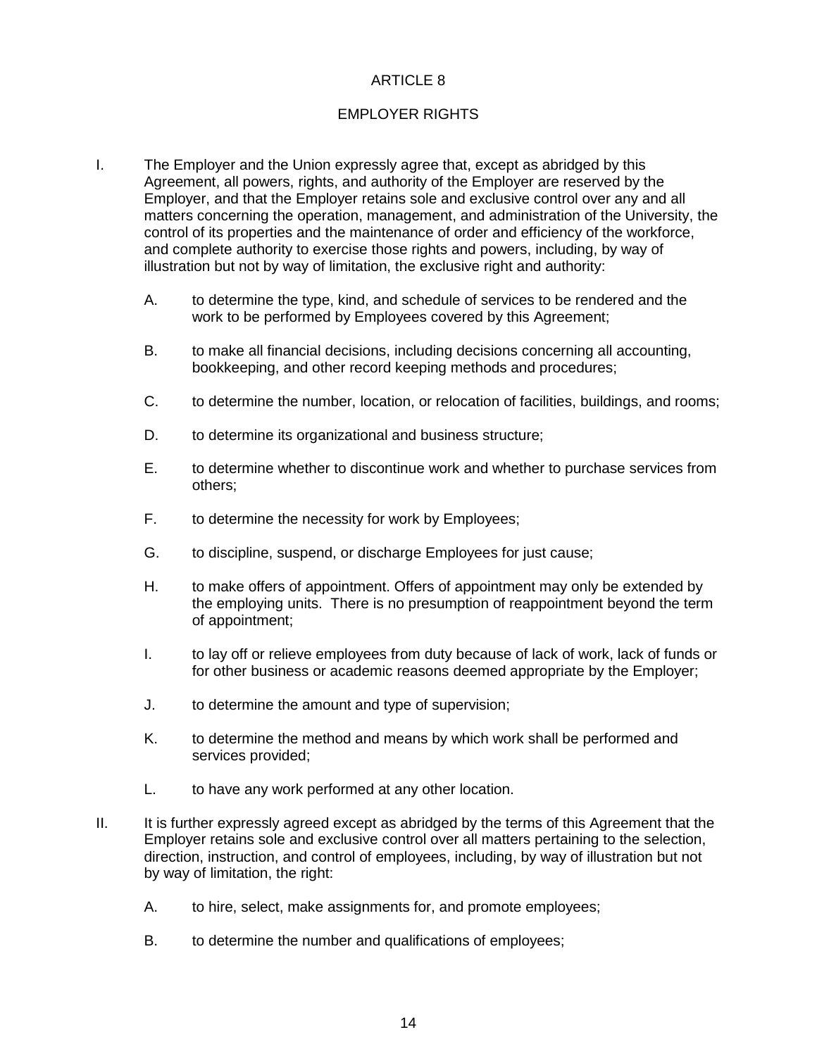# ARTICLE 8

## EMPLOYER RIGHTS

I. The Employer and the Union expressly agree that, except as abridged by this Agreement, all powers, rights, and authority of the Employer are reserved by the Employer, and that the Employer retains sole and exclusive control over any and all matters concerning the operation, management, and administration of the University, the control of its properties and the maintenance of order and efficiency of the workforce, and complete authority to exercise those rights and powers, including, by way of illustration but not by way of limitation, the exclusive right and authority:

   A. to determine the type, kind, and schedule of services to be rendered and the work to be performed by Employees covered by this Agreement;

   B. to make all financial decisions, including decisions concerning all accounting, bookkeeping, and other record keeping methods and procedures;

   C. to determine the number, location, or relocation of facilities, buildings, and rooms;

   D. to determine its organizational and business structure;

   E. to determine whether to discontinue work and whether to purchase services from others;

   F. to determine the necessity for work by Employees;

   G. to discipline, suspend, or discharge Employees for just cause;

   H. to make offers of appointment. Offers of appointment may only be extended by the employing units. There is no presumption of reappointment beyond the term of appointment;

   I. to lay off or relieve employees from duty because of lack of work, lack of funds or for other business or academic reasons deemed appropriate by the Employer;

   J. to determine the amount and type of supervision;

   K. to determine the method and means by which work shall be performed and services provided;

   L. to have any work performed at any other location.

II. It is further expressly agreed except as abridged by the terms of this Agreement that the Employer retains sole and exclusive control over all matters pertaining to the selection, direction, instruction, and control of employees, including, by way of illustration but not by way of limitation, the right:

   A. to hire, select, make assignments for, and promote employees;

   B. to determine the number and qualifications of employees;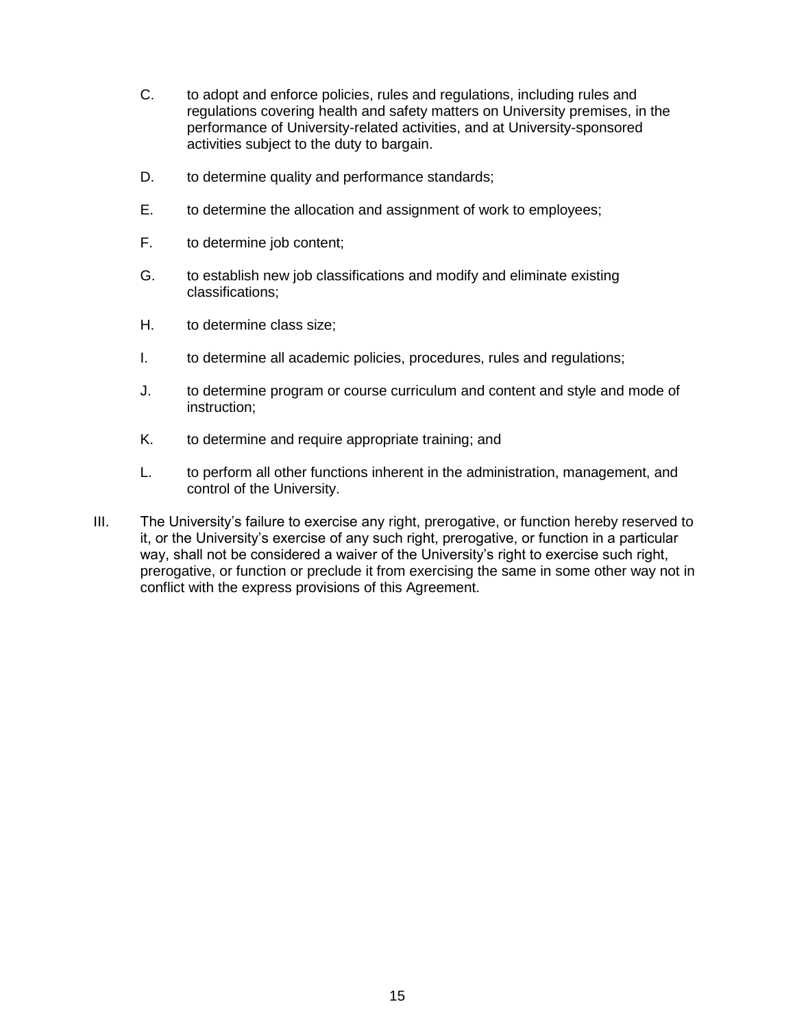C. to adopt and enforce policies, rules and regulations, including rules and regulations covering health and safety matters on University premises, in the performance of University-related activities, and at University-sponsored activities subject to the duty to bargain.

D. to determine quality and performance standards;

E. to determine the allocation and assignment of work to employees;

F. to determine job content;

G. to establish new job classifications and modify and eliminate existing classifications;

H. to determine class size;

I. to determine all academic policies, procedures, rules and regulations;

J. to determine program or course curriculum and content and style and mode of instruction;

K. to determine and require appropriate training; and

L. to perform all other functions inherent in the administration, management, and control of the University.

III. The University's failure to exercise any right, prerogative, or function hereby reserved to it, or the University's exercise of any such right, prerogative, or function in a particular way, shall not be considered a waiver of the University's right to exercise such right, prerogative, or function or preclude it from exercising the same in some other way not in conflict with the express provisions of this Agreement.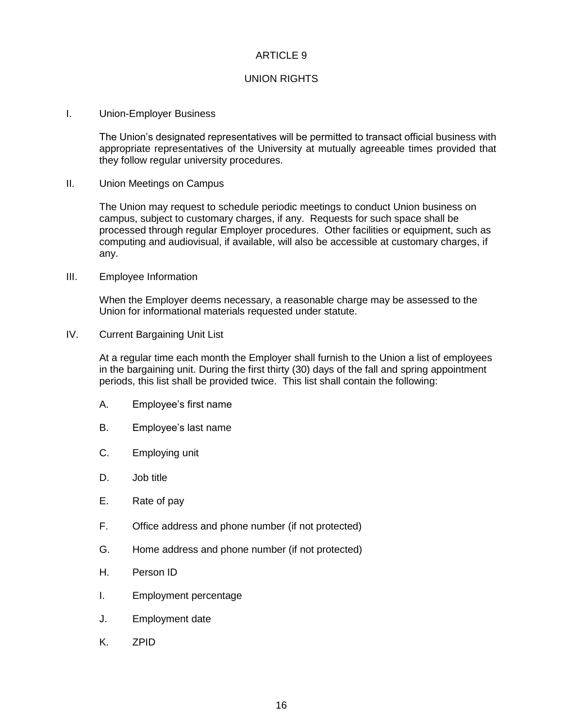# ARTICLE 9

## UNION RIGHTS

I. Union-Employer Business

The Union's designated representatives will be permitted to transact official business with appropriate representatives of the University at mutually agreeable times provided that they follow regular university procedures.

II. Union Meetings on Campus

The Union may request to schedule periodic meetings to conduct Union business on campus, subject to customary charges, if any. Requests for such space shall be processed through regular Employer procedures. Other facilities or equipment, such as computing and audiovisual, if available, will also be accessible at customary charges, if any.

III. Employee Information

When the Employer deems necessary, a reasonable charge may be assessed to the Union for informational materials requested under statute.

IV. Current Bargaining Unit List

At a regular time each month the Employer shall furnish to the Union a list of employees in the bargaining unit. During the first thirty (30) days of the fall and spring appointment periods, this list shall be provided twice. This list shall contain the following:

A. Employee's first name

B. Employee's last name

C. Employing unit

D. Job title

E. Rate of pay

F. Office address and phone number (if not protected)

G. Home address and phone number (if not protected)

H. Person ID

I. Employment percentage

J. Employment date

K. ZPID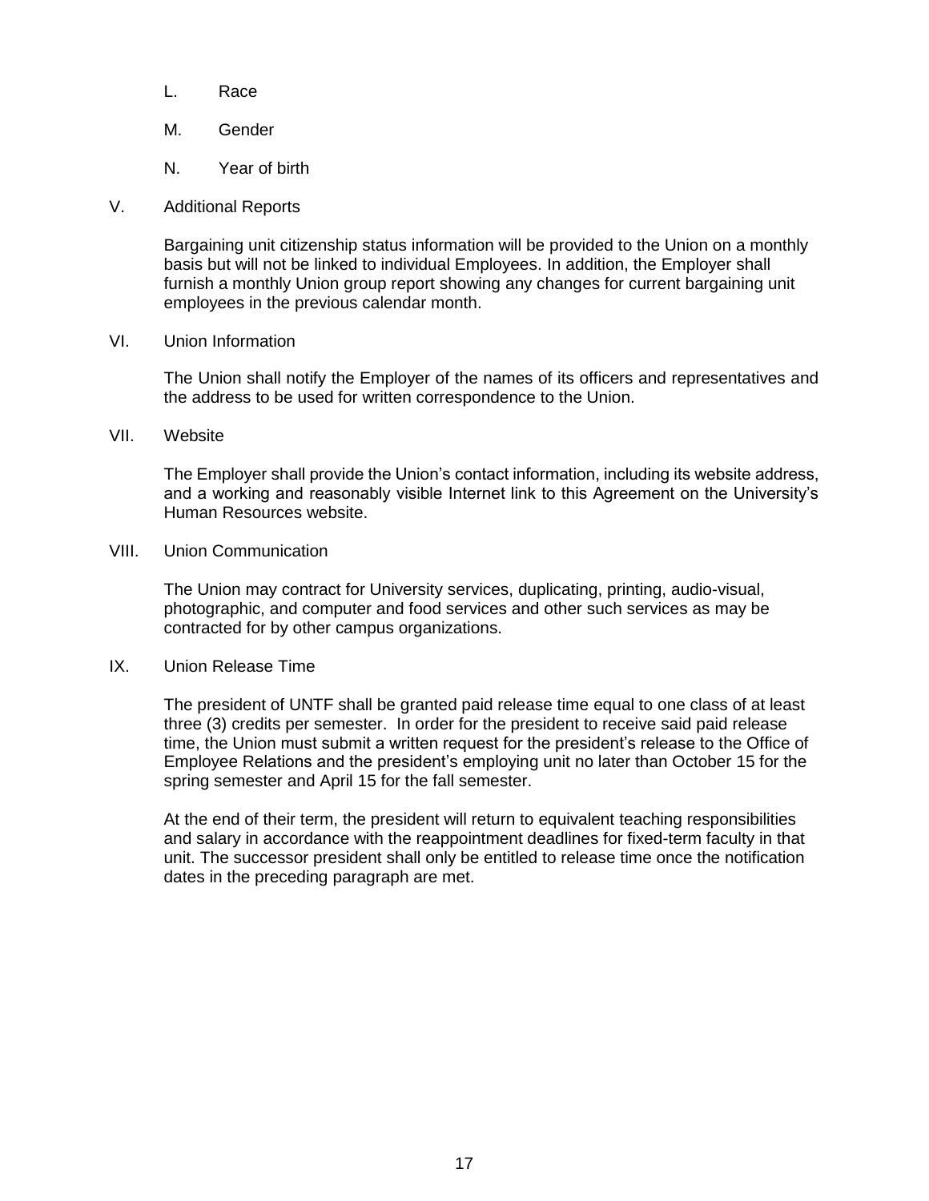L. Race

M. Gender

N. Year of birth

V. Additional Reports

Bargaining unit citizenship status information will be provided to the Union on a monthly basis but will not be linked to individual Employees. In addition, the Employer shall furnish a monthly Union group report showing any changes for current bargaining unit employees in the previous calendar month.

VI. Union Information

The Union shall notify the Employer of the names of its officers and representatives and the address to be used for written correspondence to the Union.

VII. Website

The Employer shall provide the Union's contact information, including its website address, and a working and reasonably visible Internet link to this Agreement on the University's Human Resources website.

VIII. Union Communication

The Union may contract for University services, duplicating, printing, audio-visual, photographic, and computer and food services and other such services as may be contracted for by other campus organizations.

IX. Union Release Time

The president of UNTF shall be granted paid release time equal to one class of at least three (3) credits per semester. In order for the president to receive said paid release time, the Union must submit a written request for the president's release to the Office of Employee Relations and the president's employing unit no later than October 15 for the spring semester and April 15 for the fall semester.

At the end of their term, the president will return to equivalent teaching responsibilities and salary in accordance with the reappointment deadlines for fixed-term faculty in that unit. The successor president shall only be entitled to release time once the notification dates in the preceding paragraph are met.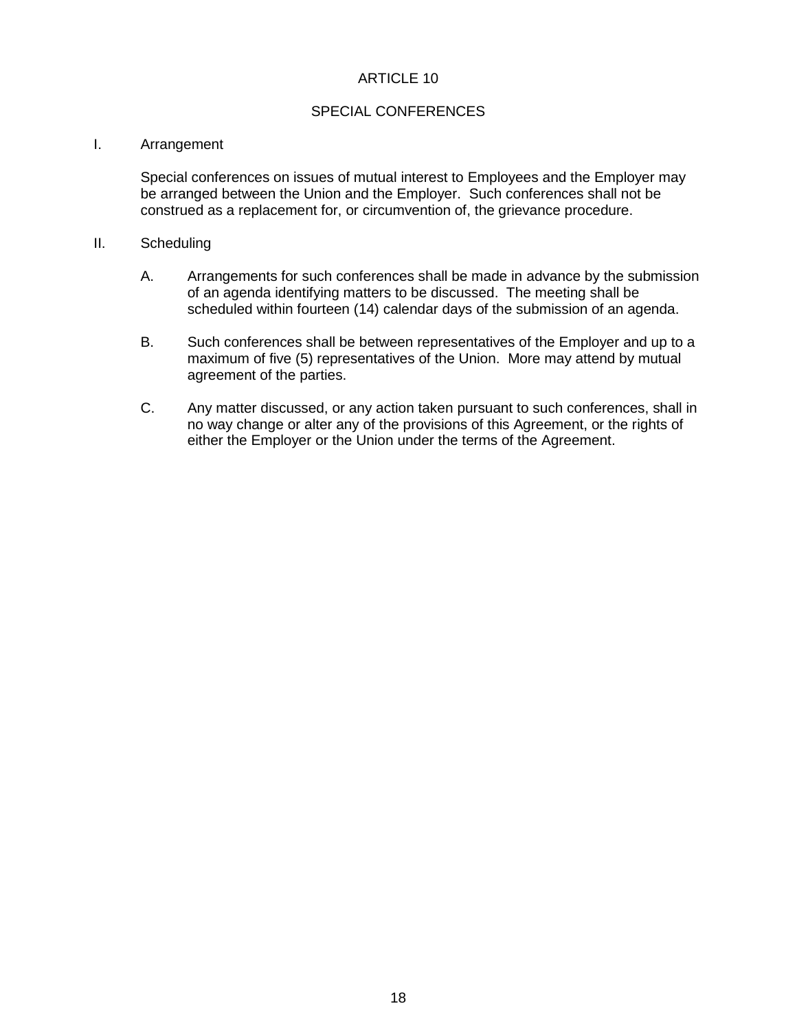# ARTICLE 10

## SPECIAL CONFERENCES

I. Arrangement

Special conferences on issues of mutual interest to Employees and the Employer may be arranged between the Union and the Employer. Such conferences shall not be construed as a replacement for, or circumvention of, the grievance procedure.

II. Scheduling

A. Arrangements for such conferences shall be made in advance by the submission of an agenda identifying matters to be discussed. The meeting shall be scheduled within fourteen (14) calendar days of the submission of an agenda.

B. Such conferences shall be between representatives of the Employer and up to a maximum of five (5) representatives of the Union. More may attend by mutual agreement of the parties.

C. Any matter discussed, or any action taken pursuant to such conferences, shall in no way change or alter any of the provisions of this Agreement, or the rights of either the Employer or the Union under the terms of the Agreement.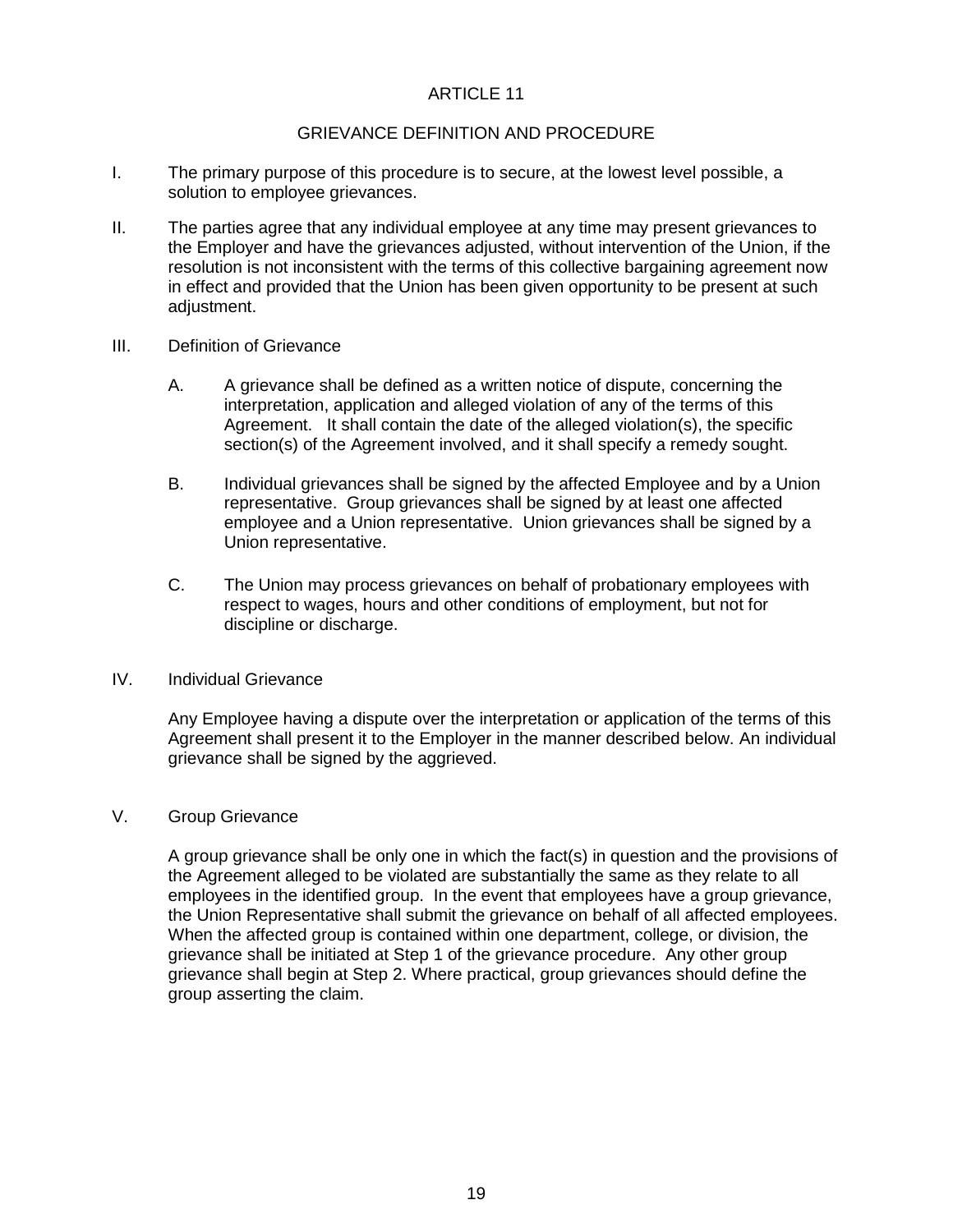# ARTICLE 11

## GRIEVANCE DEFINITION AND PROCEDURE

I. The primary purpose of this procedure is to secure, at the lowest level possible, a solution to employee grievances.

II. The parties agree that any individual employee at any time may present grievances to the Employer and have the grievances adjusted, without intervention of the Union, if the resolution is not inconsistent with the terms of this collective bargaining agreement now in effect and provided that the Union has been given opportunity to be present at such adjustment.

III. Definition of Grievance

A. A grievance shall be defined as a written notice of dispute, concerning the interpretation, application and alleged violation of any of the terms of this Agreement. It shall contain the date of the alleged violation(s), the specific section(s) of the Agreement involved, and it shall specify a remedy sought.

B. Individual grievances shall be signed by the affected Employee and by a Union representative. Group grievances shall be signed by at least one affected employee and a Union representative. Union grievances shall be signed by a Union representative.

C. The Union may process grievances on behalf of probationary employees with respect to wages, hours and other conditions of employment, but not for discipline or discharge.

IV. Individual Grievance

Any Employee having a dispute over the interpretation or application of the terms of this Agreement shall present it to the Employer in the manner described below. An individual grievance shall be signed by the aggrieved.

V. Group Grievance

A group grievance shall be only one in which the fact(s) in question and the provisions of the Agreement alleged to be violated are substantially the same as they relate to all employees in the identified group. In the event that employees have a group grievance, the Union Representative shall submit the grievance on behalf of all affected employees. When the affected group is contained within one department, college, or division, the grievance shall be initiated at Step 1 of the grievance procedure. Any other group grievance shall begin at Step 2. Where practical, group grievances should define the group asserting the claim.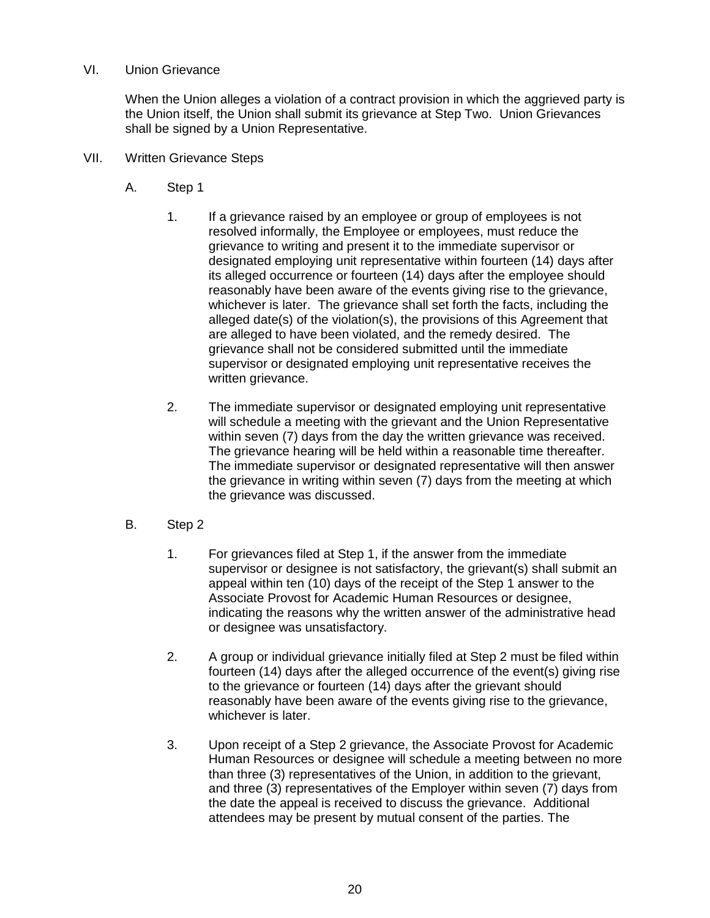## VI. Union Grievance

When the Union alleges a violation of a contract provision in which the aggrieved party is the Union itself, the Union shall submit its grievance at Step Two. Union Grievances shall be signed by a Union Representative.

## VII. Written Grievance Steps

### A. Step 1

1. If a grievance raised by an employee or group of employees is not resolved informally, the Employee or employees, must reduce the grievance to writing and present it to the immediate supervisor or designated employing unit representative within fourteen (14) days after its alleged occurrence or fourteen (14) days after the employee should reasonably have been aware of the events giving rise to the grievance, whichever is later. The grievance shall set forth the facts, including the alleged date(s) of the violation(s), the provisions of this Agreement that are alleged to have been violated, and the remedy desired. The grievance shall not be considered submitted until the immediate supervisor or designated employing unit representative receives the written grievance.

2. The immediate supervisor or designated employing unit representative will schedule a meeting with the grievant and the Union Representative within seven (7) days from the day the written grievance was received. The grievance hearing will be held within a reasonable time thereafter. The immediate supervisor or designated representative will then answer the grievance in writing within seven (7) days from the meeting at which the grievance was discussed.

### B. Step 2

1. For grievances filed at Step 1, if the answer from the immediate supervisor or designee is not satisfactory, the grievant(s) shall submit an appeal within ten (10) days of the receipt of the Step 1 answer to the Associate Provost for Academic Human Resources or designee, indicating the reasons why the written answer of the administrative head or designee was unsatisfactory.

2. A group or individual grievance initially filed at Step 2 must be filed within fourteen (14) days after the alleged occurrence of the event(s) giving rise to the grievance or fourteen (14) days after the grievant should reasonably have been aware of the events giving rise to the grievance, whichever is later.

3. Upon receipt of a Step 2 grievance, the Associate Provost for Academic Human Resources or designee will schedule a meeting between no more than three (3) representatives of the Union, in addition to the grievant, and three (3) representatives of the Employer within seven (7) days from the date the appeal is received to discuss the grievance. Additional attendees may be present by mutual consent of the parties. The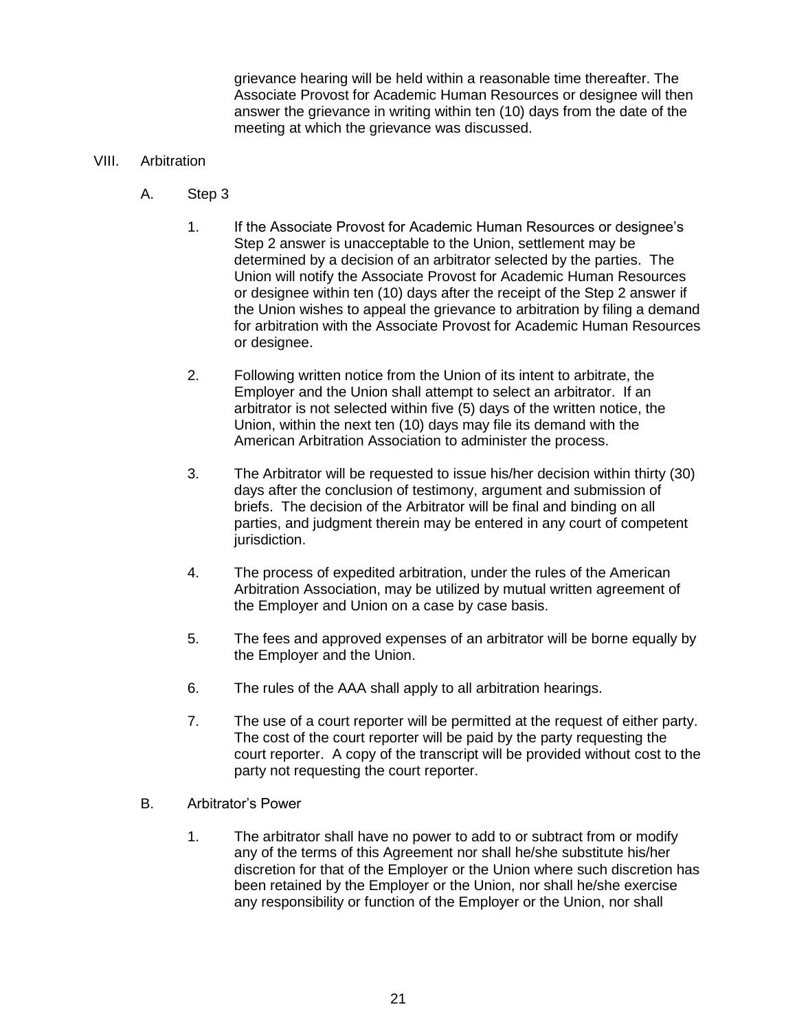grievance hearing will be held within a reasonable time thereafter. The Associate Provost for Academic Human Resources or designee will then answer the grievance in writing within ten (10) days from the date of the meeting at which the grievance was discussed.

## VIII. Arbitration

### A. Step 3

1. If the Associate Provost for Academic Human Resources or designee's Step 2 answer is unacceptable to the Union, settlement may be determined by a decision of an arbitrator selected by the parties. The Union will notify the Associate Provost for Academic Human Resources or designee within ten (10) days after the receipt of the Step 2 answer if the Union wishes to appeal the grievance to arbitration by filing a demand for arbitration with the Associate Provost for Academic Human Resources or designee.

2. Following written notice from the Union of its intent to arbitrate, the Employer and the Union shall attempt to select an arbitrator. If an arbitrator is not selected within five (5) days of the written notice, the Union, within the next ten (10) days may file its demand with the American Arbitration Association to administer the process.

3. The Arbitrator will be requested to issue his/her decision within thirty (30) days after the conclusion of testimony, argument and submission of briefs. The decision of the Arbitrator will be final and binding on all parties, and judgment therein may be entered in any court of competent jurisdiction.

4. The process of expedited arbitration, under the rules of the American Arbitration Association, may be utilized by mutual written agreement of the Employer and Union on a case by case basis.

5. The fees and approved expenses of an arbitrator will be borne equally by the Employer and the Union.

6. The rules of the AAA shall apply to all arbitration hearings.

7. The use of a court reporter will be permitted at the request of either party. The cost of the court reporter will be paid by the party requesting the court reporter. A copy of the transcript will be provided without cost to the party not requesting the court reporter.

### B. Arbitrator's Power

1. The arbitrator shall have no power to add to or subtract from or modify any of the terms of this Agreement nor shall he/she substitute his/her discretion for that of the Employer or the Union where such discretion has been retained by the Employer or the Union, nor shall he/she exercise any responsibility or function of the Employer or the Union, nor shall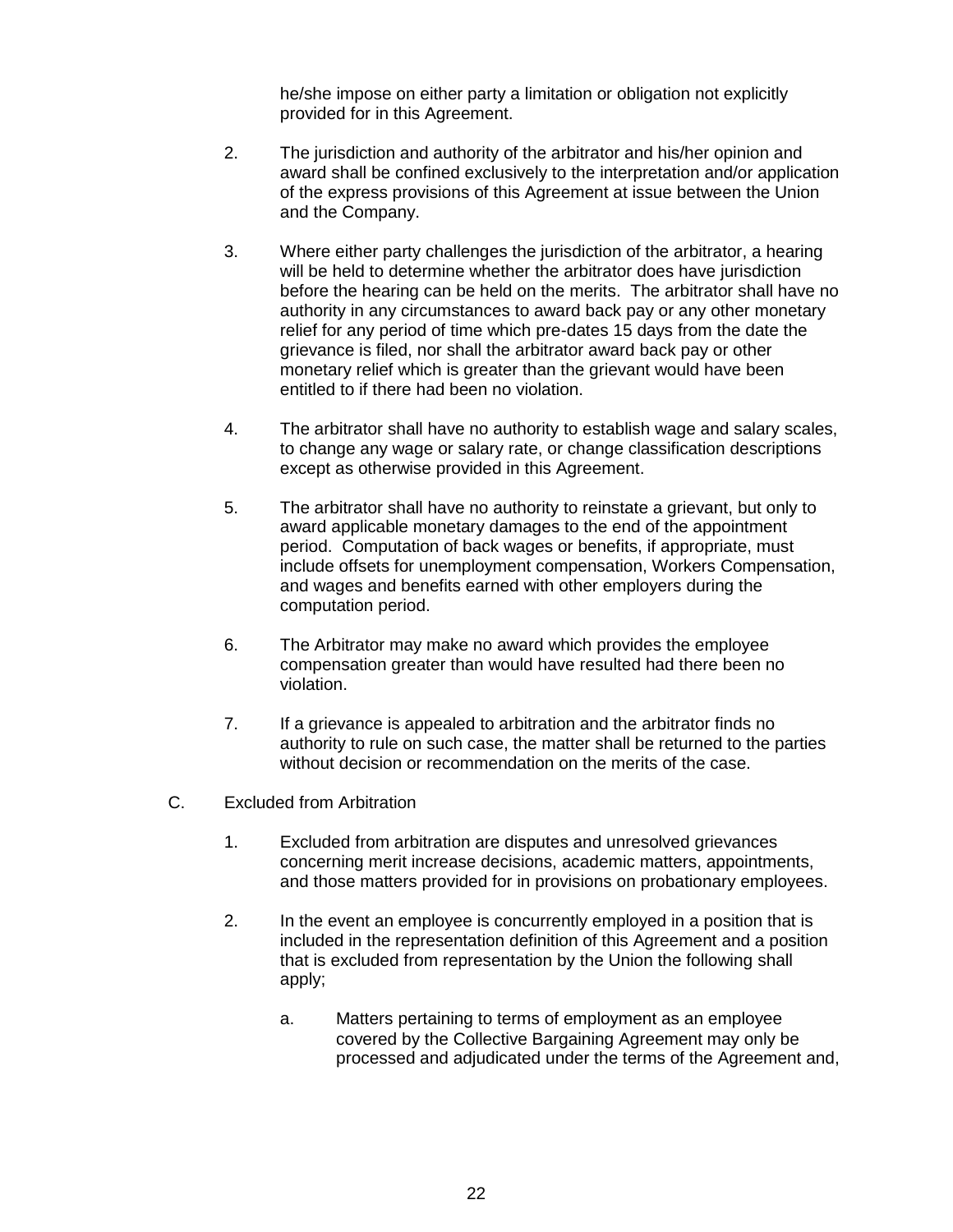he/she impose on either party a limitation or obligation not explicitly provided for in this Agreement.

2. The jurisdiction and authority of the arbitrator and his/her opinion and award shall be confined exclusively to the interpretation and/or application of the express provisions of this Agreement at issue between the Union and the Company.

3. Where either party challenges the jurisdiction of the arbitrator, a hearing will be held to determine whether the arbitrator does have jurisdiction before the hearing can be held on the merits. The arbitrator shall have no authority in any circumstances to award back pay or any other monetary relief for any period of time which pre-dates 15 days from the date the grievance is filed, nor shall the arbitrator award back pay or other monetary relief which is greater than the grievant would have been entitled to if there had been no violation.

4. The arbitrator shall have no authority to establish wage and salary scales, to change any wage or salary rate, or change classification descriptions except as otherwise provided in this Agreement.

5. The arbitrator shall have no authority to reinstate a grievant, but only to award applicable monetary damages to the end of the appointment period. Computation of back wages or benefits, if appropriate, must include offsets for unemployment compensation, Workers Compensation, and wages and benefits earned with other employers during the computation period.

6. The Arbitrator may make no award which provides the employee compensation greater than would have resulted had there been no violation.

7. If a grievance is appealed to arbitration and the arbitrator finds no authority to rule on such case, the matter shall be returned to the parties without decision or recommendation on the merits of the case.

C. Excluded from Arbitration

1. Excluded from arbitration are disputes and unresolved grievances concerning merit increase decisions, academic matters, appointments, and those matters provided for in provisions on probationary employees.

2. In the event an employee is concurrently employed in a position that is included in the representation definition of this Agreement and a position that is excluded from representation by the Union the following shall apply;

   a. Matters pertaining to terms of employment as an employee covered by the Collective Bargaining Agreement may only be processed and adjudicated under the terms of the Agreement and,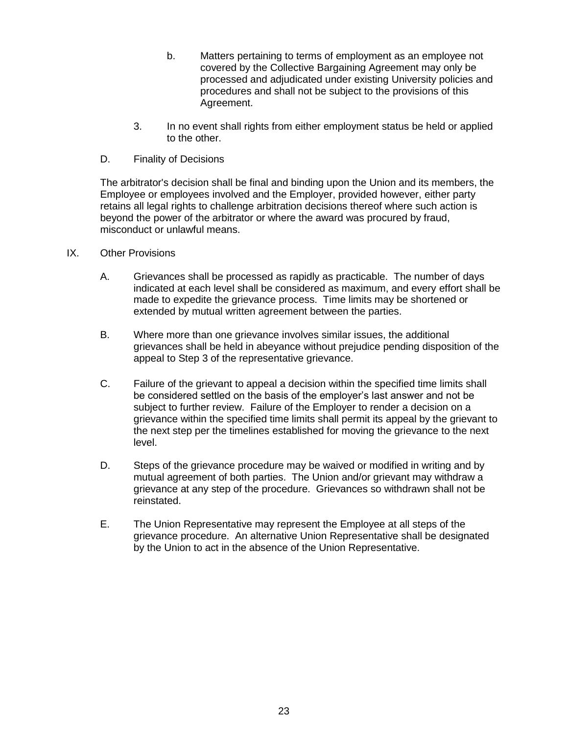b. Matters pertaining to terms of employment as an employee not covered by the Collective Bargaining Agreement may only be processed and adjudicated under existing University policies and procedures and shall not be subject to the provisions of this Agreement.

3. In no event shall rights from either employment status be held or applied to the other.

D. Finality of Decisions

The arbitrator's decision shall be final and binding upon the Union and its members, the Employee or employees involved and the Employer, provided however, either party retains all legal rights to challenge arbitration decisions thereof where such action is beyond the power of the arbitrator or where the award was procured by fraud, misconduct or unlawful means.

IX. Other Provisions

A. Grievances shall be processed as rapidly as practicable. The number of days indicated at each level shall be considered as maximum, and every effort shall be made to expedite the grievance process. Time limits may be shortened or extended by mutual written agreement between the parties.

B. Where more than one grievance involves similar issues, the additional grievances shall be held in abeyance without prejudice pending disposition of the appeal to Step 3 of the representative grievance.

C. Failure of the grievant to appeal a decision within the specified time limits shall be considered settled on the basis of the employer's last answer and not be subject to further review. Failure of the Employer to render a decision on a grievance within the specified time limits shall permit its appeal by the grievant to the next step per the timelines established for moving the grievance to the next level.

D. Steps of the grievance procedure may be waived or modified in writing and by mutual agreement of both parties. The Union and/or grievant may withdraw a grievance at any step of the procedure. Grievances so withdrawn shall not be reinstated.

E. The Union Representative may represent the Employee at all steps of the grievance procedure. An alternative Union Representative shall be designated by the Union to act in the absence of the Union Representative.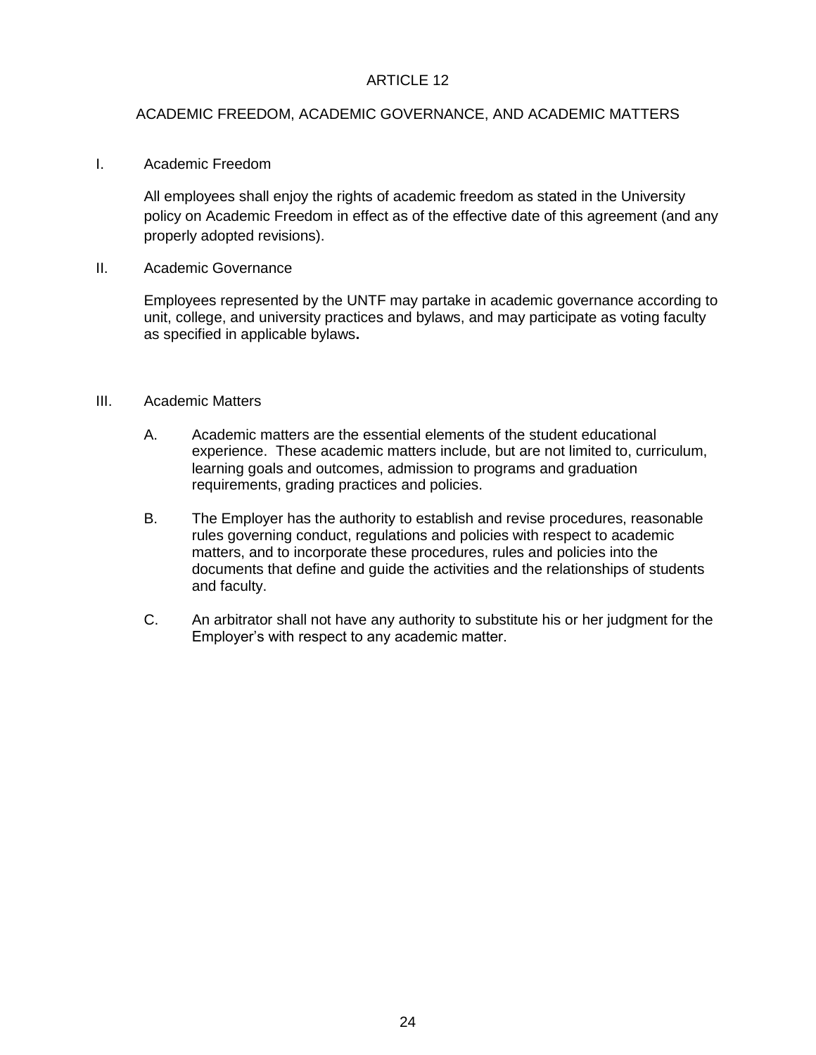# ARTICLE 12

## ACADEMIC FREEDOM, ACADEMIC GOVERNANCE, AND ACADEMIC MATTERS

I. Academic Freedom

All employees shall enjoy the rights of academic freedom as stated in the University policy on Academic Freedom in effect as of the effective date of this agreement (and any properly adopted revisions).

II. Academic Governance

Employees represented by the UNTF may partake in academic governance according to unit, college, and university practices and bylaws, and may participate as voting faculty as specified in applicable bylaws**.**

III. Academic Matters

A. Academic matters are the essential elements of the student educational experience. These academic matters include, but are not limited to, curriculum, learning goals and outcomes, admission to programs and graduation requirements, grading practices and policies.

B. The Employer has the authority to establish and revise procedures, reasonable rules governing conduct, regulations and policies with respect to academic matters, and to incorporate these procedures, rules and policies into the documents that define and guide the activities and the relationships of students and faculty.

C. An arbitrator shall not have any authority to substitute his or her judgment for the Employer's with respect to any academic matter.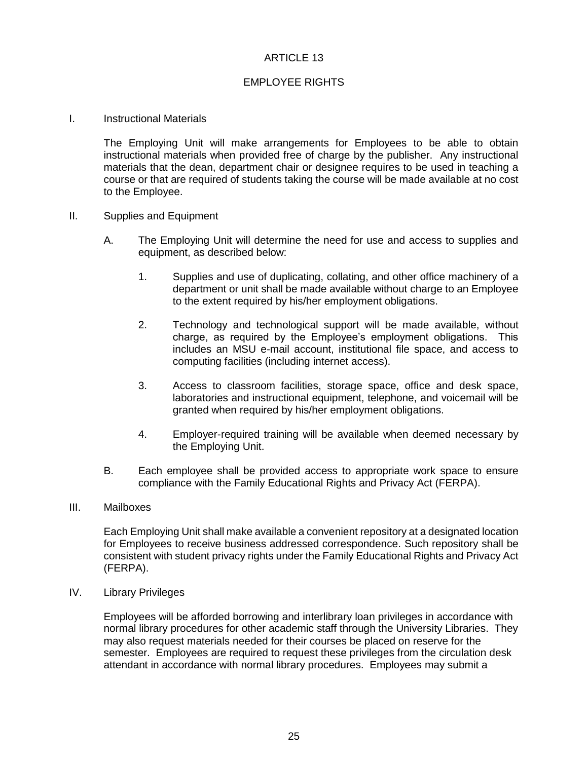# ARTICLE 13

## EMPLOYEE RIGHTS

I. Instructional Materials

The Employing Unit will make arrangements for Employees to be able to obtain instructional materials when provided free of charge by the publisher. Any instructional materials that the dean, department chair or designee requires to be used in teaching a course or that are required of students taking the course will be made available at no cost to the Employee.

II. Supplies and Equipment

A. The Employing Unit will determine the need for use and access to supplies and equipment, as described below:

1. Supplies and use of duplicating, collating, and other office machinery of a department or unit shall be made available without charge to an Employee to the extent required by his/her employment obligations.

2. Technology and technological support will be made available, without charge, as required by the Employee's employment obligations. This includes an MSU e-mail account, institutional file space, and access to computing facilities (including internet access).

3. Access to classroom facilities, storage space, office and desk space, laboratories and instructional equipment, telephone, and voicemail will be granted when required by his/her employment obligations.

4. Employer-required training will be available when deemed necessary by the Employing Unit.

B. Each employee shall be provided access to appropriate work space to ensure compliance with the Family Educational Rights and Privacy Act (FERPA).

III. Mailboxes

Each Employing Unit shall make available a convenient repository at a designated location for Employees to receive business addressed correspondence. Such repository shall be consistent with student privacy rights under the Family Educational Rights and Privacy Act (FERPA).

IV. Library Privileges

Employees will be afforded borrowing and interlibrary loan privileges in accordance with normal library procedures for other academic staff through the University Libraries. They may also request materials needed for their courses be placed on reserve for the semester. Employees are required to request these privileges from the circulation desk attendant in accordance with normal library procedures. Employees may submit a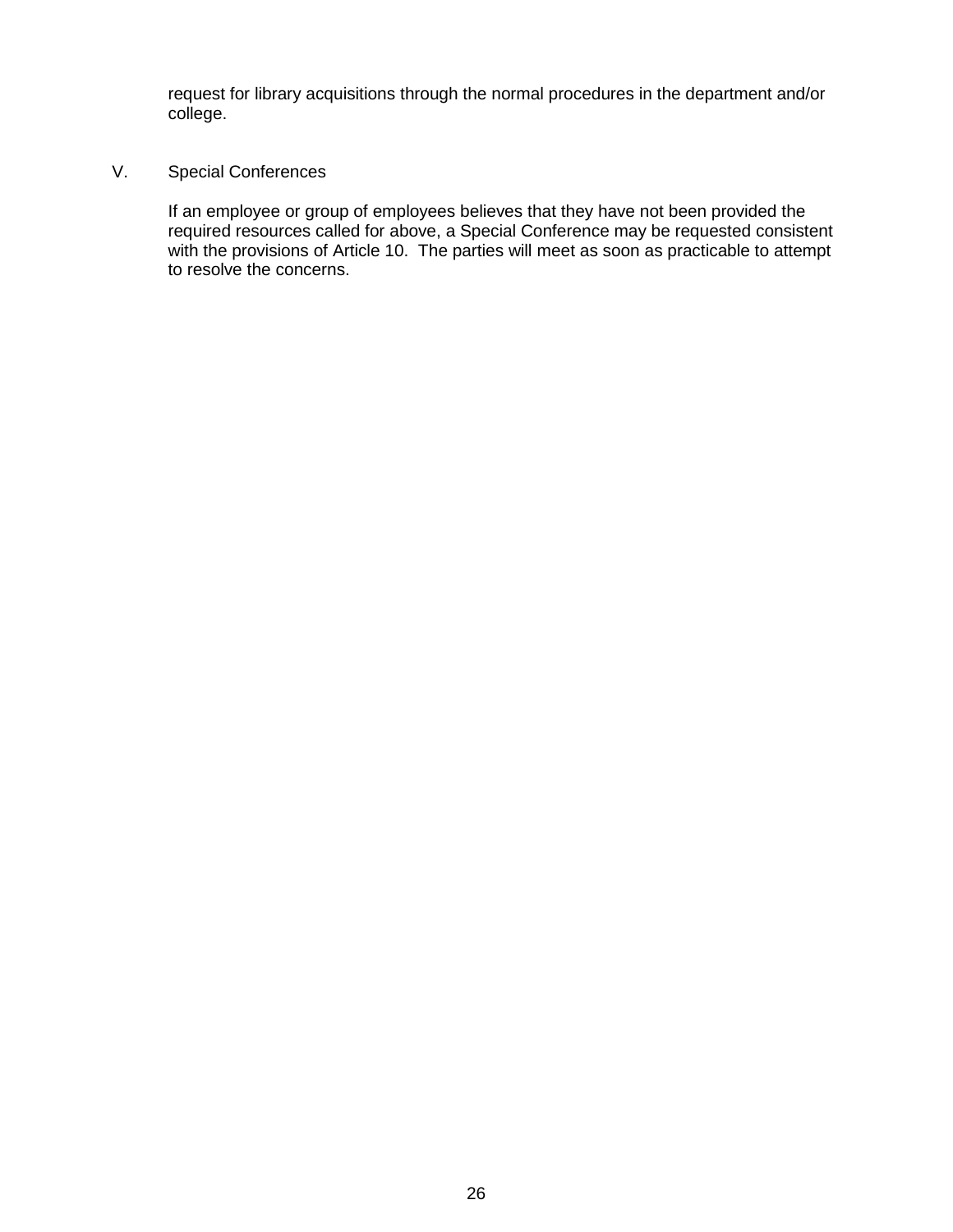request for library acquisitions through the normal procedures in the department and/or college.

V. Special Conferences

If an employee or group of employees believes that they have not been provided the required resources called for above, a Special Conference may be requested consistent with the provisions of Article 10. The parties will meet as soon as practicable to attempt to resolve the concerns.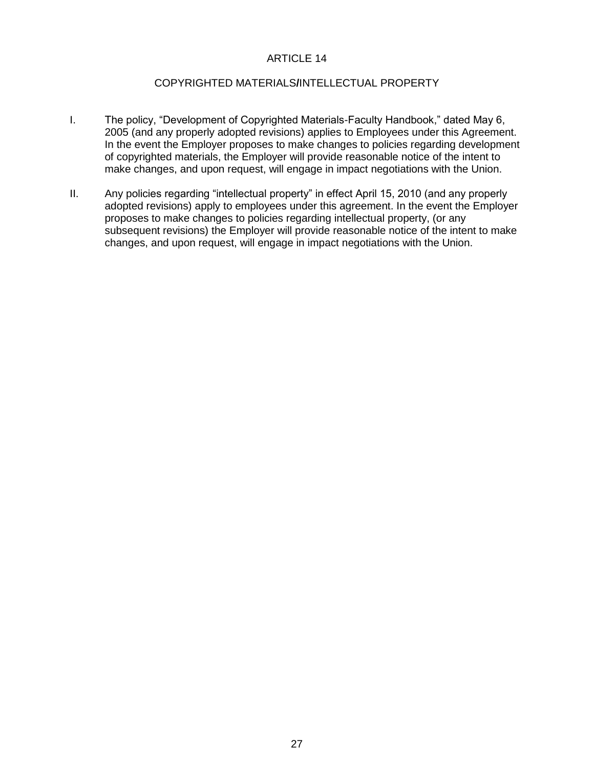# ARTICLE 14

## COPYRIGHTED MATERIALS/INTELLECTUAL PROPERTY

I. The policy, “Development of Copyrighted Materials-Faculty Handbook,” dated May 6, 2005 (and any properly adopted revisions) applies to Employees under this Agreement. In the event the Employer proposes to make changes to policies regarding development of copyrighted materials, the Employer will provide reasonable notice of the intent to make changes, and upon request, will engage in impact negotiations with the Union.

II. Any policies regarding “intellectual property” in effect April 15, 2010 (and any properly adopted revisions) apply to employees under this agreement. In the event the Employer proposes to make changes to policies regarding intellectual property, (or any subsequent revisions) the Employer will provide reasonable notice of the intent to make changes, and upon request, will engage in impact negotiations with the Union.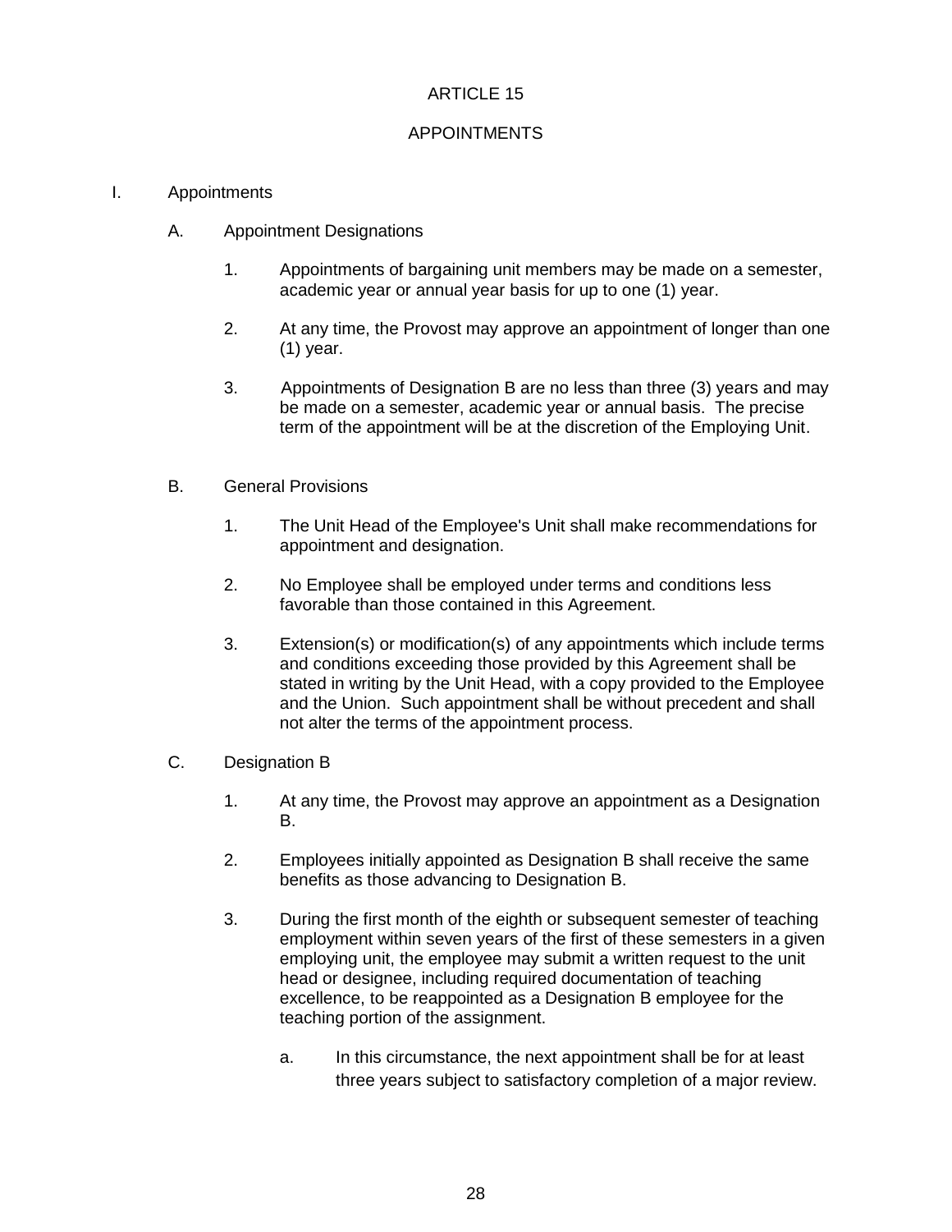# ARTICLE 15

## APPOINTMENTS

I. Appointments

  A. Appointment Designations

    1. Appointments of bargaining unit members may be made on a semester, academic year or annual year basis for up to one (1) year.

    2. At any time, the Provost may approve an appointment of longer than one (1) year.

    3. Appointments of Designation B are no less than three (3) years and may be made on a semester, academic year or annual basis. The precise term of the appointment will be at the discretion of the Employing Unit.

  B. General Provisions

    1. The Unit Head of the Employee's Unit shall make recommendations for appointment and designation.

    2. No Employee shall be employed under terms and conditions less favorable than those contained in this Agreement.

    3. Extension(s) or modification(s) of any appointments which include terms and conditions exceeding those provided by this Agreement shall be stated in writing by the Unit Head, with a copy provided to the Employee and the Union. Such appointment shall be without precedent and shall not alter the terms of the appointment process.

  C. Designation B

    1. At any time, the Provost may approve an appointment as a Designation B.

    2. Employees initially appointed as Designation B shall receive the same benefits as those advancing to Designation B.

    3. During the first month of the eighth or subsequent semester of teaching employment within seven years of the first of these semesters in a given employing unit, the employee may submit a written request to the unit head or designee, including required documentation of teaching excellence, to be reappointed as a Designation B employee for the teaching portion of the assignment.

      a. In this circumstance, the next appointment shall be for at least three years subject to satisfactory completion of a major review.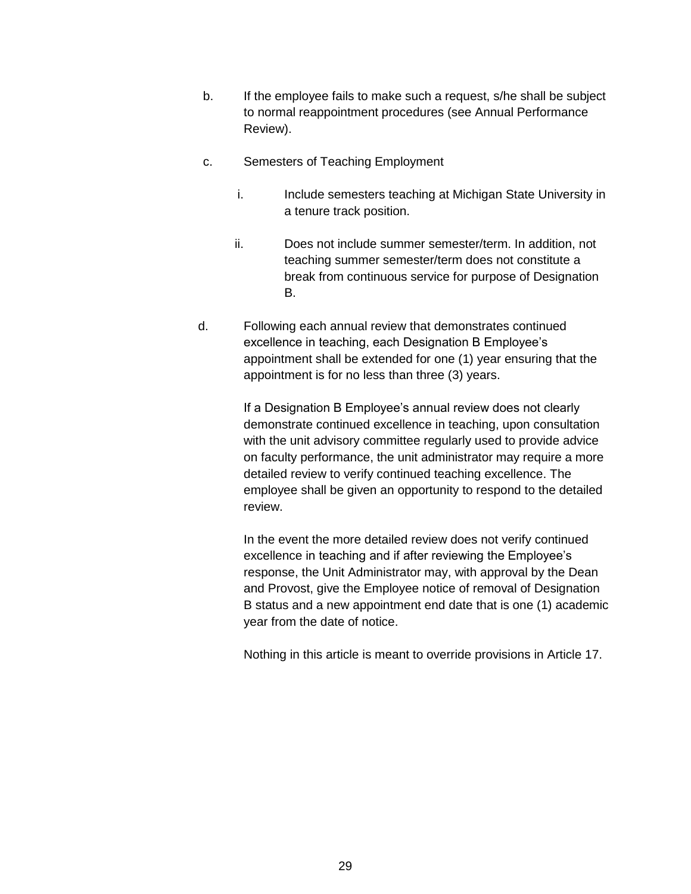b. If the employee fails to make such a request, s/he shall be subject to normal reappointment procedures (see Annual Performance Review).

c. Semesters of Teaching Employment

   i. Include semesters teaching at Michigan State University in a tenure track position.

   ii. Does not include summer semester/term. In addition, not teaching summer semester/term does not constitute a break from continuous service for purpose of Designation B.

d. Following each annual review that demonstrates continued excellence in teaching, each Designation B Employee’s appointment shall be extended for one (1) year ensuring that the appointment is for no less than three (3) years.

   If a Designation B Employee’s annual review does not clearly demonstrate continued excellence in teaching, upon consultation with the unit advisory committee regularly used to provide advice on faculty performance, the unit administrator may require a more detailed review to verify continued teaching excellence. The employee shall be given an opportunity to respond to the detailed review.

   In the event the more detailed review does not verify continued excellence in teaching and if after reviewing the Employee’s response, the Unit Administrator may, with approval by the Dean and Provost, give the Employee notice of removal of Designation B status and a new appointment end date that is one (1) academic year from the date of notice.

   Nothing in this article is meant to override provisions in Article 17.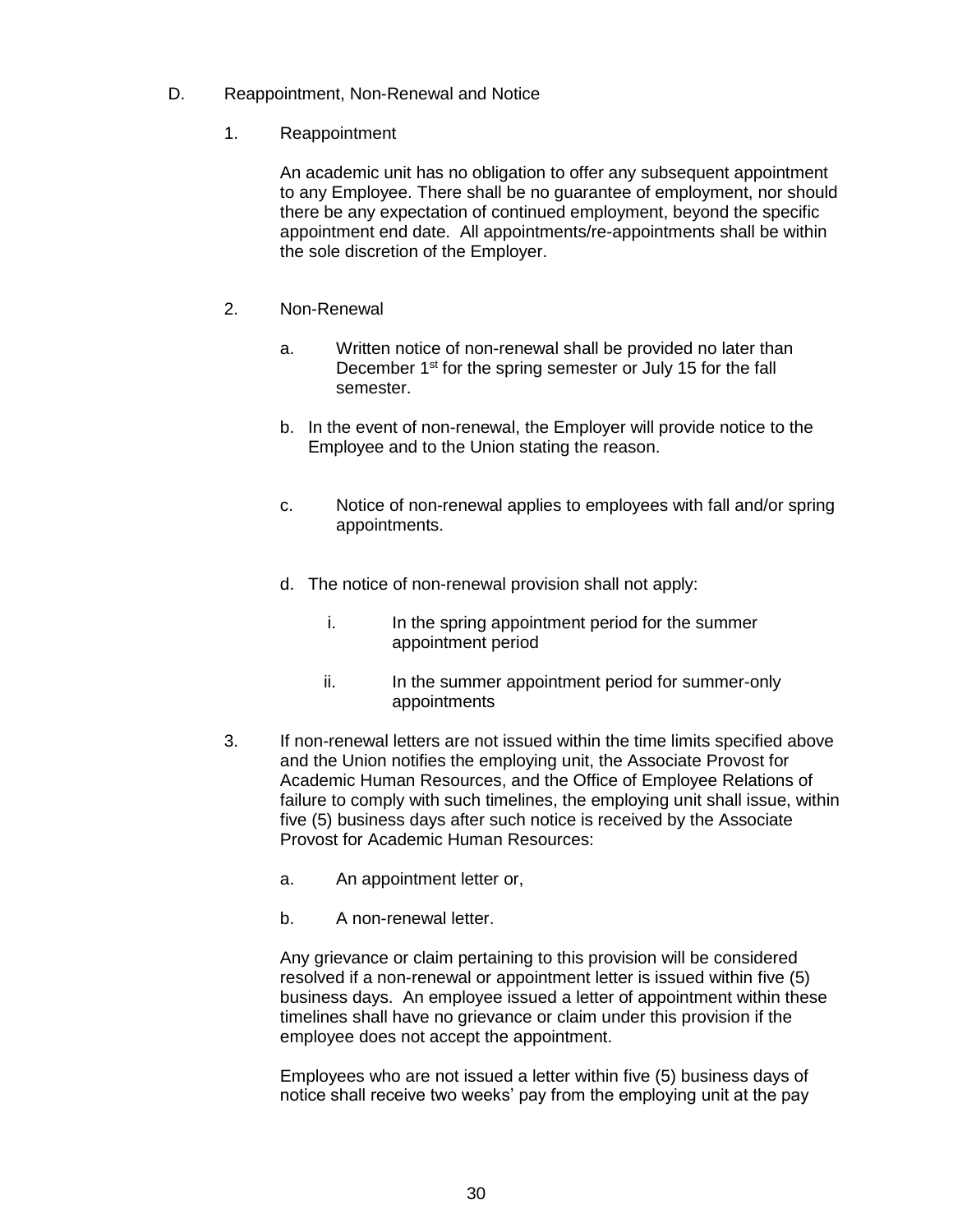D. Reappointment, Non-Renewal and Notice

1. Reappointment

   An academic unit has no obligation to offer any subsequent appointment to any Employee. There shall be no guarantee of employment, nor should there be any expectation of continued employment, beyond the specific appointment end date. All appointments/re-appointments shall be within the sole discretion of the Employer.

2. Non-Renewal

   a. Written notice of non-renewal shall be provided no later than December 1st for the spring semester or July 15 for the fall semester.

   b. In the event of non-renewal, the Employer will provide notice to the Employee and to the Union stating the reason.

   c. Notice of non-renewal applies to employees with fall and/or spring appointments.

   d. The notice of non-renewal provision shall not apply:

      i. In the spring appointment period for the summer appointment period

      ii. In the summer appointment period for summer-only appointments

3. If non-renewal letters are not issued within the time limits specified above and the Union notifies the employing unit, the Associate Provost for Academic Human Resources, and the Office of Employee Relations of failure to comply with such timelines, the employing unit shall issue, within five (5) business days after such notice is received by the Associate Provost for Academic Human Resources:

   a. An appointment letter or,

   b. A non-renewal letter.

   Any grievance or claim pertaining to this provision will be considered resolved if a non-renewal or appointment letter is issued within five (5) business days. An employee issued a letter of appointment within these timelines shall have no grievance or claim under this provision if the employee does not accept the appointment.

   Employees who are not issued a letter within five (5) business days of notice shall receive two weeks' pay from the employing unit at the pay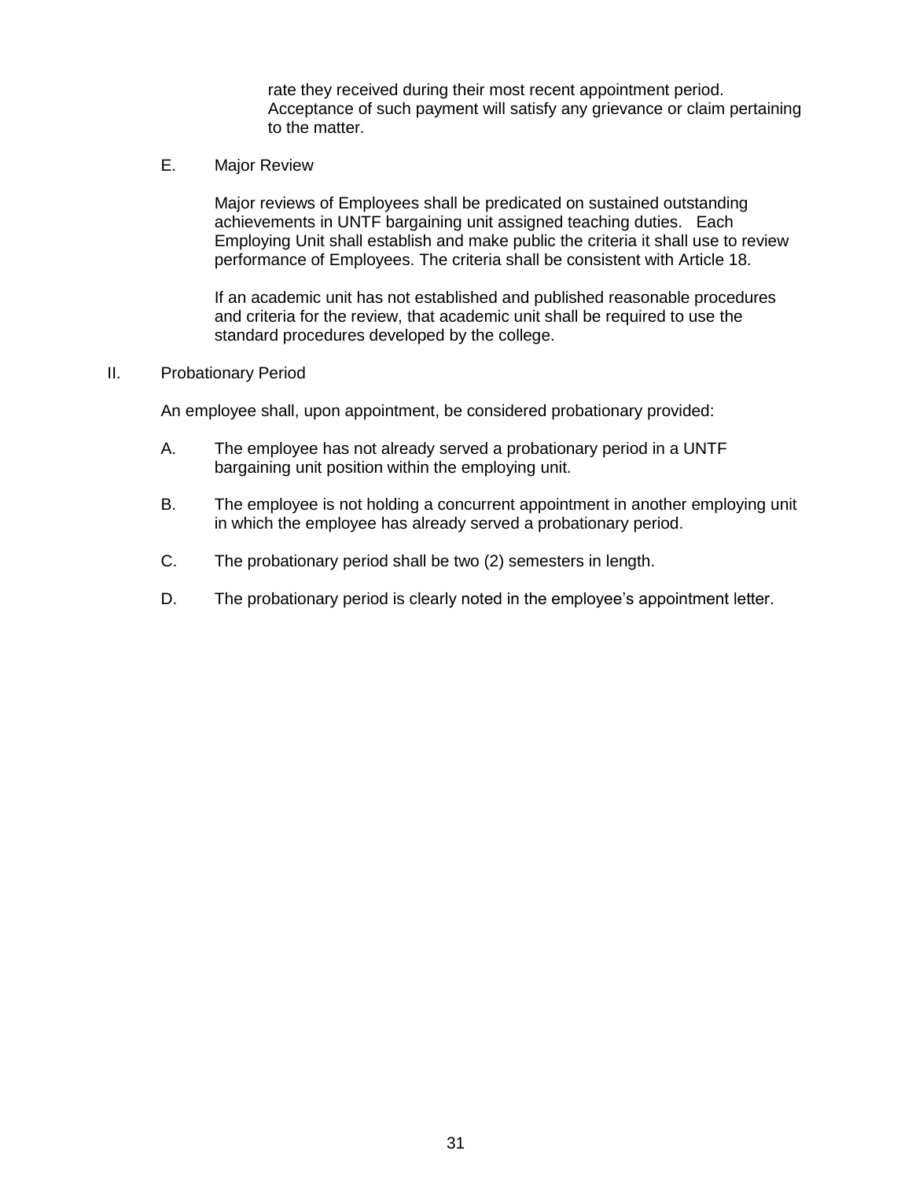rate they received during their most recent appointment period. Acceptance of such payment will satisfy any grievance or claim pertaining to the matter.

E. Major Review

Major reviews of Employees shall be predicated on sustained outstanding achievements in UNTF bargaining unit assigned teaching duties. Each Employing Unit shall establish and make public the criteria it shall use to review performance of Employees. The criteria shall be consistent with Article 18.

If an academic unit has not established and published reasonable procedures and criteria for the review, that academic unit shall be required to use the standard procedures developed by the college.

II. Probationary Period

An employee shall, upon appointment, be considered probationary provided:

A. The employee has not already served a probationary period in a UNTF bargaining unit position within the employing unit.

B. The employee is not holding a concurrent appointment in another employing unit in which the employee has already served a probationary period.

C. The probationary period shall be two (2) semesters in length.

D. The probationary period is clearly noted in the employee's appointment letter.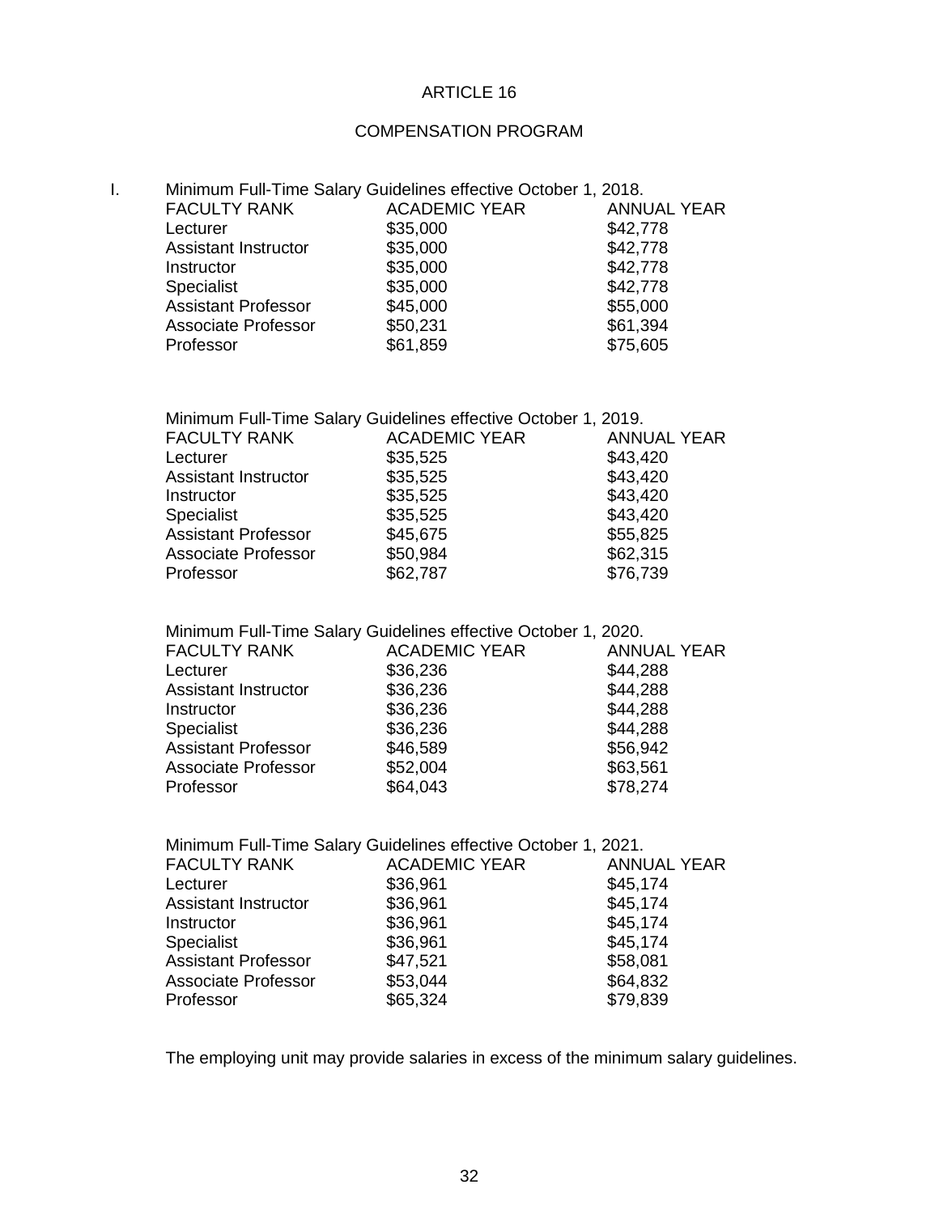# ARTICLE 16

## COMPENSATION PROGRAM

I. Minimum Full-Time Salary Guidelines effective October 1, 2018.

| FACULTY RANK | ACADEMIC YEAR | ANNUAL YEAR |
|---|---|---|
| Lecturer | $35,000 | $42,778 |
| Assistant Instructor | $35,000 | $42,778 |
| Instructor | $35,000 | $42,778 |
| Specialist | $35,000 | $42,778 |
| Assistant Professor | $45,000 | $55,000 |
| Associate Professor | $50,231 | $61,394 |
| Professor | $61,859 | $75,605 |

Minimum Full-Time Salary Guidelines effective October 1, 2019.

| FACULTY RANK | ACADEMIC YEAR | ANNUAL YEAR |
|---|---|---|
| Lecturer | $35,525 | $43,420 |
| Assistant Instructor | $35,525 | $43,420 |
| Instructor | $35,525 | $43,420 |
| Specialist | $35,525 | $43,420 |
| Assistant Professor | $45,675 | $55,825 |
| Associate Professor | $50,984 | $62,315 |
| Professor | $62,787 | $76,739 |

Minimum Full-Time Salary Guidelines effective October 1, 2020.

| FACULTY RANK | ACADEMIC YEAR | ANNUAL YEAR |
|---|---|---|
| Lecturer | $36,236 | $44,288 |
| Assistant Instructor | $36,236 | $44,288 |
| Instructor | $36,236 | $44,288 |
| Specialist | $36,236 | $44,288 |
| Assistant Professor | $46,589 | $56,942 |
| Associate Professor | $52,004 | $63,561 |
| Professor | $64,043 | $78,274 |

Minimum Full-Time Salary Guidelines effective October 1, 2021.

| FACULTY RANK | ACADEMIC YEAR | ANNUAL YEAR |
|---|---|---|
| Lecturer | $36,961 | $45,174 |
| Assistant Instructor | $36,961 | $45,174 |
| Instructor | $36,961 | $45,174 |
| Specialist | $36,961 | $45,174 |
| Assistant Professor | $47,521 | $58,081 |
| Associate Professor | $53,044 | $64,832 |
| Professor | $65,324 | $79,839 |

The employing unit may provide salaries in excess of the minimum salary guidelines.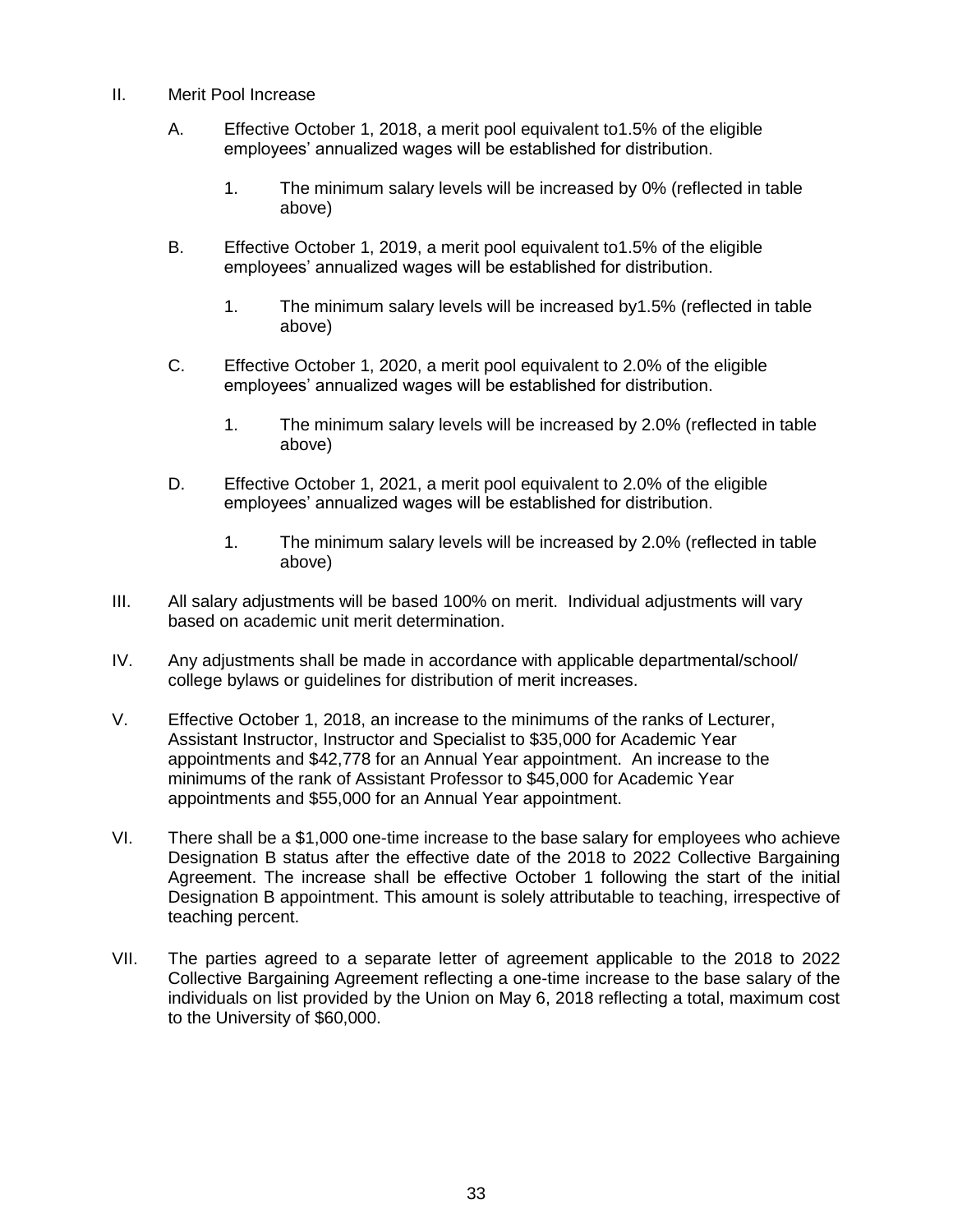II. Merit Pool Increase

   A. Effective October 1, 2018, a merit pool equivalent to1.5% of the eligible employees' annualized wages will be established for distribution.

      1. The minimum salary levels will be increased by 0% (reflected in table above)

   B. Effective October 1, 2019, a merit pool equivalent to1.5% of the eligible employees' annualized wages will be established for distribution.

      1. The minimum salary levels will be increased by1.5% (reflected in table above)

   C. Effective October 1, 2020, a merit pool equivalent to 2.0% of the eligible employees' annualized wages will be established for distribution.

      1. The minimum salary levels will be increased by 2.0% (reflected in table above)

   D. Effective October 1, 2021, a merit pool equivalent to 2.0% of the eligible employees' annualized wages will be established for distribution.

      1. The minimum salary levels will be increased by 2.0% (reflected in table above)

III. All salary adjustments will be based 100% on merit. Individual adjustments will vary based on academic unit merit determination.

IV. Any adjustments shall be made in accordance with applicable departmental/school/ college bylaws or guidelines for distribution of merit increases.

V. Effective October 1, 2018, an increase to the minimums of the ranks of Lecturer, Assistant Instructor, Instructor and Specialist to $35,000 for Academic Year appointments and $42,778 for an Annual Year appointment. An increase to the minimums of the rank of Assistant Professor to $45,000 for Academic Year appointments and $55,000 for an Annual Year appointment.

VI. There shall be a $1,000 one-time increase to the base salary for employees who achieve Designation B status after the effective date of the 2018 to 2022 Collective Bargaining Agreement. The increase shall be effective October 1 following the start of the initial Designation B appointment. This amount is solely attributable to teaching, irrespective of teaching percent.

VII. The parties agreed to a separate letter of agreement applicable to the 2018 to 2022 Collective Bargaining Agreement reflecting a one-time increase to the base salary of the individuals on list provided by the Union on May 6, 2018 reflecting a total, maximum cost to the University of $60,000.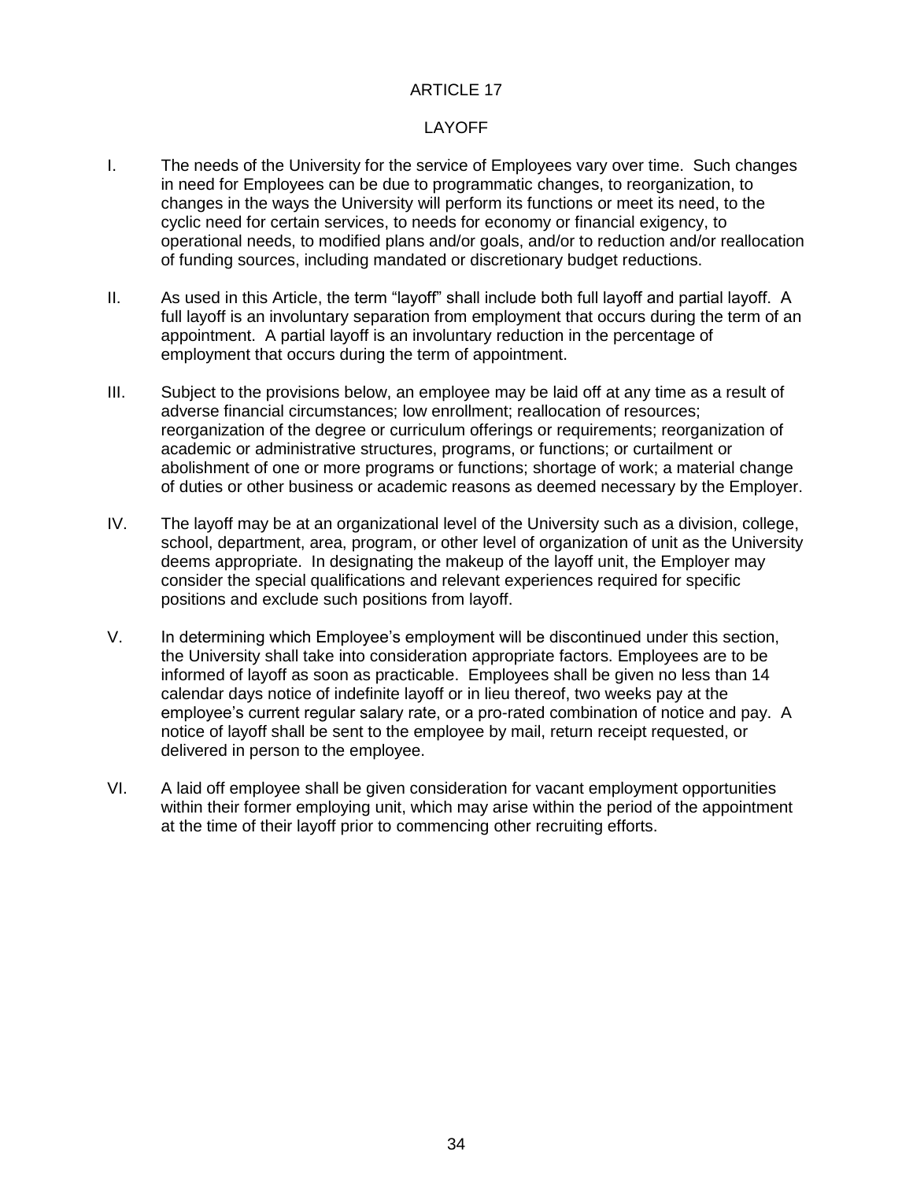# ARTICLE 17

## LAYOFF

I. The needs of the University for the service of Employees vary over time. Such changes in need for Employees can be due to programmatic changes, to reorganization, to changes in the ways the University will perform its functions or meet its need, to the cyclic need for certain services, to needs for economy or financial exigency, to operational needs, to modified plans and/or goals, and/or to reduction and/or reallocation of funding sources, including mandated or discretionary budget reductions.

II. As used in this Article, the term "layoff" shall include both full layoff and partial layoff. A full layoff is an involuntary separation from employment that occurs during the term of an appointment. A partial layoff is an involuntary reduction in the percentage of employment that occurs during the term of appointment.

III. Subject to the provisions below, an employee may be laid off at any time as a result of adverse financial circumstances; low enrollment; reallocation of resources; reorganization of the degree or curriculum offerings or requirements; reorganization of academic or administrative structures, programs, or functions; or curtailment or abolishment of one or more programs or functions; shortage of work; a material change of duties or other business or academic reasons as deemed necessary by the Employer.

IV. The layoff may be at an organizational level of the University such as a division, college, school, department, area, program, or other level of organization of unit as the University deems appropriate. In designating the makeup of the layoff unit, the Employer may consider the special qualifications and relevant experiences required for specific positions and exclude such positions from layoff.

V. In determining which Employee's employment will be discontinued under this section, the University shall take into consideration appropriate factors. Employees are to be informed of layoff as soon as practicable. Employees shall be given no less than 14 calendar days notice of indefinite layoff or in lieu thereof, two weeks pay at the employee's current regular salary rate, or a pro-rated combination of notice and pay. A notice of layoff shall be sent to the employee by mail, return receipt requested, or delivered in person to the employee.

VI. A laid off employee shall be given consideration for vacant employment opportunities within their former employing unit, which may arise within the period of the appointment at the time of their layoff prior to commencing other recruiting efforts.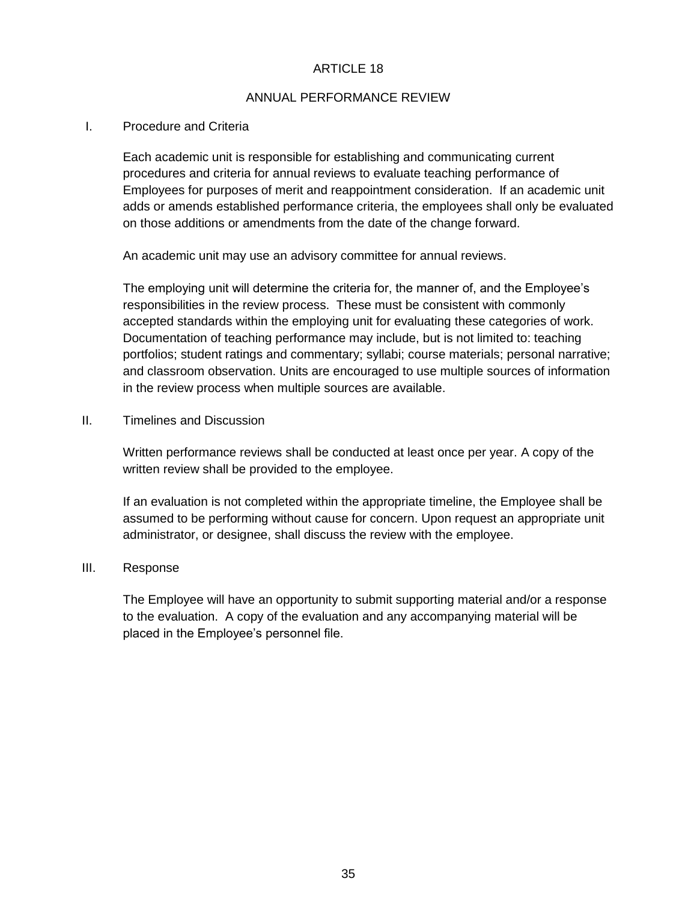# ARTICLE 18

## ANNUAL PERFORMANCE REVIEW

### I. Procedure and Criteria

Each academic unit is responsible for establishing and communicating current procedures and criteria for annual reviews to evaluate teaching performance of Employees for purposes of merit and reappointment consideration. If an academic unit adds or amends established performance criteria, the employees shall only be evaluated on those additions or amendments from the date of the change forward.

An academic unit may use an advisory committee for annual reviews.

The employing unit will determine the criteria for, the manner of, and the Employee's responsibilities in the review process. These must be consistent with commonly accepted standards within the employing unit for evaluating these categories of work. Documentation of teaching performance may include, but is not limited to: teaching portfolios; student ratings and commentary; syllabi; course materials; personal narrative; and classroom observation. Units are encouraged to use multiple sources of information in the review process when multiple sources are available.

### II. Timelines and Discussion

Written performance reviews shall be conducted at least once per year. A copy of the written review shall be provided to the employee.

If an evaluation is not completed within the appropriate timeline, the Employee shall be assumed to be performing without cause for concern. Upon request an appropriate unit administrator, or designee, shall discuss the review with the employee.

### III. Response

The Employee will have an opportunity to submit supporting material and/or a response to the evaluation. A copy of the evaluation and any accompanying material will be placed in the Employee's personnel file.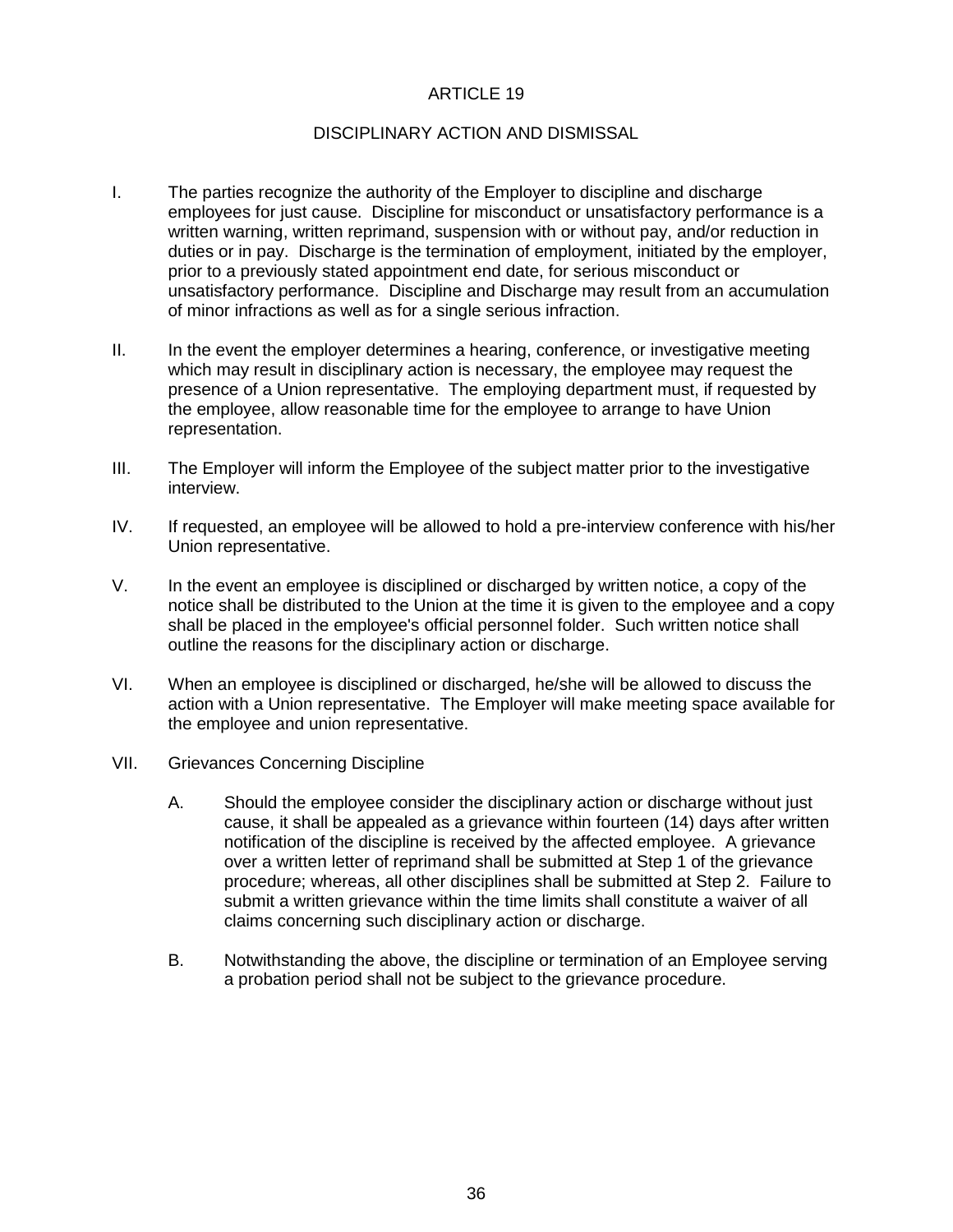# ARTICLE 19

## DISCIPLINARY ACTION AND DISMISSAL

I. The parties recognize the authority of the Employer to discipline and discharge employees for just cause. Discipline for misconduct or unsatisfactory performance is a written warning, written reprimand, suspension with or without pay, and/or reduction in duties or in pay. Discharge is the termination of employment, initiated by the employer, prior to a previously stated appointment end date, for serious misconduct or unsatisfactory performance. Discipline and Discharge may result from an accumulation of minor infractions as well as for a single serious infraction.

II. In the event the employer determines a hearing, conference, or investigative meeting which may result in disciplinary action is necessary, the employee may request the presence of a Union representative. The employing department must, if requested by the employee, allow reasonable time for the employee to arrange to have Union representation.

III. The Employer will inform the Employee of the subject matter prior to the investigative interview.

IV. If requested, an employee will be allowed to hold a pre-interview conference with his/her Union representative.

V. In the event an employee is disciplined or discharged by written notice, a copy of the notice shall be distributed to the Union at the time it is given to the employee and a copy shall be placed in the employee's official personnel folder. Such written notice shall outline the reasons for the disciplinary action or discharge.

VI. When an employee is disciplined or discharged, he/she will be allowed to discuss the action with a Union representative. The Employer will make meeting space available for the employee and union representative.

VII. Grievances Concerning Discipline

   A. Should the employee consider the disciplinary action or discharge without just cause, it shall be appealed as a grievance within fourteen (14) days after written notification of the discipline is received by the affected employee. A grievance over a written letter of reprimand shall be submitted at Step 1 of the grievance procedure; whereas, all other disciplines shall be submitted at Step 2. Failure to submit a written grievance within the time limits shall constitute a waiver of all claims concerning such disciplinary action or discharge.

   B. Notwithstanding the above, the discipline or termination of an Employee serving a probation period shall not be subject to the grievance procedure.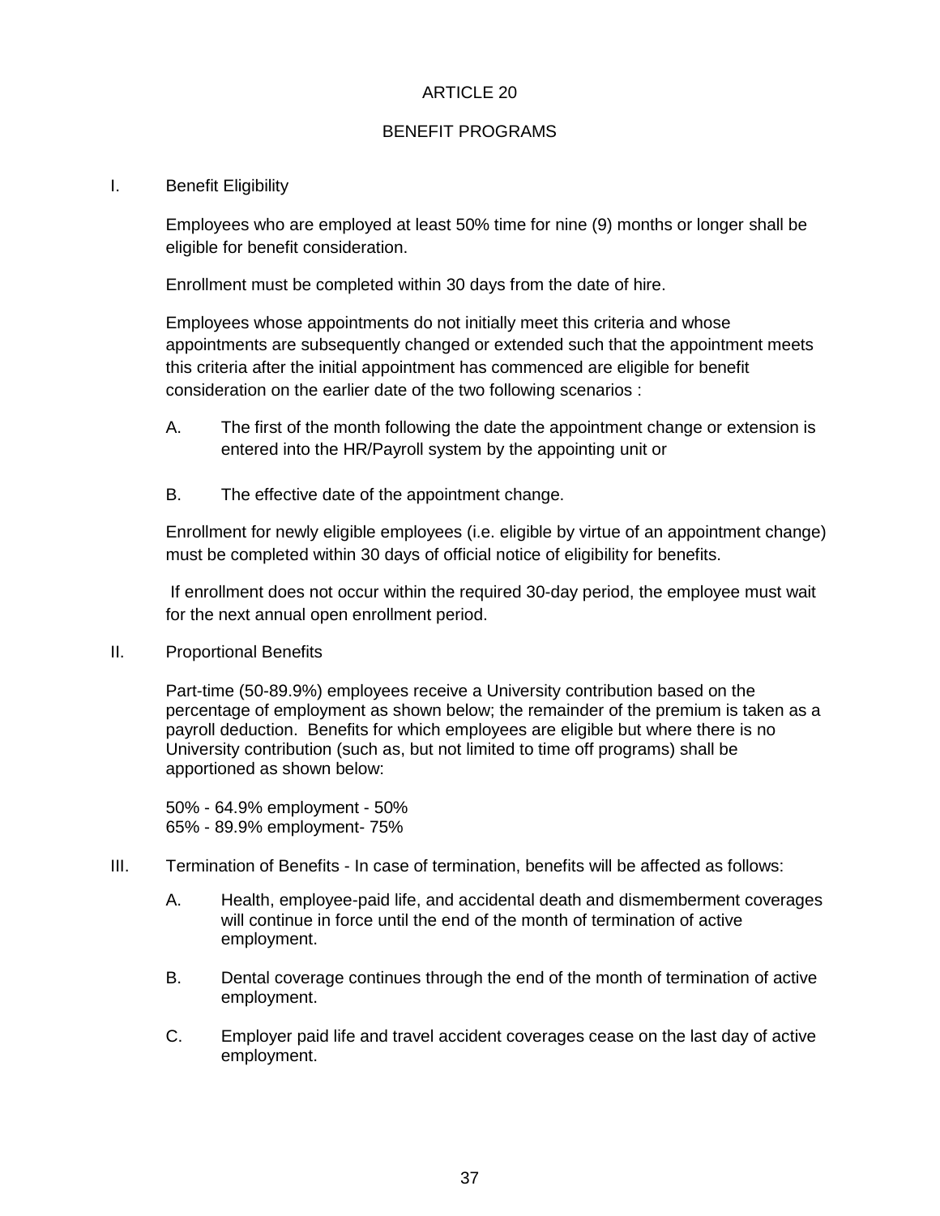# ARTICLE 20

## BENEFIT PROGRAMS

I. Benefit Eligibility

Employees who are employed at least 50% time for nine (9) months or longer shall be eligible for benefit consideration.

Enrollment must be completed within 30 days from the date of hire.

Employees whose appointments do not initially meet this criteria and whose appointments are subsequently changed or extended such that the appointment meets this criteria after the initial appointment has commenced are eligible for benefit consideration on the earlier date of the two following scenarios :

A. The first of the month following the date the appointment change or extension is entered into the HR/Payroll system by the appointing unit or

B. The effective date of the appointment change.

Enrollment for newly eligible employees (i.e. eligible by virtue of an appointment change) must be completed within 30 days of official notice of eligibility for benefits.

If enrollment does not occur within the required 30-day period, the employee must wait for the next annual open enrollment period.

II. Proportional Benefits

Part-time (50-89.9%) employees receive a University contribution based on the percentage of employment as shown below; the remainder of the premium is taken as a payroll deduction. Benefits for which employees are eligible but where there is no University contribution (such as, but not limited to time off programs) shall be apportioned as shown below:

50% - 64.9% employment - 50%
65% - 89.9% employment- 75%

III. Termination of Benefits - In case of termination, benefits will be affected as follows:

A. Health, employee-paid life, and accidental death and dismemberment coverages will continue in force until the end of the month of termination of active employment.

B. Dental coverage continues through the end of the month of termination of active employment.

C. Employer paid life and travel accident coverages cease on the last day of active employment.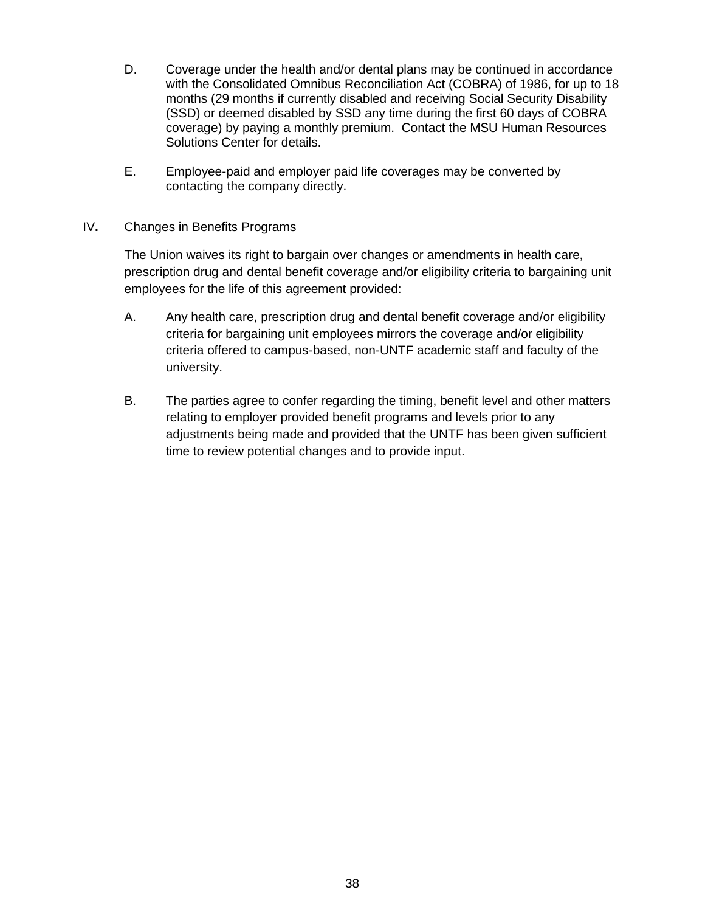D. Coverage under the health and/or dental plans may be continued in accordance with the Consolidated Omnibus Reconciliation Act (COBRA) of 1986, for up to 18 months (29 months if currently disabled and receiving Social Security Disability (SSD) or deemed disabled by SSD any time during the first 60 days of COBRA coverage) by paying a monthly premium. Contact the MSU Human Resources Solutions Center for details.

E. Employee-paid and employer paid life coverages may be converted by contacting the company directly.

IV. Changes in Benefits Programs

The Union waives its right to bargain over changes or amendments in health care, prescription drug and dental benefit coverage and/or eligibility criteria to bargaining unit employees for the life of this agreement provided:

A. Any health care, prescription drug and dental benefit coverage and/or eligibility criteria for bargaining unit employees mirrors the coverage and/or eligibility criteria offered to campus-based, non-UNTF academic staff and faculty of the university.

B. The parties agree to confer regarding the timing, benefit level and other matters relating to employer provided benefit programs and levels prior to any adjustments being made and provided that the UNTF has been given sufficient time to review potential changes and to provide input.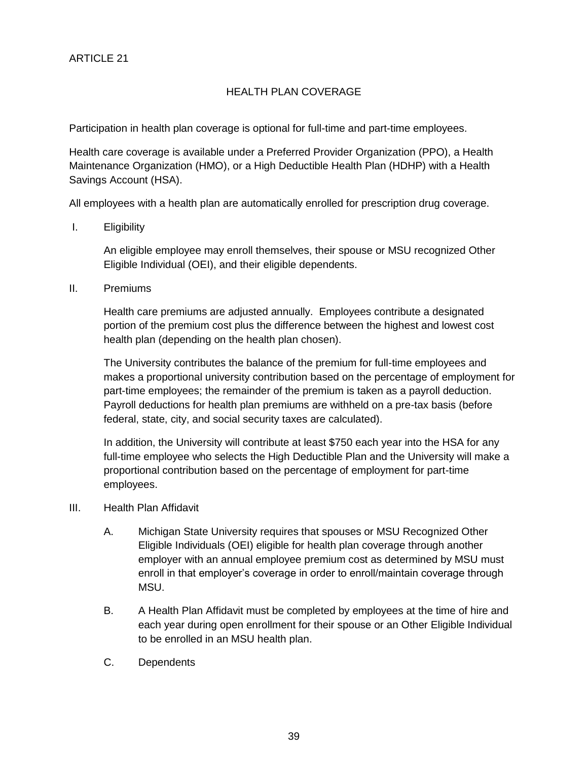ARTICLE 21

## HEALTH PLAN COVERAGE

Participation in health plan coverage is optional for full-time and part-time employees.

Health care coverage is available under a Preferred Provider Organization (PPO), a Health Maintenance Organization (HMO), or a High Deductible Health Plan (HDHP) with a Health Savings Account (HSA).

All employees with a health plan are automatically enrolled for prescription drug coverage.

I. Eligibility

   An eligible employee may enroll themselves, their spouse or MSU recognized Other Eligible Individual (OEI), and their eligible dependents.

II. Premiums

   Health care premiums are adjusted annually. Employees contribute a designated portion of the premium cost plus the difference between the highest and lowest cost health plan (depending on the health plan chosen).

   The University contributes the balance of the premium for full-time employees and makes a proportional university contribution based on the percentage of employment for part-time employees; the remainder of the premium is taken as a payroll deduction. Payroll deductions for health plan premiums are withheld on a pre-tax basis (before federal, state, city, and social security taxes are calculated).

   In addition, the University will contribute at least $750 each year into the HSA for any full-time employee who selects the High Deductible Plan and the University will make a proportional contribution based on the percentage of employment for part-time employees.

III. Health Plan Affidavit

   A. Michigan State University requires that spouses or MSU Recognized Other Eligible Individuals (OEI) eligible for health plan coverage through another employer with an annual employee premium cost as determined by MSU must enroll in that employer's coverage in order to enroll/maintain coverage through MSU.

   B. A Health Plan Affidavit must be completed by employees at the time of hire and each year during open enrollment for their spouse or an Other Eligible Individual to be enrolled in an MSU health plan.

   C. Dependents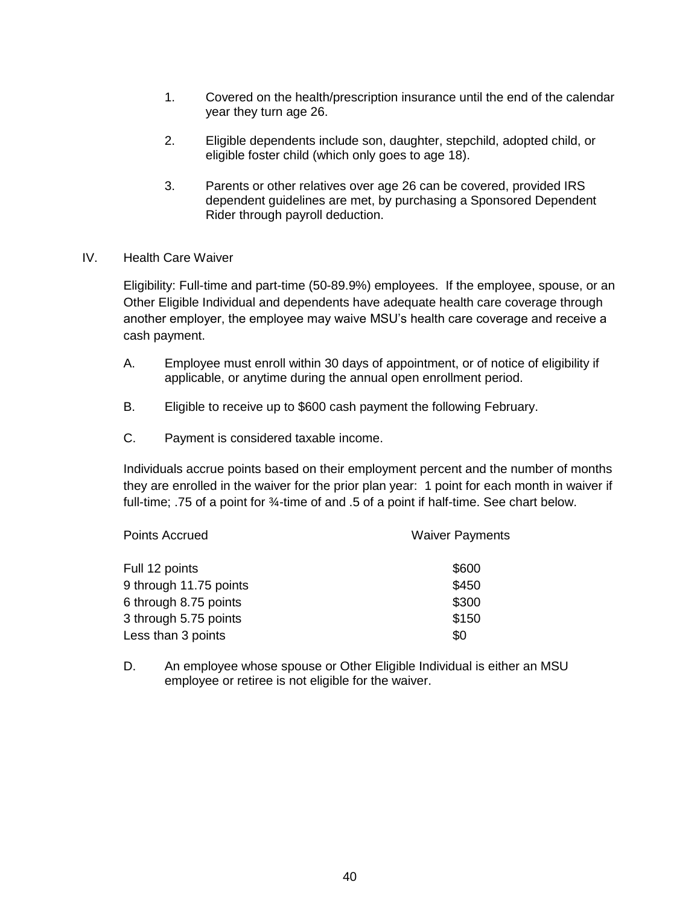1. Covered on the health/prescription insurance until the end of the calendar year they turn age 26.

2. Eligible dependents include son, daughter, stepchild, adopted child, or eligible foster child (which only goes to age 18).

3. Parents or other relatives over age 26 can be covered, provided IRS dependent guidelines are met, by purchasing a Sponsored Dependent Rider through payroll deduction.

IV. Health Care Waiver

Eligibility: Full-time and part-time (50-89.9%) employees. If the employee, spouse, or an Other Eligible Individual and dependents have adequate health care coverage through another employer, the employee may waive MSU's health care coverage and receive a cash payment.

A. Employee must enroll within 30 days of appointment, or of notice of eligibility if applicable, or anytime during the annual open enrollment period.

B. Eligible to receive up to $600 cash payment the following February.

C. Payment is considered taxable income.

Individuals accrue points based on their employment percent and the number of months they are enrolled in the waiver for the prior plan year: 1 point for each month in waiver if full-time; .75 of a point for ¾-time of and .5 of a point if half-time. See chart below.

| Points Accrued | Waiver Payments |
|---|---|
| Full 12 points | $600 |
| 9 through 11.75 points | $450 |
| 6 through 8.75 points | $300 |
| 3 through 5.75 points | $150 |
| Less than 3 points | $0 |

D. An employee whose spouse or Other Eligible Individual is either an MSU employee or retiree is not eligible for the waiver.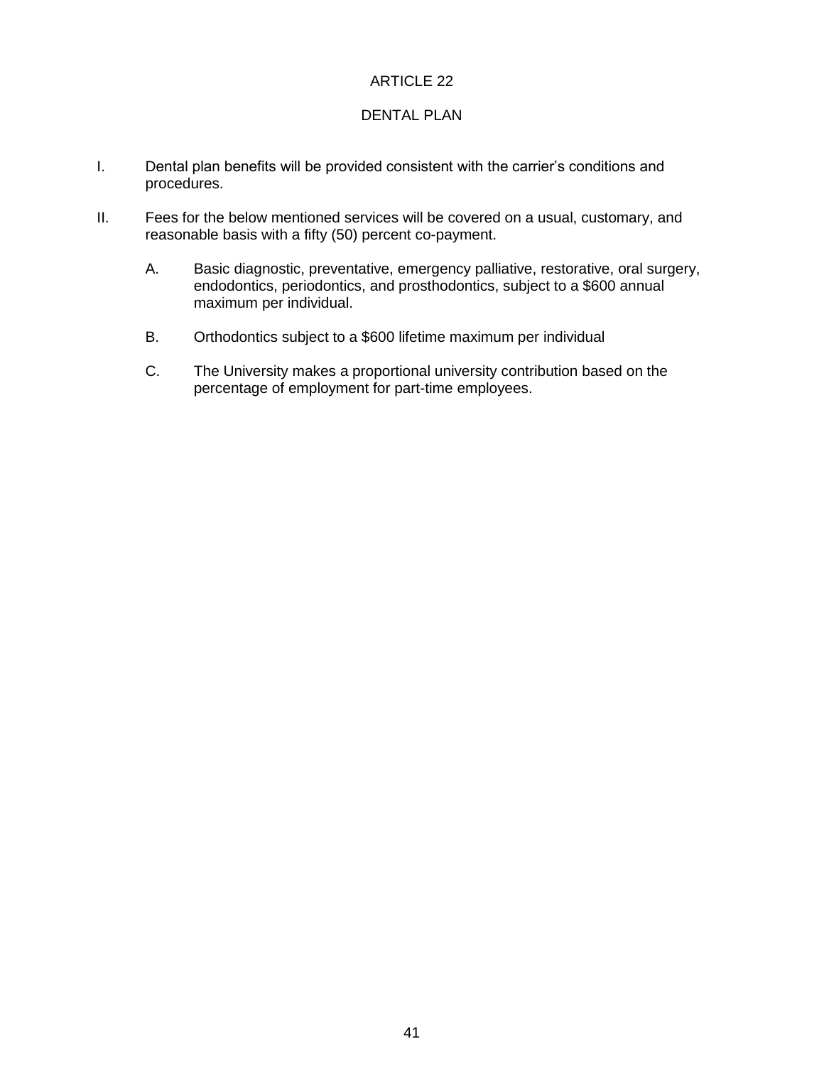# ARTICLE 22

## DENTAL PLAN

I. Dental plan benefits will be provided consistent with the carrier's conditions and procedures.

II. Fees for the below mentioned services will be covered on a usual, customary, and reasonable basis with a fifty (50) percent co-payment.

   A. Basic diagnostic, preventative, emergency palliative, restorative, oral surgery, endodontics, periodontics, and prosthodontics, subject to a $600 annual maximum per individual.

   B. Orthodontics subject to a $600 lifetime maximum per individual

   C. The University makes a proportional university contribution based on the percentage of employment for part-time employees.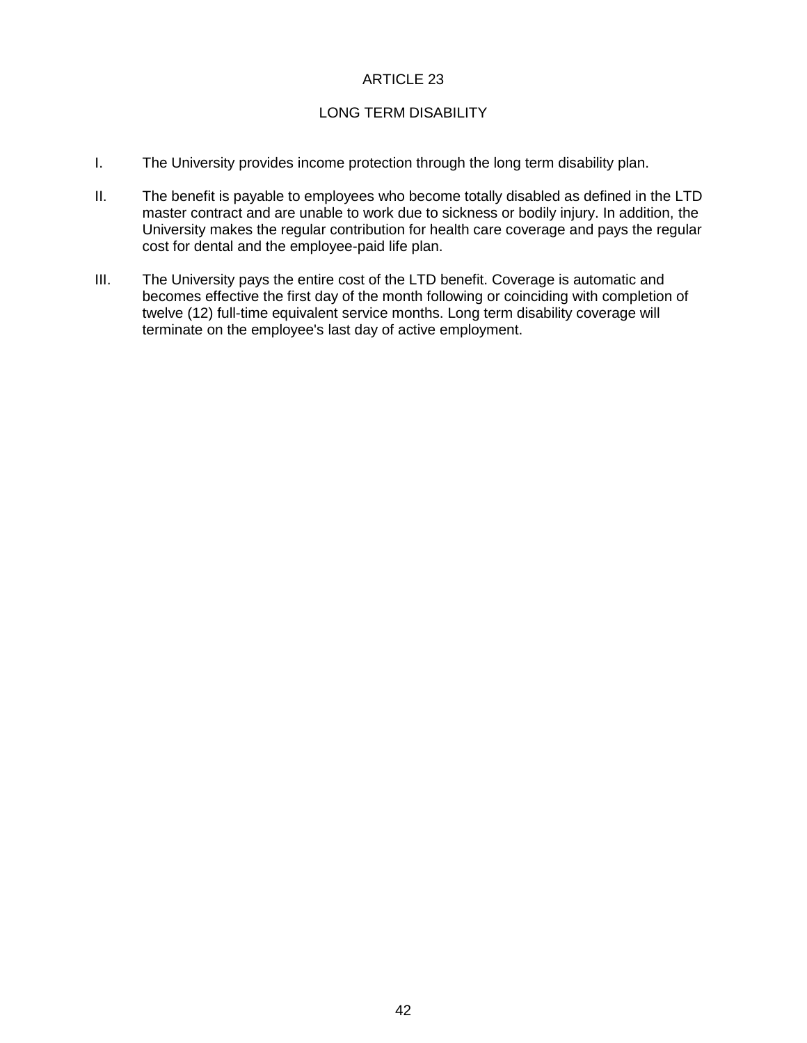# ARTICLE 23

## LONG TERM DISABILITY

I. The University provides income protection through the long term disability plan.

II. The benefit is payable to employees who become totally disabled as defined in the LTD master contract and are unable to work due to sickness or bodily injury. In addition, the University makes the regular contribution for health care coverage and pays the regular cost for dental and the employee-paid life plan.

III. The University pays the entire cost of the LTD benefit. Coverage is automatic and becomes effective the first day of the month following or coinciding with completion of twelve (12) full-time equivalent service months. Long term disability coverage will terminate on the employee's last day of active employment.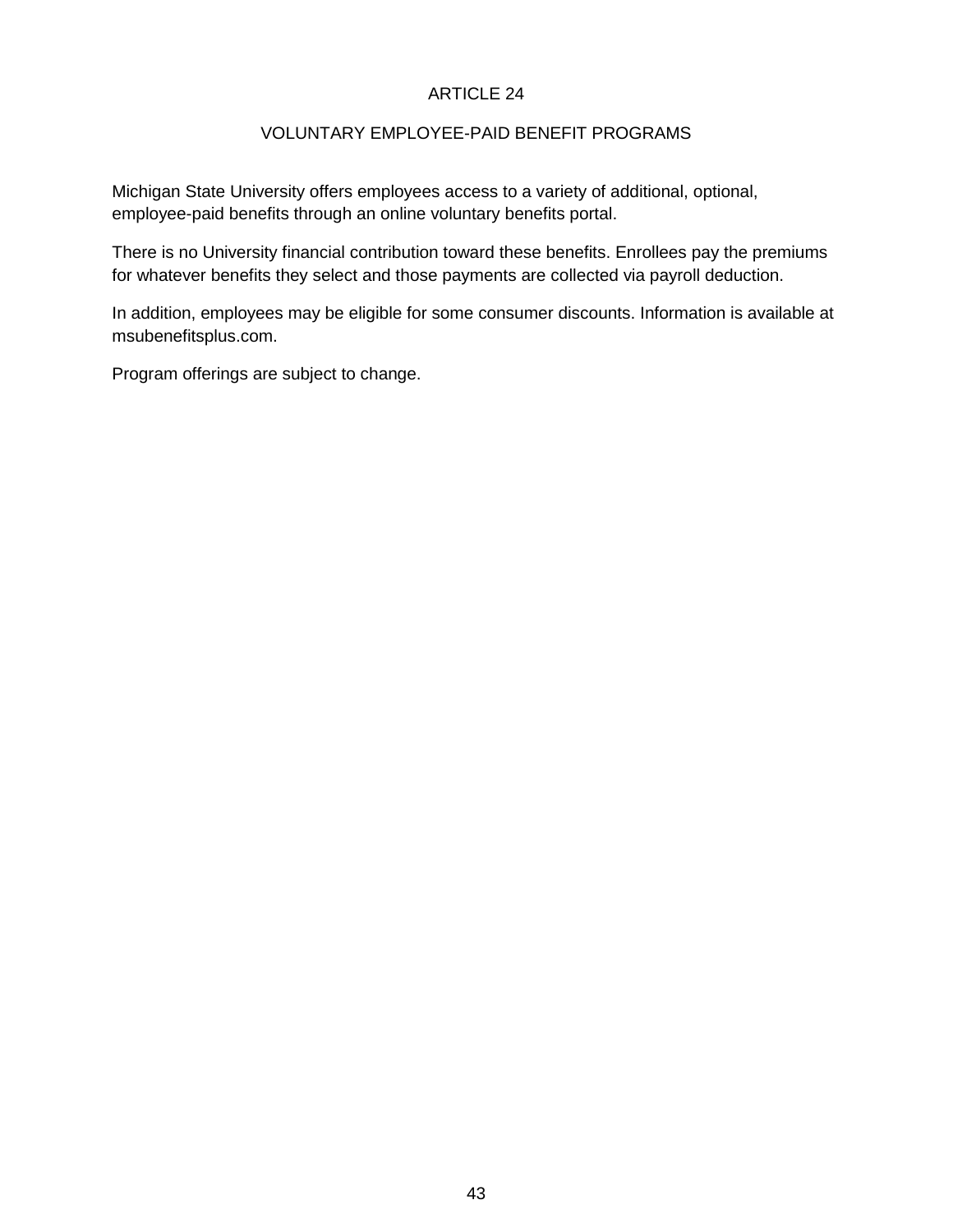# ARTICLE 24

## VOLUNTARY EMPLOYEE-PAID BENEFIT PROGRAMS

Michigan State University offers employees access to a variety of additional, optional, employee-paid benefits through an online voluntary benefits portal.

There is no University financial contribution toward these benefits. Enrollees pay the premiums for whatever benefits they select and those payments are collected via payroll deduction.

In addition, employees may be eligible for some consumer discounts. Information is available at msubenefitsplus.com.

Program offerings are subject to change.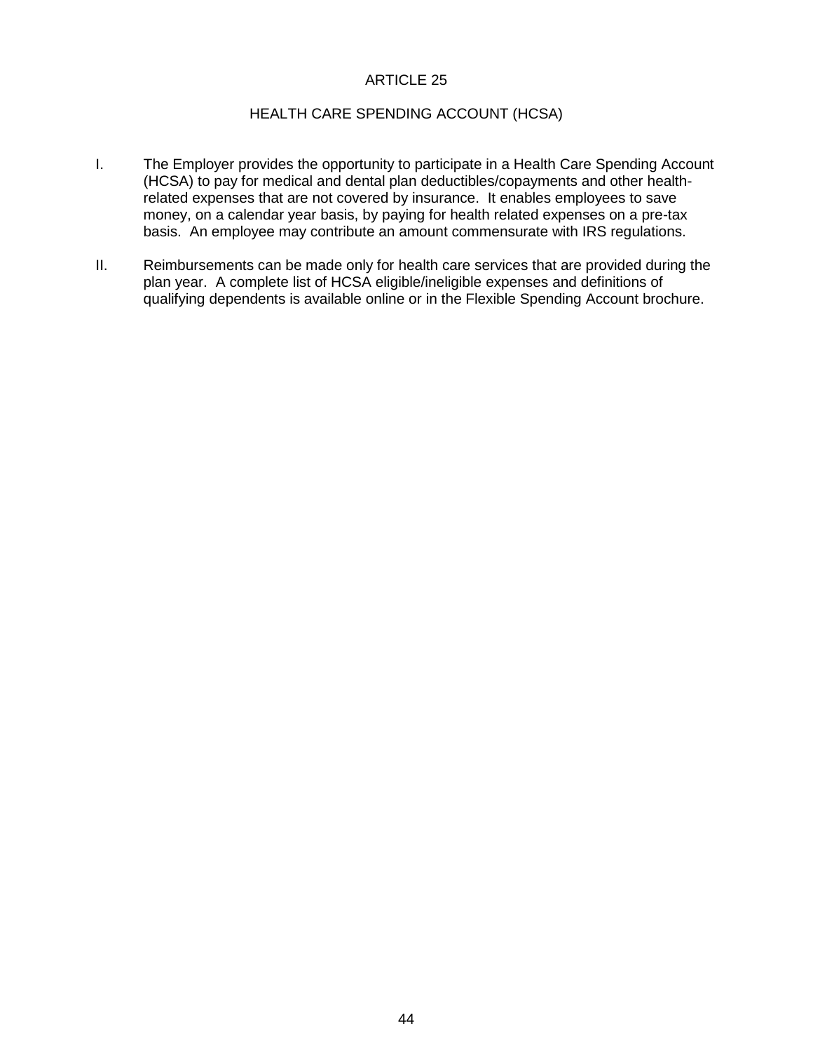# ARTICLE 25

## HEALTH CARE SPENDING ACCOUNT (HCSA)

I. The Employer provides the opportunity to participate in a Health Care Spending Account (HCSA) to pay for medical and dental plan deductibles/copayments and other health-related expenses that are not covered by insurance. It enables employees to save money, on a calendar year basis, by paying for health related expenses on a pre-tax basis. An employee may contribute an amount commensurate with IRS regulations.

II. Reimbursements can be made only for health care services that are provided during the plan year. A complete list of HCSA eligible/ineligible expenses and definitions of qualifying dependents is available online or in the Flexible Spending Account brochure.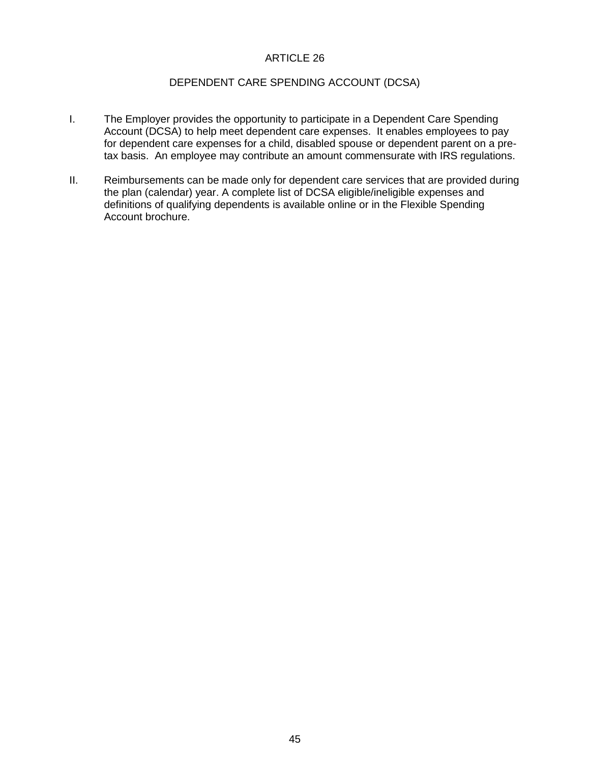# ARTICLE 26

## DEPENDENT CARE SPENDING ACCOUNT (DCSA)

I. The Employer provides the opportunity to participate in a Dependent Care Spending Account (DCSA) to help meet dependent care expenses. It enables employees to pay for dependent care expenses for a child, disabled spouse or dependent parent on a pre-tax basis. An employee may contribute an amount commensurate with IRS regulations.

II. Reimbursements can be made only for dependent care services that are provided during the plan (calendar) year. A complete list of DCSA eligible/ineligible expenses and definitions of qualifying dependents is available online or in the Flexible Spending Account brochure.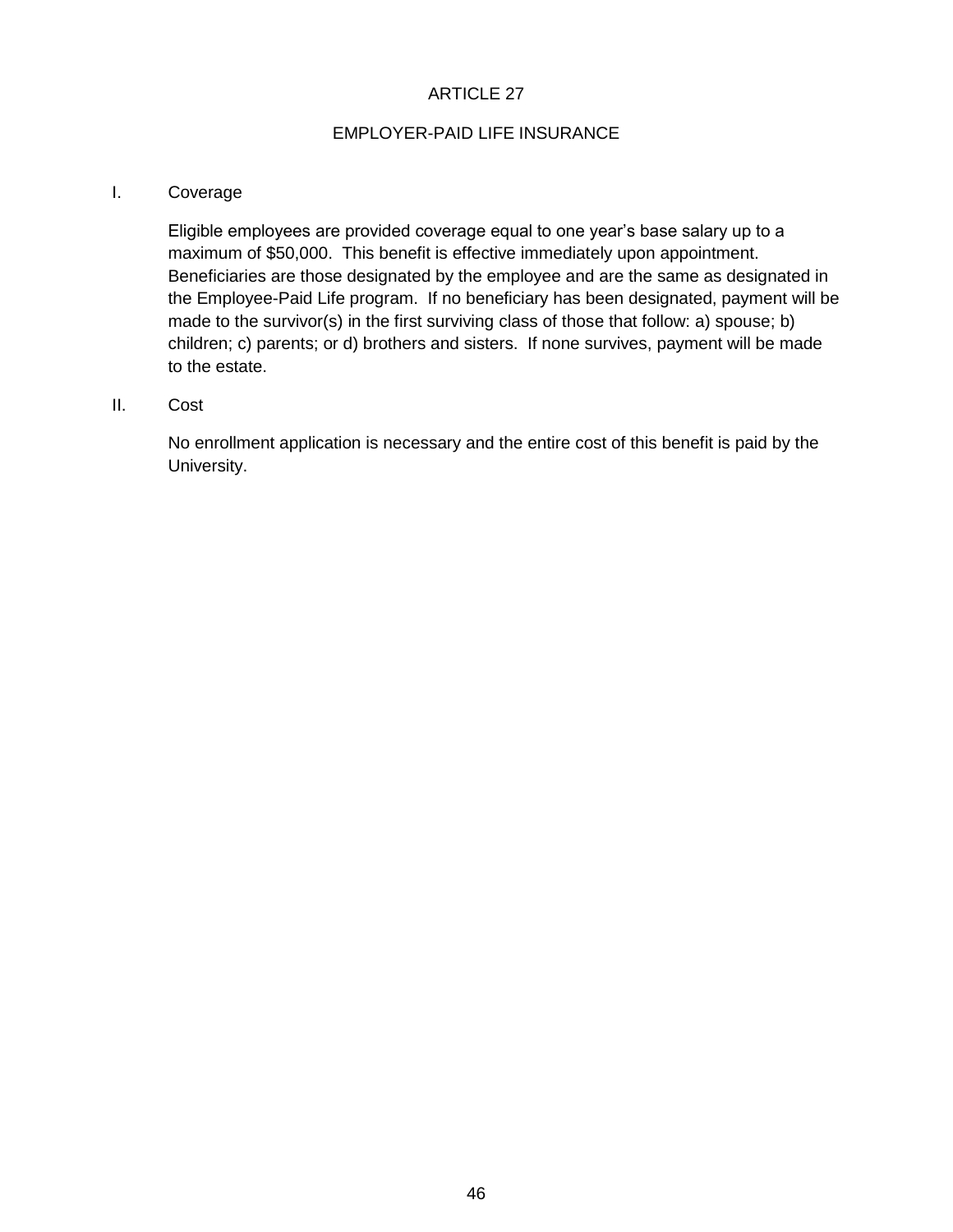# ARTICLE 27

## EMPLOYER-PAID LIFE INSURANCE

I. Coverage

Eligible employees are provided coverage equal to one year's base salary up to a maximum of $50,000. This benefit is effective immediately upon appointment. Beneficiaries are those designated by the employee and are the same as designated in the Employee-Paid Life program. If no beneficiary has been designated, payment will be made to the survivor(s) in the first surviving class of those that follow: a) spouse; b) children; c) parents; or d) brothers and sisters. If none survives, payment will be made to the estate.

II. Cost

No enrollment application is necessary and the entire cost of this benefit is paid by the University.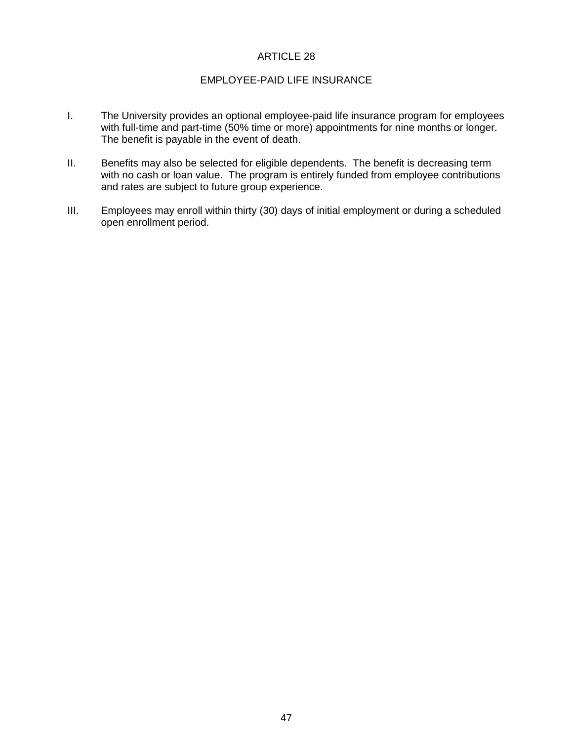# ARTICLE 28

## EMPLOYEE-PAID LIFE INSURANCE

I. The University provides an optional employee-paid life insurance program for employees with full-time and part-time (50% time or more) appointments for nine months or longer. The benefit is payable in the event of death.

II. Benefits may also be selected for eligible dependents. The benefit is decreasing term with no cash or loan value. The program is entirely funded from employee contributions and rates are subject to future group experience.

III. Employees may enroll within thirty (30) days of initial employment or during a scheduled open enrollment period.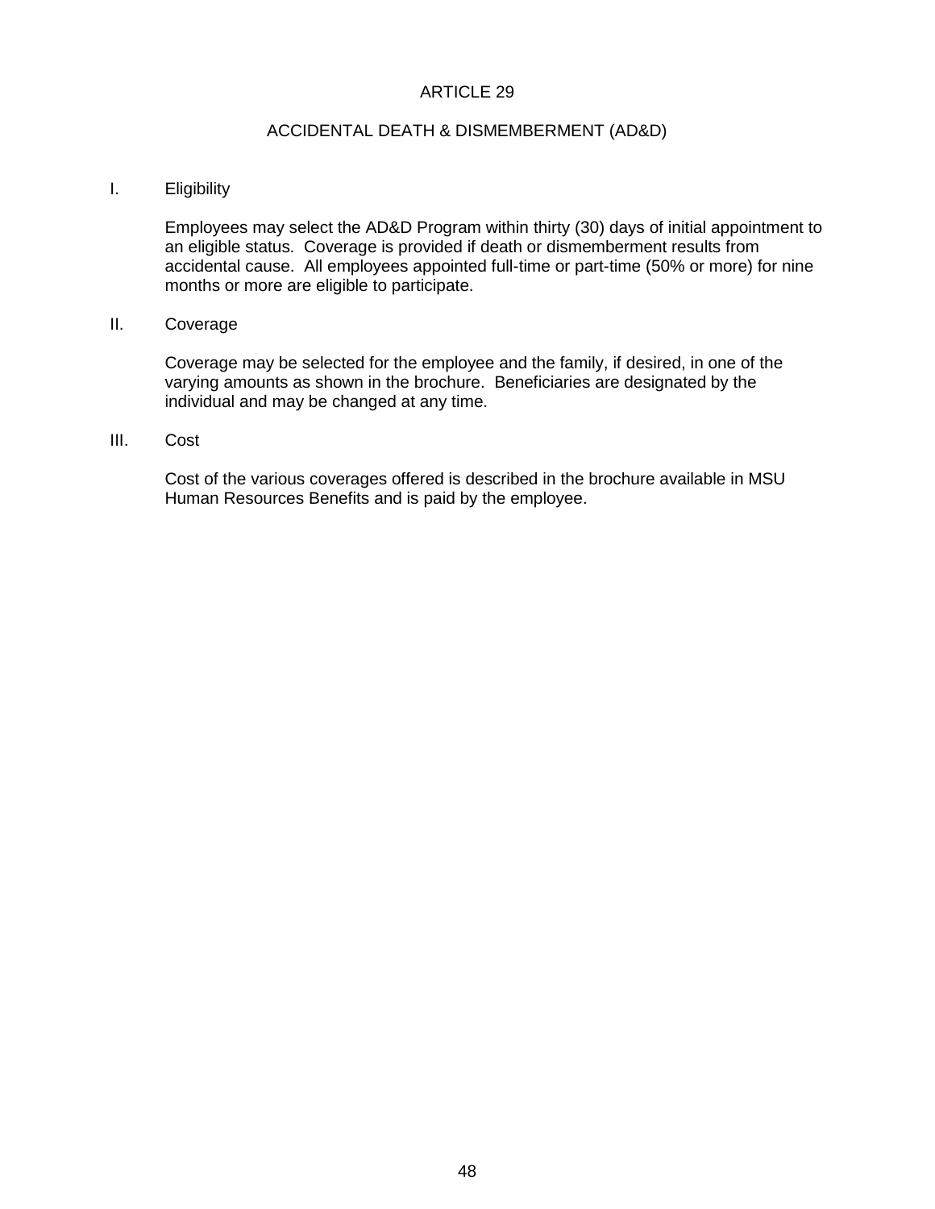# ARTICLE 29

## ACCIDENTAL DEATH & DISMEMBERMENT (AD&D)

### I. Eligibility

Employees may select the AD&D Program within thirty (30) days of initial appointment to an eligible status. Coverage is provided if death or dismemberment results from accidental cause. All employees appointed full-time or part-time (50% or more) for nine months or more are eligible to participate.

### II. Coverage

Coverage may be selected for the employee and the family, if desired, in one of the varying amounts as shown in the brochure. Beneficiaries are designated by the individual and may be changed at any time.

### III. Cost

Cost of the various coverages offered is described in the brochure available in MSU Human Resources Benefits and is paid by the employee.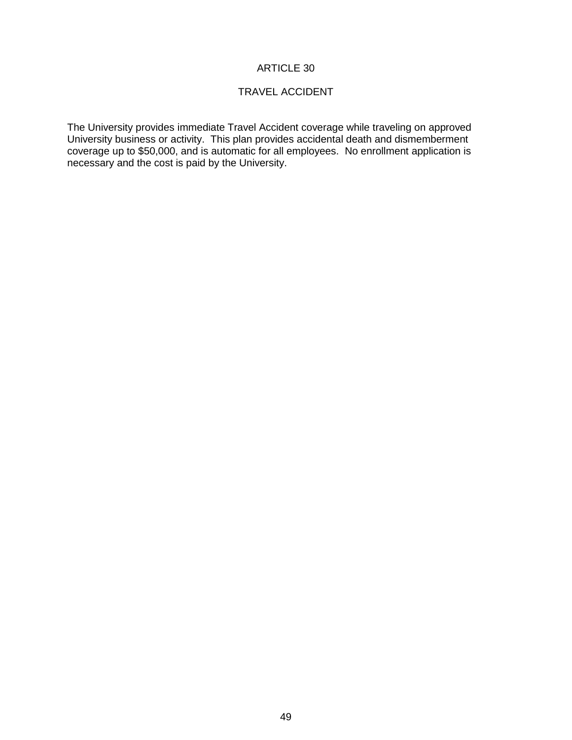# ARTICLE 30

## TRAVEL ACCIDENT

The University provides immediate Travel Accident coverage while traveling on approved University business or activity. This plan provides accidental death and dismemberment coverage up to $50,000, and is automatic for all employees. No enrollment application is necessary and the cost is paid by the University.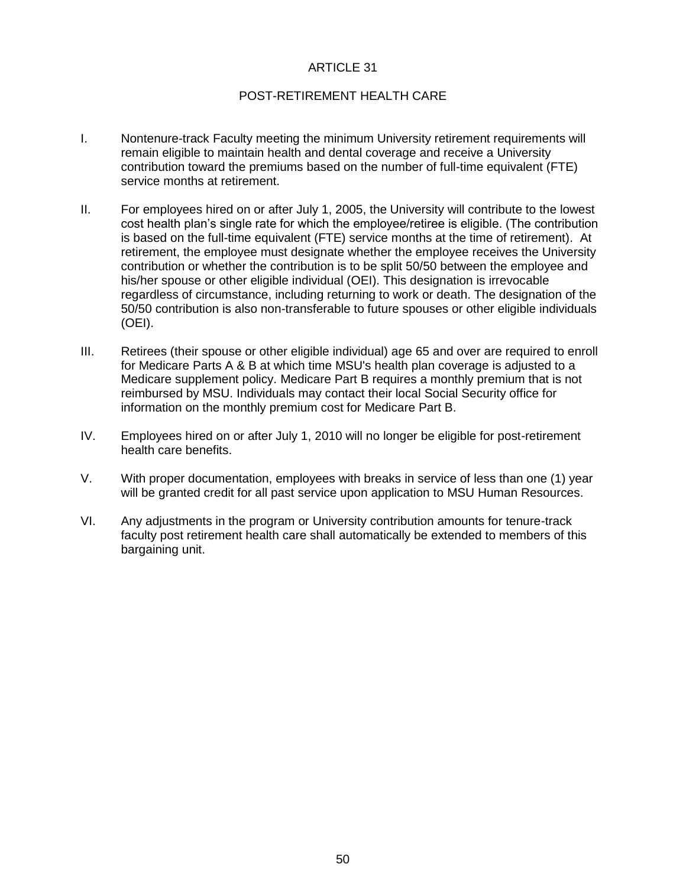# ARTICLE 31

## POST-RETIREMENT HEALTH CARE

I. Nontenure-track Faculty meeting the minimum University retirement requirements will remain eligible to maintain health and dental coverage and receive a University contribution toward the premiums based on the number of full-time equivalent (FTE) service months at retirement.

II. For employees hired on or after July 1, 2005, the University will contribute to the lowest cost health plan's single rate for which the employee/retiree is eligible. (The contribution is based on the full-time equivalent (FTE) service months at the time of retirement). At retirement, the employee must designate whether the employee receives the University contribution or whether the contribution is to be split 50/50 between the employee and his/her spouse or other eligible individual (OEI). This designation is irrevocable regardless of circumstance, including returning to work or death. The designation of the 50/50 contribution is also non-transferable to future spouses or other eligible individuals (OEI).

III. Retirees (their spouse or other eligible individual) age 65 and over are required to enroll for Medicare Parts A & B at which time MSU's health plan coverage is adjusted to a Medicare supplement policy. Medicare Part B requires a monthly premium that is not reimbursed by MSU. Individuals may contact their local Social Security office for information on the monthly premium cost for Medicare Part B.

IV. Employees hired on or after July 1, 2010 will no longer be eligible for post-retirement health care benefits.

V. With proper documentation, employees with breaks in service of less than one (1) year will be granted credit for all past service upon application to MSU Human Resources.

VI. Any adjustments in the program or University contribution amounts for tenure-track faculty post retirement health care shall automatically be extended to members of this bargaining unit.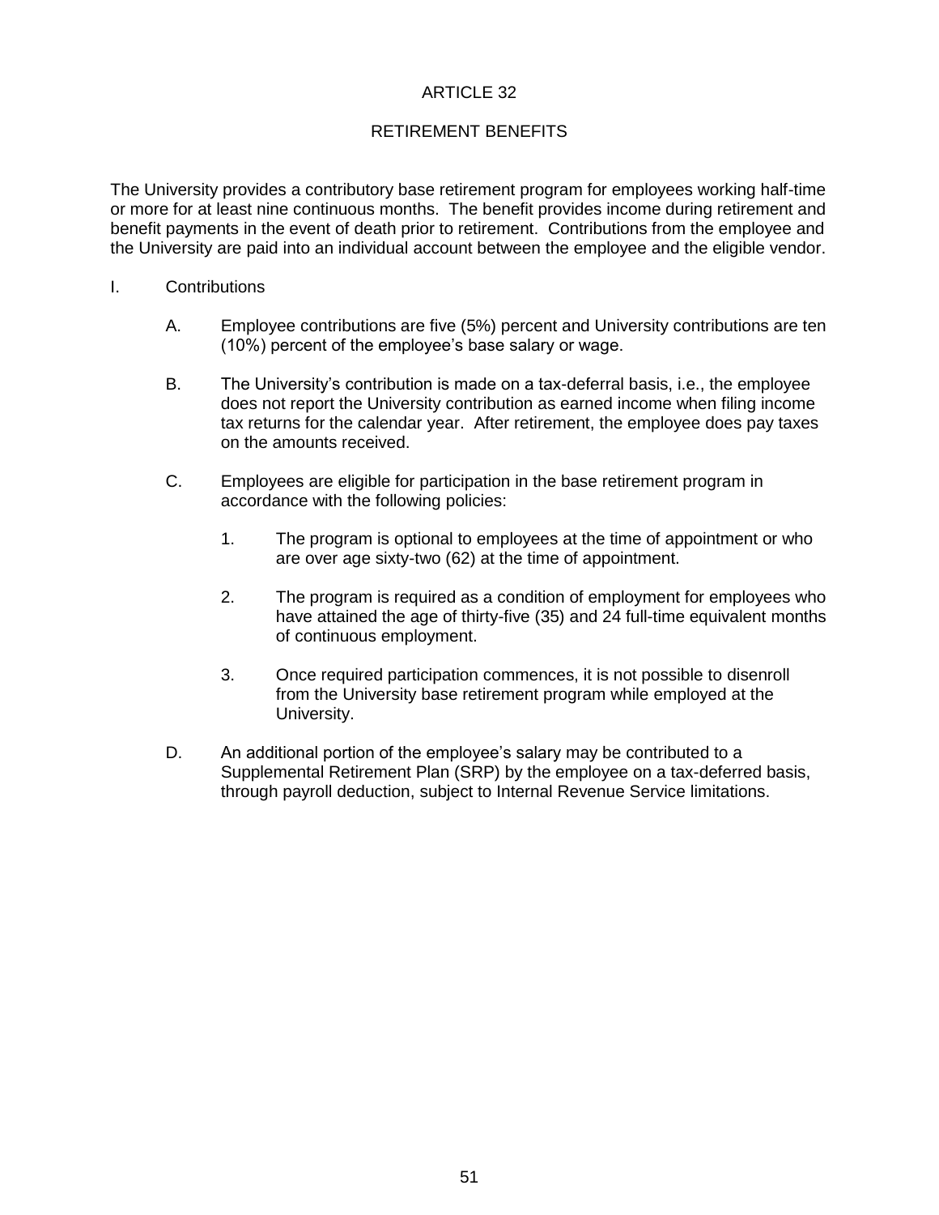# ARTICLE 32

## RETIREMENT BENEFITS

The University provides a contributory base retirement program for employees working half-time or more for at least nine continuous months. The benefit provides income during retirement and benefit payments in the event of death prior to retirement. Contributions from the employee and the University are paid into an individual account between the employee and the eligible vendor.

I. Contributions

   A. Employee contributions are five (5%) percent and University contributions are ten (10%) percent of the employee's base salary or wage.

   B. The University's contribution is made on a tax-deferral basis, i.e., the employee does not report the University contribution as earned income when filing income tax returns for the calendar year. After retirement, the employee does pay taxes on the amounts received.

   C. Employees are eligible for participation in the base retirement program in accordance with the following policies:

      1. The program is optional to employees at the time of appointment or who are over age sixty-two (62) at the time of appointment.

      2. The program is required as a condition of employment for employees who have attained the age of thirty-five (35) and 24 full-time equivalent months of continuous employment.

      3. Once required participation commences, it is not possible to disenroll from the University base retirement program while employed at the University.

   D. An additional portion of the employee's salary may be contributed to a Supplemental Retirement Plan (SRP) by the employee on a tax-deferred basis, through payroll deduction, subject to Internal Revenue Service limitations.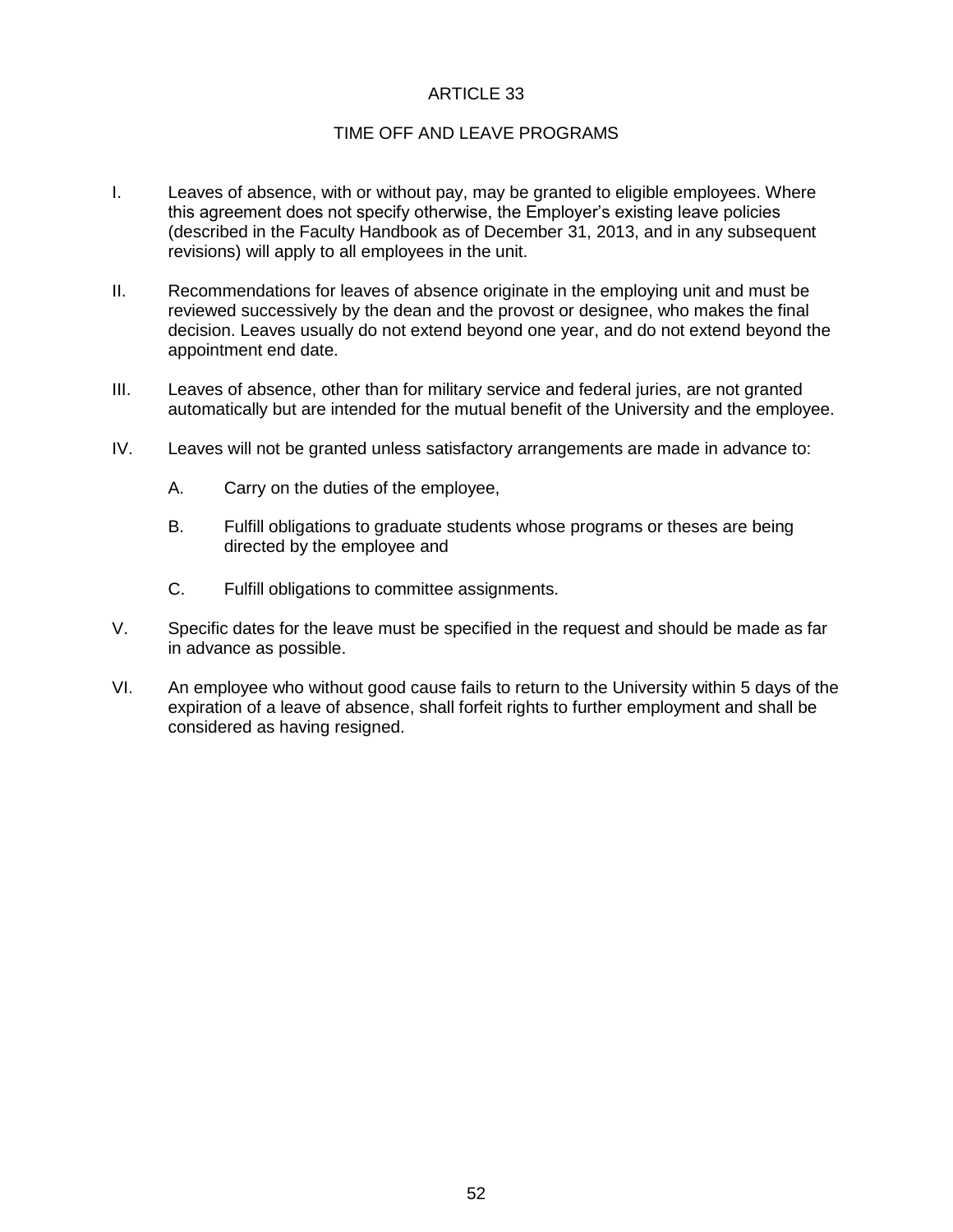# ARTICLE 33

## TIME OFF AND LEAVE PROGRAMS

I. Leaves of absence, with or without pay, may be granted to eligible employees. Where this agreement does not specify otherwise, the Employer's existing leave policies (described in the Faculty Handbook as of December 31, 2013, and in any subsequent revisions) will apply to all employees in the unit.

II. Recommendations for leaves of absence originate in the employing unit and must be reviewed successively by the dean and the provost or designee, who makes the final decision. Leaves usually do not extend beyond one year, and do not extend beyond the appointment end date.

III. Leaves of absence, other than for military service and federal juries, are not granted automatically but are intended for the mutual benefit of the University and the employee.

IV. Leaves will not be granted unless satisfactory arrangements are made in advance to:

   A. Carry on the duties of the employee,

   B. Fulfill obligations to graduate students whose programs or theses are being directed by the employee and

   C. Fulfill obligations to committee assignments.

V. Specific dates for the leave must be specified in the request and should be made as far in advance as possible.

VI. An employee who without good cause fails to return to the University within 5 days of the expiration of a leave of absence, shall forfeit rights to further employment and shall be considered as having resigned.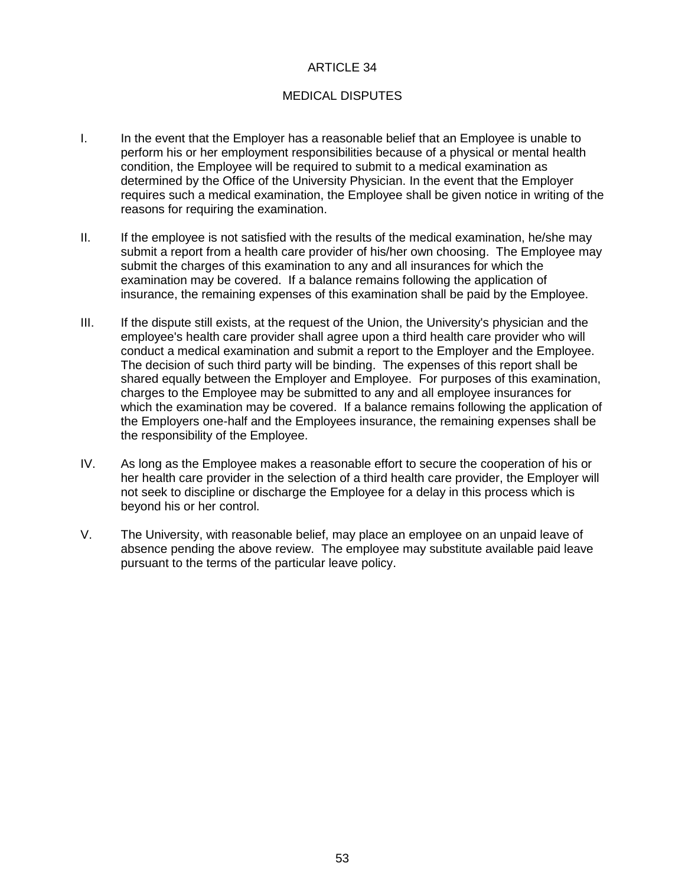# ARTICLE 34

## MEDICAL DISPUTES

I. In the event that the Employer has a reasonable belief that an Employee is unable to perform his or her employment responsibilities because of a physical or mental health condition, the Employee will be required to submit to a medical examination as determined by the Office of the University Physician. In the event that the Employer requires such a medical examination, the Employee shall be given notice in writing of the reasons for requiring the examination.

II. If the employee is not satisfied with the results of the medical examination, he/she may submit a report from a health care provider of his/her own choosing. The Employee may submit the charges of this examination to any and all insurances for which the examination may be covered. If a balance remains following the application of insurance, the remaining expenses of this examination shall be paid by the Employee.

III. If the dispute still exists, at the request of the Union, the University's physician and the employee's health care provider shall agree upon a third health care provider who will conduct a medical examination and submit a report to the Employer and the Employee. The decision of such third party will be binding. The expenses of this report shall be shared equally between the Employer and Employee. For purposes of this examination, charges to the Employee may be submitted to any and all employee insurances for which the examination may be covered. If a balance remains following the application of the Employers one-half and the Employees insurance, the remaining expenses shall be the responsibility of the Employee.

IV. As long as the Employee makes a reasonable effort to secure the cooperation of his or her health care provider in the selection of a third health care provider, the Employer will not seek to discipline or discharge the Employee for a delay in this process which is beyond his or her control.

V. The University, with reasonable belief, may place an employee on an unpaid leave of absence pending the above review. The employee may substitute available paid leave pursuant to the terms of the particular leave policy.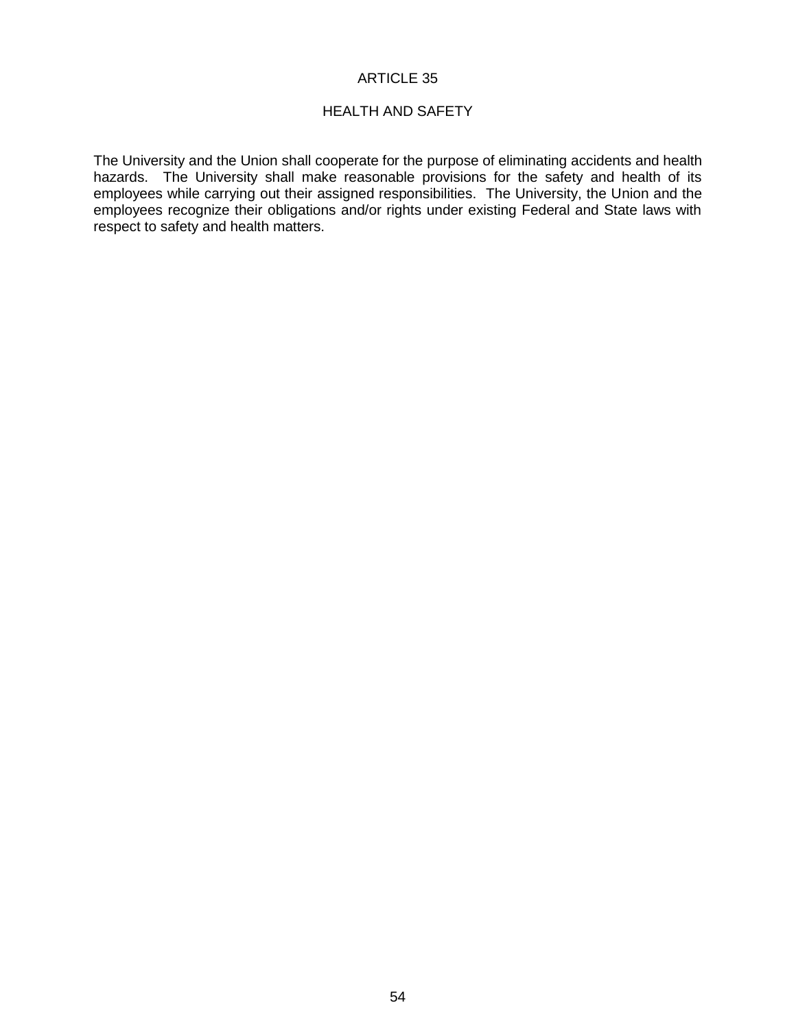# ARTICLE 35

## HEALTH AND SAFETY

The University and the Union shall cooperate for the purpose of eliminating accidents and health hazards. The University shall make reasonable provisions for the safety and health of its employees while carrying out their assigned responsibilities. The University, the Union and the employees recognize their obligations and/or rights under existing Federal and State laws with respect to safety and health matters.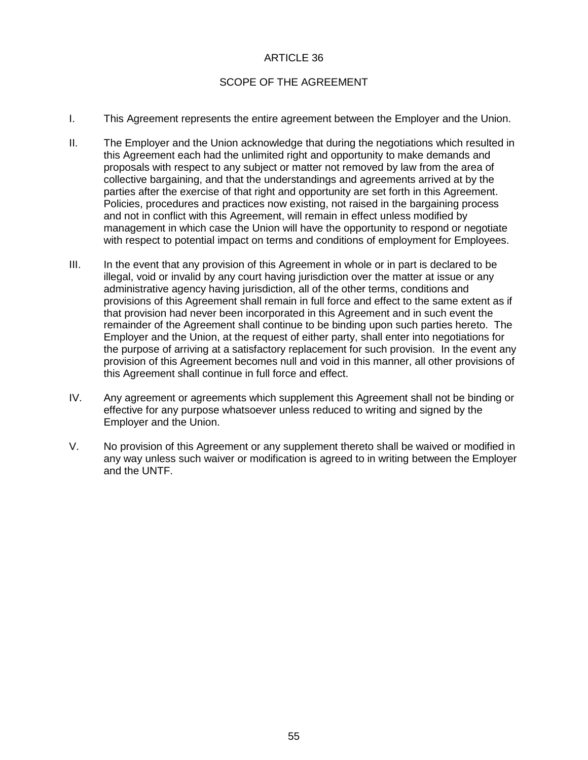# ARTICLE 36

## SCOPE OF THE AGREEMENT

I. This Agreement represents the entire agreement between the Employer and the Union.

II. The Employer and the Union acknowledge that during the negotiations which resulted in this Agreement each had the unlimited right and opportunity to make demands and proposals with respect to any subject or matter not removed by law from the area of collective bargaining, and that the understandings and agreements arrived at by the parties after the exercise of that right and opportunity are set forth in this Agreement. Policies, procedures and practices now existing, not raised in the bargaining process and not in conflict with this Agreement, will remain in effect unless modified by management in which case the Union will have the opportunity to respond or negotiate with respect to potential impact on terms and conditions of employment for Employees.

III. In the event that any provision of this Agreement in whole or in part is declared to be illegal, void or invalid by any court having jurisdiction over the matter at issue or any administrative agency having jurisdiction, all of the other terms, conditions and provisions of this Agreement shall remain in full force and effect to the same extent as if that provision had never been incorporated in this Agreement and in such event the remainder of the Agreement shall continue to be binding upon such parties hereto. The Employer and the Union, at the request of either party, shall enter into negotiations for the purpose of arriving at a satisfactory replacement for such provision. In the event any provision of this Agreement becomes null and void in this manner, all other provisions of this Agreement shall continue in full force and effect.

IV. Any agreement or agreements which supplement this Agreement shall not be binding or effective for any purpose whatsoever unless reduced to writing and signed by the Employer and the Union.

V. No provision of this Agreement or any supplement thereto shall be waived or modified in any way unless such waiver or modification is agreed to in writing between the Employer and the UNTF.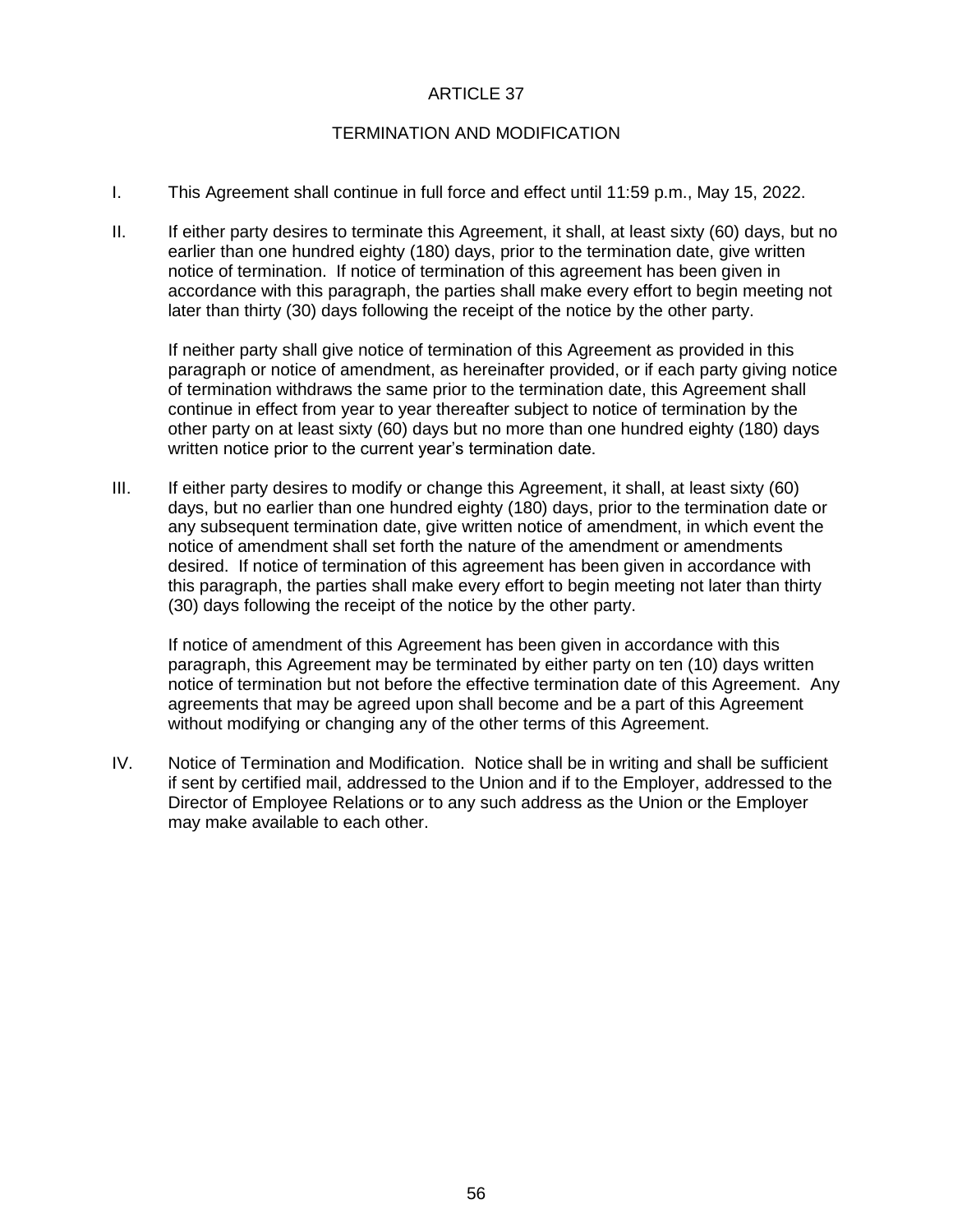# ARTICLE 37

## TERMINATION AND MODIFICATION

I. This Agreement shall continue in full force and effect until 11:59 p.m., May 15, 2022.

II. If either party desires to terminate this Agreement, it shall, at least sixty (60) days, but no earlier than one hundred eighty (180) days, prior to the termination date, give written notice of termination. If notice of termination of this agreement has been given in accordance with this paragraph, the parties shall make every effort to begin meeting not later than thirty (30) days following the receipt of the notice by the other party.

If neither party shall give notice of termination of this Agreement as provided in this paragraph or notice of amendment, as hereinafter provided, or if each party giving notice of termination withdraws the same prior to the termination date, this Agreement shall continue in effect from year to year thereafter subject to notice of termination by the other party on at least sixty (60) days but no more than one hundred eighty (180) days written notice prior to the current year's termination date.

III. If either party desires to modify or change this Agreement, it shall, at least sixty (60) days, but no earlier than one hundred eighty (180) days, prior to the termination date or any subsequent termination date, give written notice of amendment, in which event the notice of amendment shall set forth the nature of the amendment or amendments desired. If notice of termination of this agreement has been given in accordance with this paragraph, the parties shall make every effort to begin meeting not later than thirty (30) days following the receipt of the notice by the other party.

If notice of amendment of this Agreement has been given in accordance with this paragraph, this Agreement may be terminated by either party on ten (10) days written notice of termination but not before the effective termination date of this Agreement. Any agreements that may be agreed upon shall become and be a part of this Agreement without modifying or changing any of the other terms of this Agreement.

IV. Notice of Termination and Modification. Notice shall be in writing and shall be sufficient if sent by certified mail, addressed to the Union and if to the Employer, addressed to the Director of Employee Relations or to any such address as the Union or the Employer may make available to each other.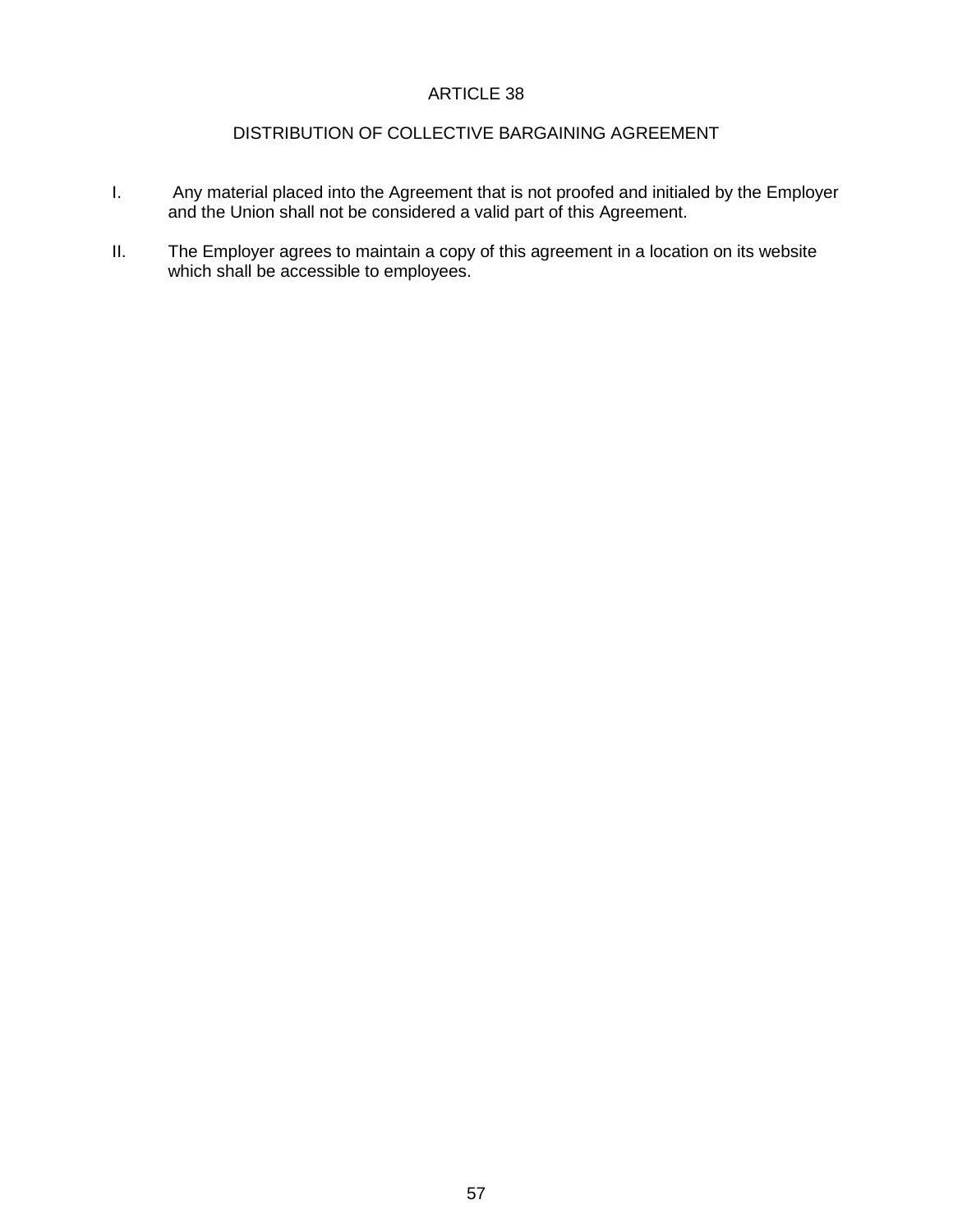# ARTICLE 38

## DISTRIBUTION OF COLLECTIVE BARGAINING AGREEMENT

I. Any material placed into the Agreement that is not proofed and initialed by the Employer and the Union shall not be considered a valid part of this Agreement.

II. The Employer agrees to maintain a copy of this agreement in a location on its website which shall be accessible to employees.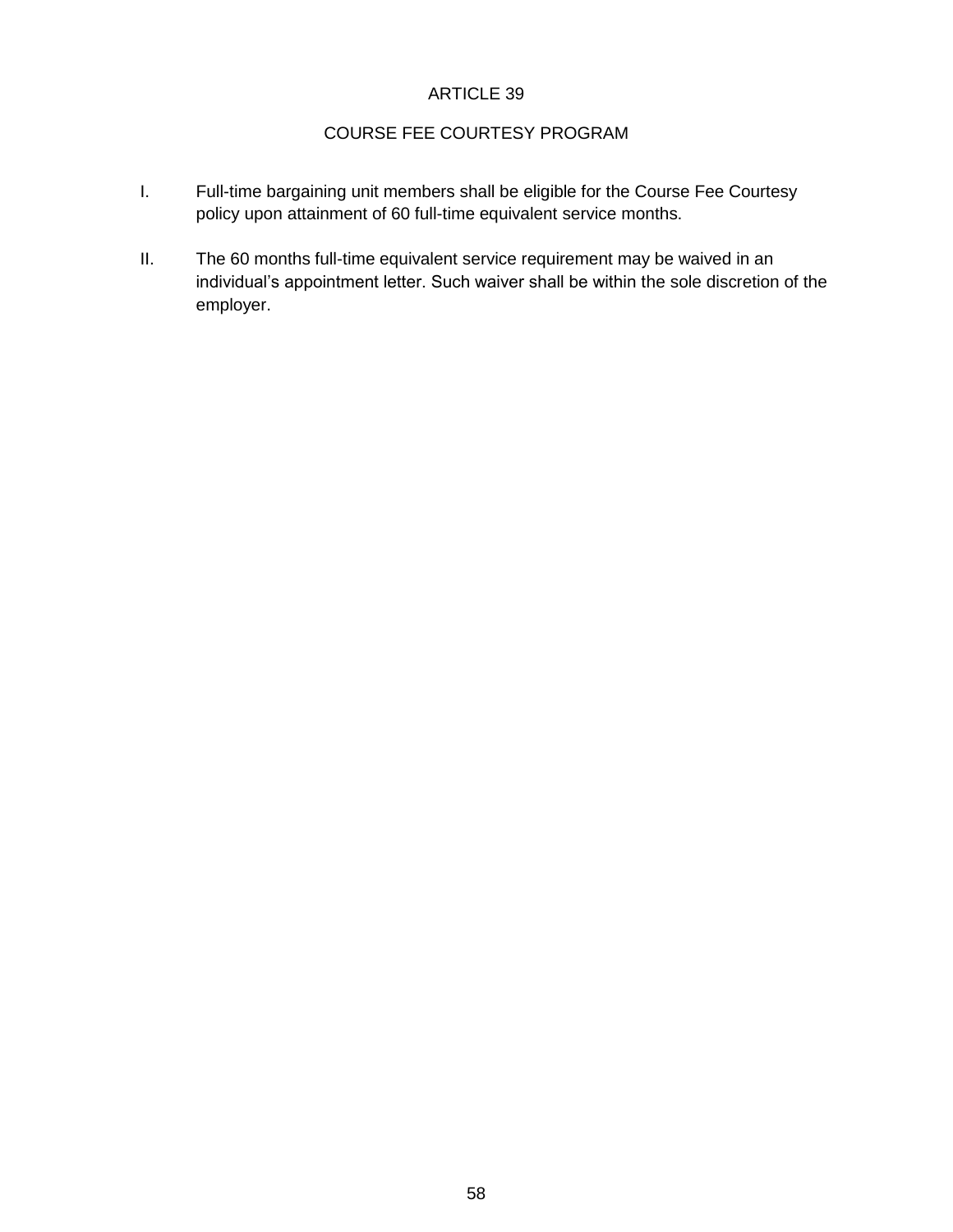# ARTICLE 39

## COURSE FEE COURTESY PROGRAM

I. Full-time bargaining unit members shall be eligible for the Course Fee Courtesy policy upon attainment of 60 full-time equivalent service months.

II. The 60 months full-time equivalent service requirement may be waived in an individual's appointment letter. Such waiver shall be within the sole discretion of the employer.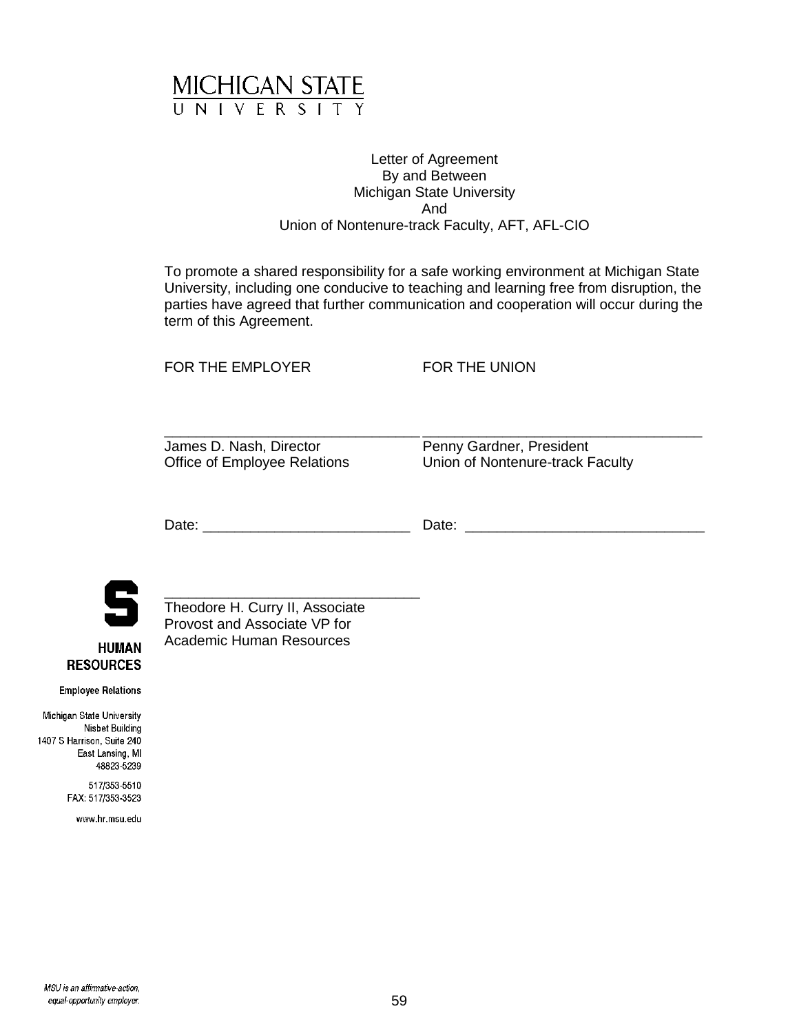MICHIGAN STATE UNIVERSITY

Letter of Agreement
By and Between
Michigan State University
And
Union of Nontenure-track Faculty, AFT, AFL-CIO

To promote a shared responsibility for a safe working environment at Michigan State University, including one conducive to teaching and learning free from disruption, the parties have agreed that further communication and cooperation will occur during the term of this Agreement.

| FOR THE EMPLOYER | FOR THE UNION |
|---|---|
| _______________________________ | _______________________________ |
| James D. Nash, Director<br>Office of Employee Relations | Penny Gardner, President<br>Union of Nontenure-track Faculty |
| Date: _________________________ | Date: _________________________ |

_______________________________
Theodore H. Curry II, Associate Provost and Associate VP for Academic Human Resources

HUMAN RESOURCES

Employee Relations

Michigan State University
Nisbet Building
1407 S Harrison, Suite 240
East Lansing, MI
48823-5239

517/353-5510
FAX: 517/353-3523

www.hr.msu.edu

*MSU is an affirmative-action, equal-opportunity employer.*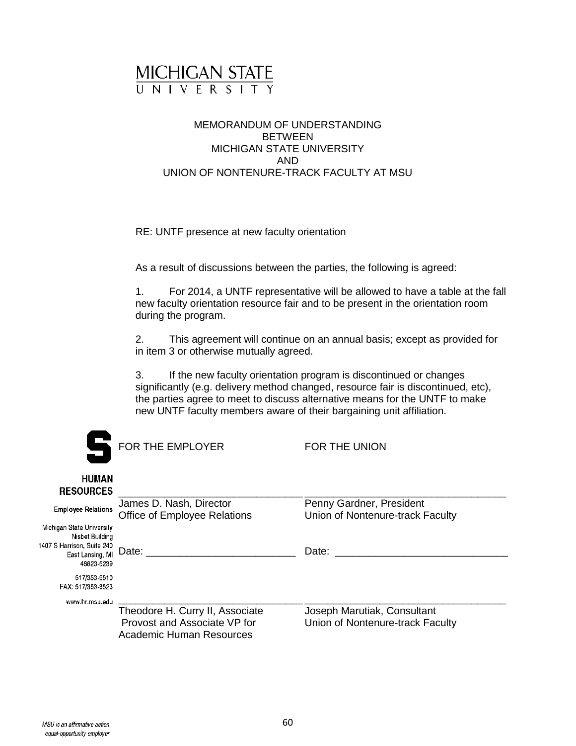MICHIGAN STATE UNIVERSITY

MEMORANDUM OF UNDERSTANDING
BETWEEN
MICHIGAN STATE UNIVERSITY
AND
UNION OF NONTENURE-TRACK FACULTY AT MSU

RE: UNTF presence at new faculty orientation

As a result of discussions between the parties, the following is agreed:

1. For 2014, a UNTF representative will be allowed to have a table at the fall new faculty orientation resource fair and to be present in the orientation room during the program.

2. This agreement will continue on an annual basis; except as provided for in item 3 or otherwise mutually agreed.

3. If the new faculty orientation program is discontinued or changes significantly (e.g. delivery method changed, resource fair is discontinued, etc), the parties agree to meet to discuss alternative means for the UNTF to make new UNTF faculty members aware of their bargaining unit affiliation.

| FOR THE EMPLOYER | FOR THE UNION |
|---|---|
| ______________________________ | ______________________________ |
| James D. Nash, Director<br>Office of Employee Relations | Penny Gardner, President<br>Union of Nontenure-track Faculty |
| Date: __________________________ | Date: ______________________________ |
| ______________________________ | ______________________________ |
| Theodore H. Curry II, Associate Provost and Associate VP for Academic Human Resources | Joseph Marutiak, Consultant<br>Union of Nontenure-track Faculty |

HUMAN RESOURCES
Employee Relations
Michigan State University
Nisbet Building
1407 S Harrison, Suite 240
East Lansing, MI
48823-5239
517/353-5510
FAX: 517/353-3523
www.hr.msu.edu

*MSU is an affirmative-action, equal-opportunity employer.*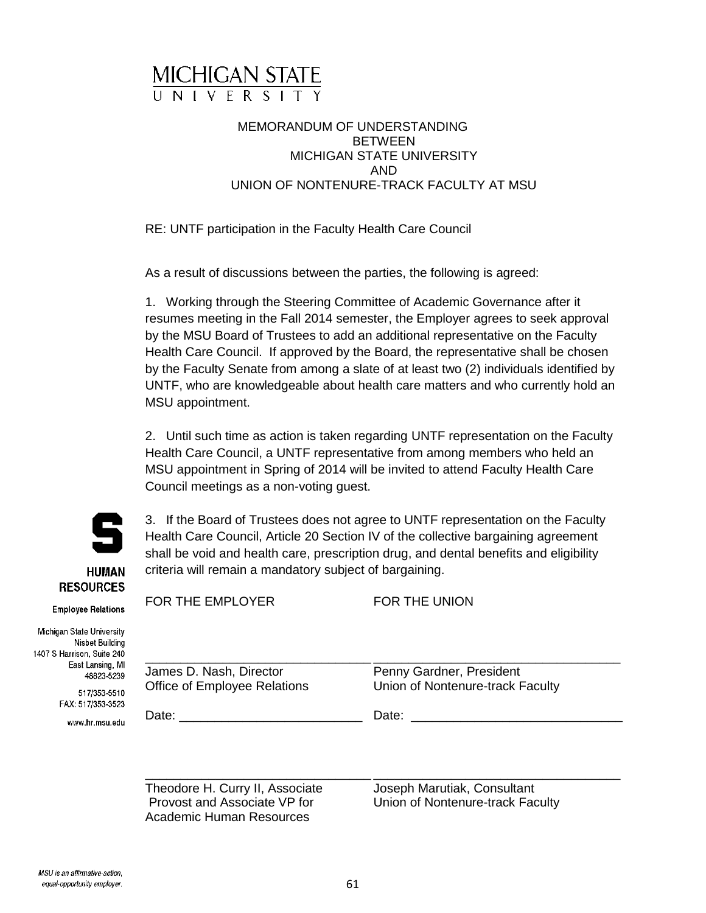MICHIGAN STATE UNIVERSITY

MEMORANDUM OF UNDERSTANDING
BETWEEN
MICHIGAN STATE UNIVERSITY
AND
UNION OF NONTENURE-TRACK FACULTY AT MSU

RE: UNTF participation in the Faculty Health Care Council

As a result of discussions between the parties, the following is agreed:

1. Working through the Steering Committee of Academic Governance after it resumes meeting in the Fall 2014 semester, the Employer agrees to seek approval by the MSU Board of Trustees to add an additional representative on the Faculty Health Care Council. If approved by the Board, the representative shall be chosen by the Faculty Senate from among a slate of at least two (2) individuals identified by UNTF, who are knowledgeable about health care matters and who currently hold an MSU appointment.

2. Until such time as action is taken regarding UNTF representation on the Faculty Health Care Council, a UNTF representative from among members who held an MSU appointment in Spring of 2014 will be invited to attend Faculty Health Care Council meetings as a non-voting guest.

3. If the Board of Trustees does not agree to UNTF representation on the Faculty Health Care Council, Article 20 Section IV of the collective bargaining agreement shall be void and health care, prescription drug, and dental benefits and eligibility criteria will remain a mandatory subject of bargaining.

HUMAN RESOURCES
Employee Relations

Michigan State University
Nisbet Building
1407 S Harrison, Suite 240
East Lansing, MI
48823-5239
517/353-5510
FAX: 517/353-3523
www.hr.msu.edu

| FOR THE EMPLOYER | FOR THE UNION |
|---|---|
| ________________________________ | ________________________________ |
| James D. Nash, Director<br>Office of Employee Relations | Penny Gardner, President<br>Union of Nontenure-track Faculty |
| Date: __________________________ | Date: __________________________ |
| ________________________________ | ________________________________ |
| Theodore H. Curry II, Associate Provost and Associate VP for Academic Human Resources | Joseph Marutiak, Consultant<br>Union of Nontenure-track Faculty |

*MSU is an affirmative-action, equal-opportunity employer.*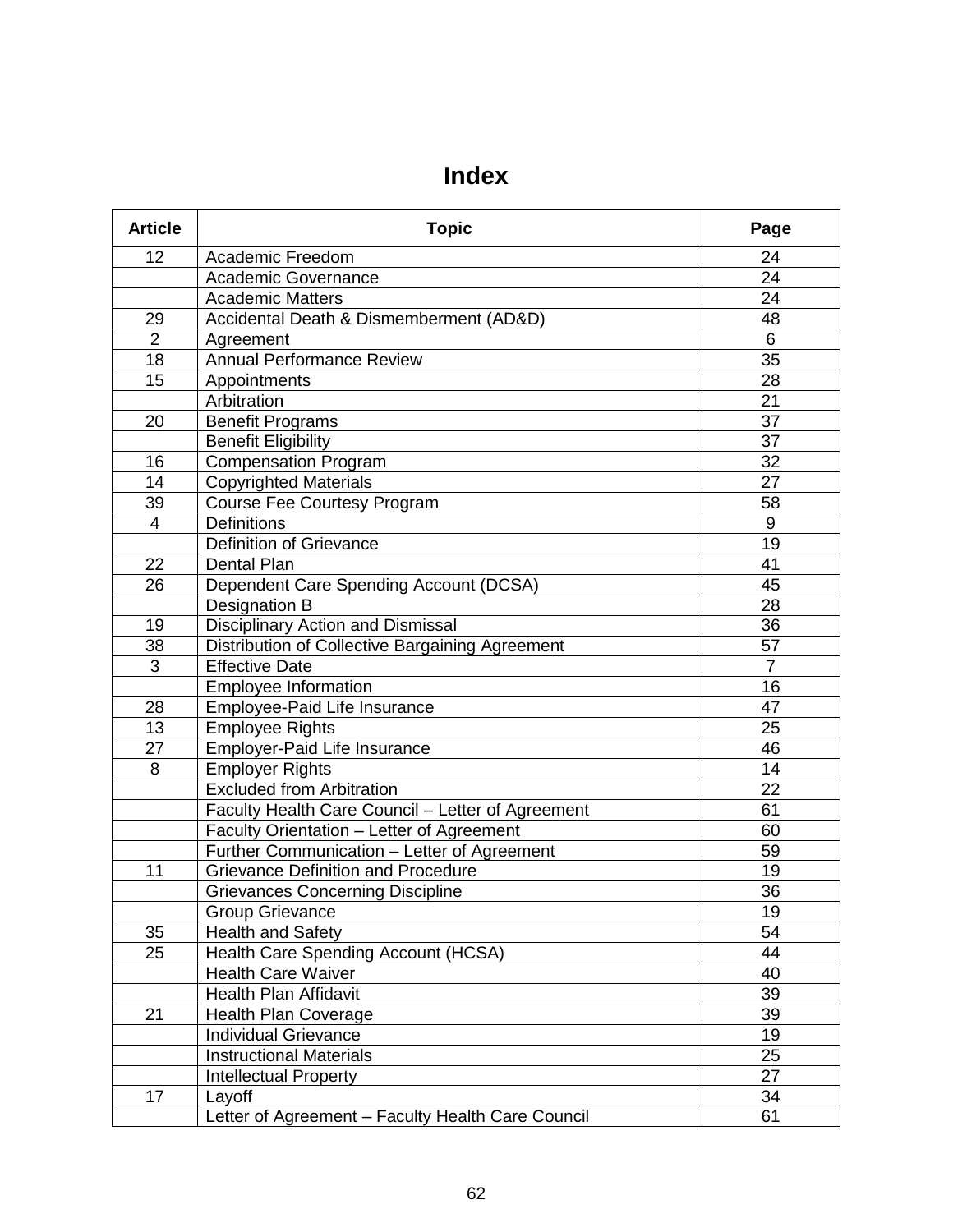# Index

| Article | Topic | Page |
|---|---|---|
| 12 | Academic Freedom | 24 |
| | Academic Governance | 24 |
| | Academic Matters | 24 |
| 29 | Accidental Death & Dismemberment (AD&D) | 48 |
| 2 | Agreement | 6 |
| 18 | Annual Performance Review | 35 |
| 15 | Appointments | 28 |
| | Arbitration | 21 |
| 20 | Benefit Programs | 37 |
| | Benefit Eligibility | 37 |
| 16 | Compensation Program | 32 |
| 14 | Copyrighted Materials | 27 |
| 39 | Course Fee Courtesy Program | 58 |
| 4 | Definitions | 9 |
| | Definition of Grievance | 19 |
| 22 | Dental Plan | 41 |
| 26 | Dependent Care Spending Account (DCSA) | 45 |
| | Designation B | 28 |
| 19 | Disciplinary Action and Dismissal | 36 |
| 38 | Distribution of Collective Bargaining Agreement | 57 |
| 3 | Effective Date | 7 |
| | Employee Information | 16 |
| 28 | Employee-Paid Life Insurance | 47 |
| 13 | Employee Rights | 25 |
| 27 | Employer-Paid Life Insurance | 46 |
| 8 | Employer Rights | 14 |
| | Excluded from Arbitration | 22 |
| | Faculty Health Care Council – Letter of Agreement | 61 |
| | Faculty Orientation – Letter of Agreement | 60 |
| | Further Communication – Letter of Agreement | 59 |
| 11 | Grievance Definition and Procedure | 19 |
| | Grievances Concerning Discipline | 36 |
| | Group Grievance | 19 |
| 35 | Health and Safety | 54 |
| 25 | Health Care Spending Account (HCSA) | 44 |
| | Health Care Waiver | 40 |
| | Health Plan Affidavit | 39 |
| 21 | Health Plan Coverage | 39 |
| | Individual Grievance | 19 |
| | Instructional Materials | 25 |
| | Intellectual Property | 27 |
| 17 | Layoff | 34 |
| | Letter of Agreement – Faculty Health Care Council | 61 |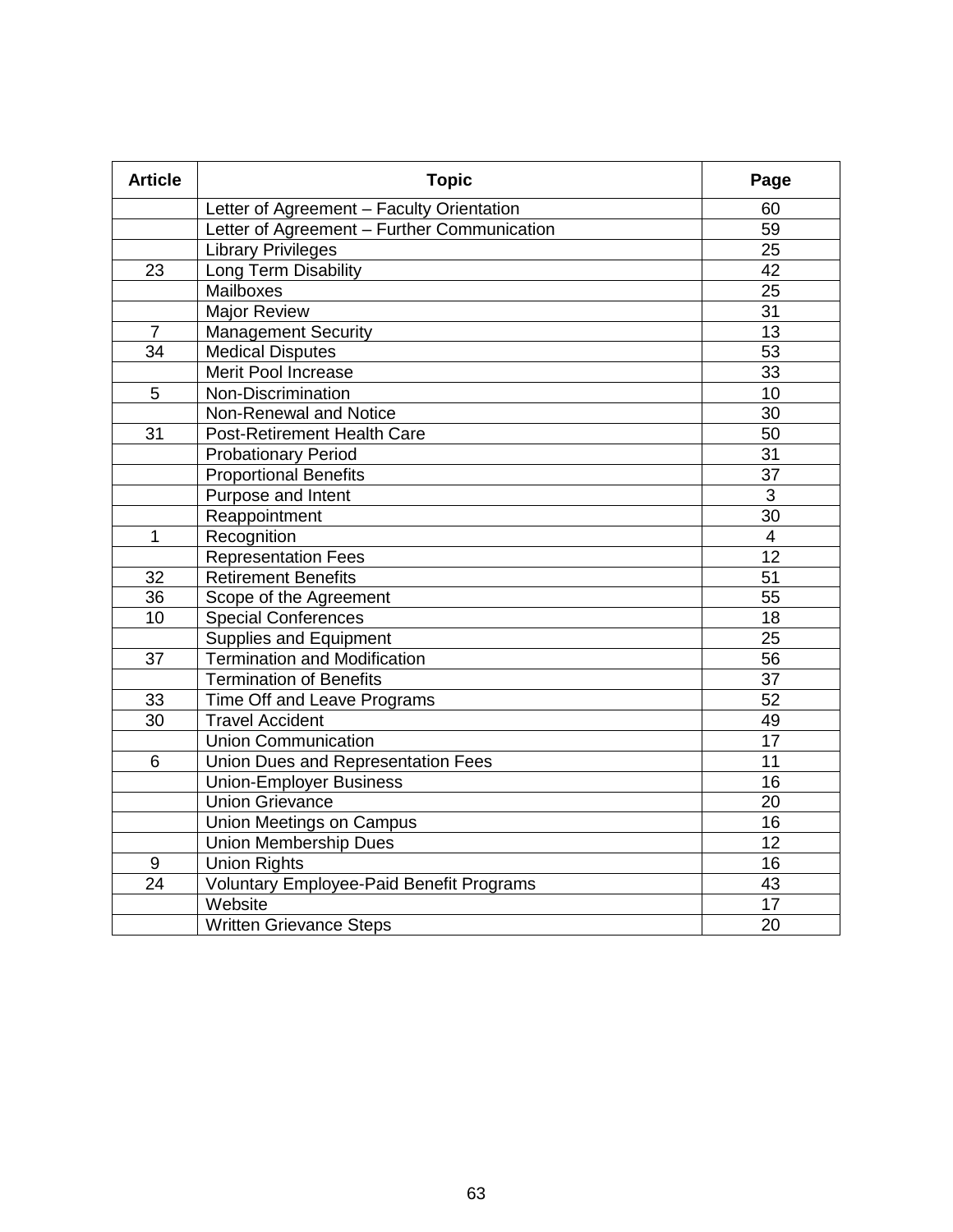| Article | Topic | Page |
|---|---|---|
| | Letter of Agreement – Faculty Orientation | 60 |
| | Letter of Agreement – Further Communication | 59 |
| | Library Privileges | 25 |
| 23 | Long Term Disability | 42 |
| | Mailboxes | 25 |
| | Major Review | 31 |
| 7 | Management Security | 13 |
| 34 | Medical Disputes | 53 |
| | Merit Pool Increase | 33 |
| 5 | Non-Discrimination | 10 |
| | Non-Renewal and Notice | 30 |
| 31 | Post-Retirement Health Care | 50 |
| | Probationary Period | 31 |
| | Proportional Benefits | 37 |
| | Purpose and Intent | 3 |
| | Reappointment | 30 |
| 1 | Recognition | 4 |
| | Representation Fees | 12 |
| 32 | Retirement Benefits | 51 |
| 36 | Scope of the Agreement | 55 |
| 10 | Special Conferences | 18 |
| | Supplies and Equipment | 25 |
| 37 | Termination and Modification | 56 |
| | Termination of Benefits | 37 |
| 33 | Time Off and Leave Programs | 52 |
| 30 | Travel Accident | 49 |
| | Union Communication | 17 |
| 6 | Union Dues and Representation Fees | 11 |
| | Union-Employer Business | 16 |
| | Union Grievance | 20 |
| | Union Meetings on Campus | 16 |
| | Union Membership Dues | 12 |
| 9 | Union Rights | 16 |
| 24 | Voluntary Employee-Paid Benefit Programs | 43 |
| | Website | 17 |
| | Written Grievance Steps | 20 |